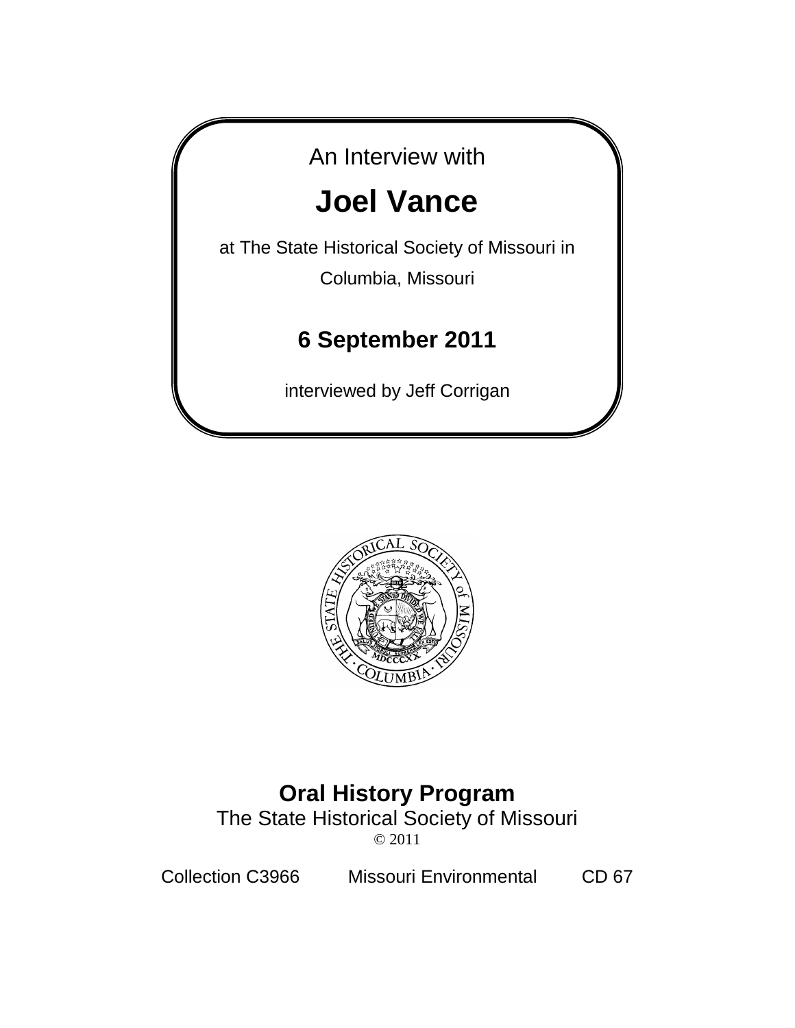An Interview with

# Joel Vance

at The State Historical Society of Missouri in Columbia, Missouri

## 6 September 2011

interviewed by Jeff Corrigan

**Oral History Program**
The State Historical Society of Missouri
© 2011

Collection C3966 Missouri Environmental CD 67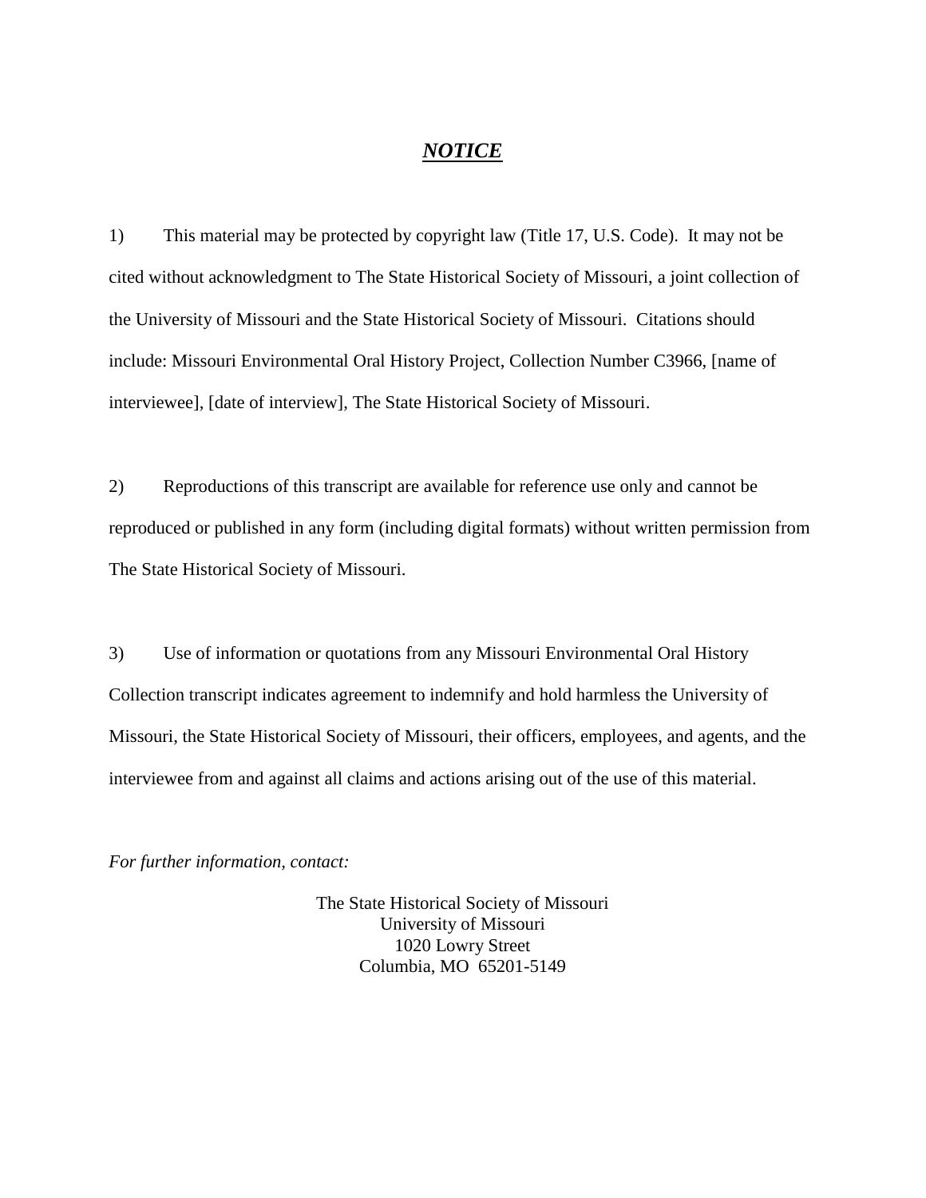# ***NOTICE***

1) This material may be protected by copyright law (Title 17, U.S. Code). It may not be cited without acknowledgment to The State Historical Society of Missouri, a joint collection of the University of Missouri and the State Historical Society of Missouri. Citations should include: Missouri Environmental Oral History Project, Collection Number C3966, [name of interviewee], [date of interview], The State Historical Society of Missouri.

2) Reproductions of this transcript are available for reference use only and cannot be reproduced or published in any form (including digital formats) without written permission from The State Historical Society of Missouri.

3) Use of information or quotations from any Missouri Environmental Oral History Collection transcript indicates agreement to indemnify and hold harmless the University of Missouri, the State Historical Society of Missouri, their officers, employees, and agents, and the interviewee from and against all claims and actions arising out of the use of this material.

*For further information, contact:*

The State Historical Society of Missouri
University of Missouri
1020 Lowry Street
Columbia, MO 65201-5149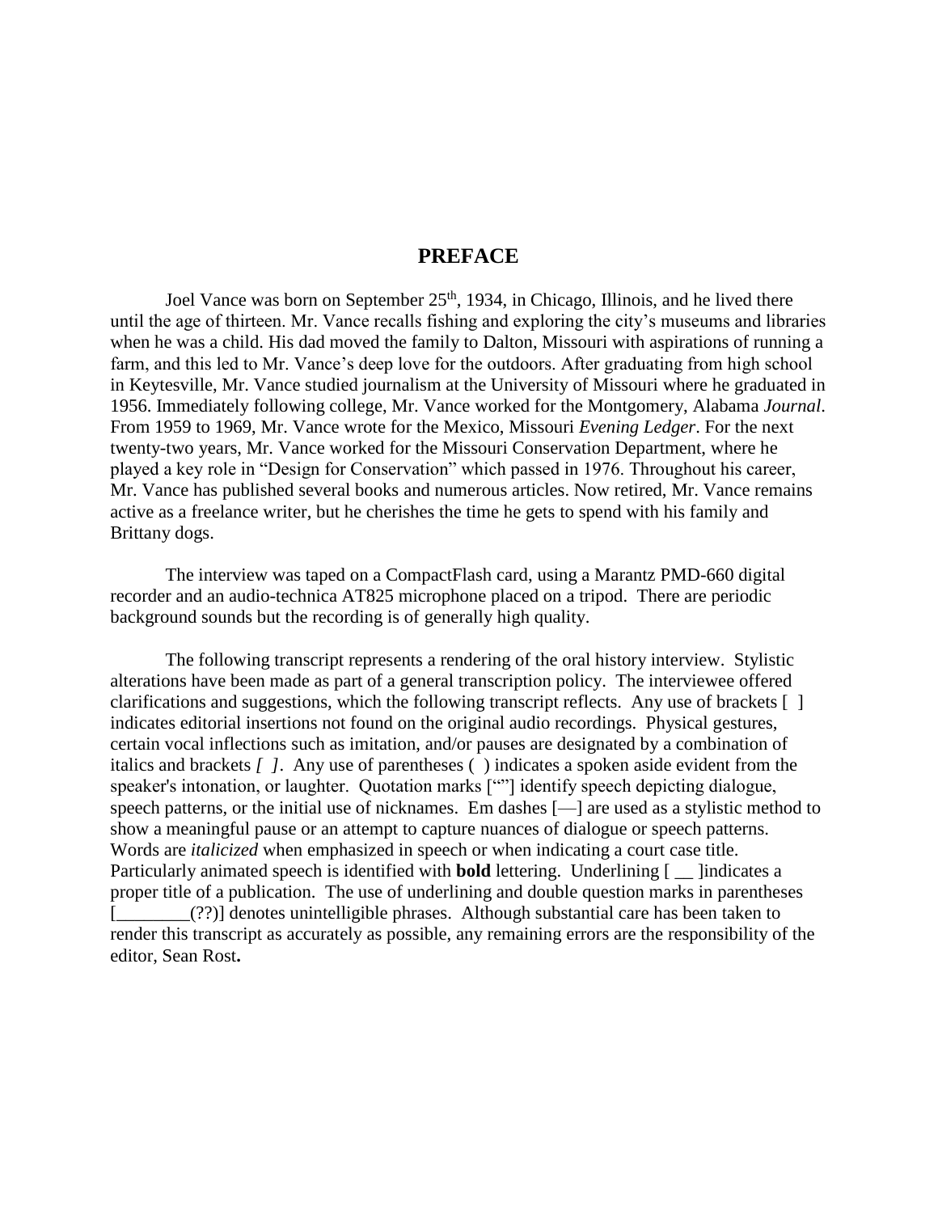## PREFACE

Joel Vance was born on September 25th, 1934, in Chicago, Illinois, and he lived there until the age of thirteen. Mr. Vance recalls fishing and exploring the city's museums and libraries when he was a child. His dad moved the family to Dalton, Missouri with aspirations of running a farm, and this led to Mr. Vance's deep love for the outdoors. After graduating from high school in Keytesville, Mr. Vance studied journalism at the University of Missouri where he graduated in 1956. Immediately following college, Mr. Vance worked for the Montgomery, Alabama *Journal*. From 1959 to 1969, Mr. Vance wrote for the Mexico, Missouri *Evening Ledger*. For the next twenty-two years, Mr. Vance worked for the Missouri Conservation Department, where he played a key role in "Design for Conservation" which passed in 1976. Throughout his career, Mr. Vance has published several books and numerous articles. Now retired, Mr. Vance remains active as a freelance writer, but he cherishes the time he gets to spend with his family and Brittany dogs.

The interview was taped on a CompactFlash card, using a Marantz PMD-660 digital recorder and an audio-technica AT825 microphone placed on a tripod. There are periodic background sounds but the recording is of generally high quality.

The following transcript represents a rendering of the oral history interview. Stylistic alterations have been made as part of a general transcription policy. The interviewee offered clarifications and suggestions, which the following transcript reflects. Any use of brackets [ ] indicates editorial insertions not found on the original audio recordings. Physical gestures, certain vocal inflections such as imitation, and/or pauses are designated by a combination of italics and brackets *[ ]*. Any use of parentheses ( ) indicates a spoken aside evident from the speaker's intonation, or laughter. Quotation marks [""] identify speech depicting dialogue, speech patterns, or the initial use of nicknames. Em dashes [—] are used as a stylistic method to show a meaningful pause or an attempt to capture nuances of dialogue or speech patterns. Words are *italicized* when emphasized in speech or when indicating a court case title. Particularly animated speech is identified with **bold** lettering. Underlining [ __ ]indicates a proper title of a publication. The use of underlining and double question marks in parentheses [________(??)] denotes unintelligible phrases. Although substantial care has been taken to render this transcript as accurately as possible, any remaining errors are the responsibility of the editor, Sean Rost**.**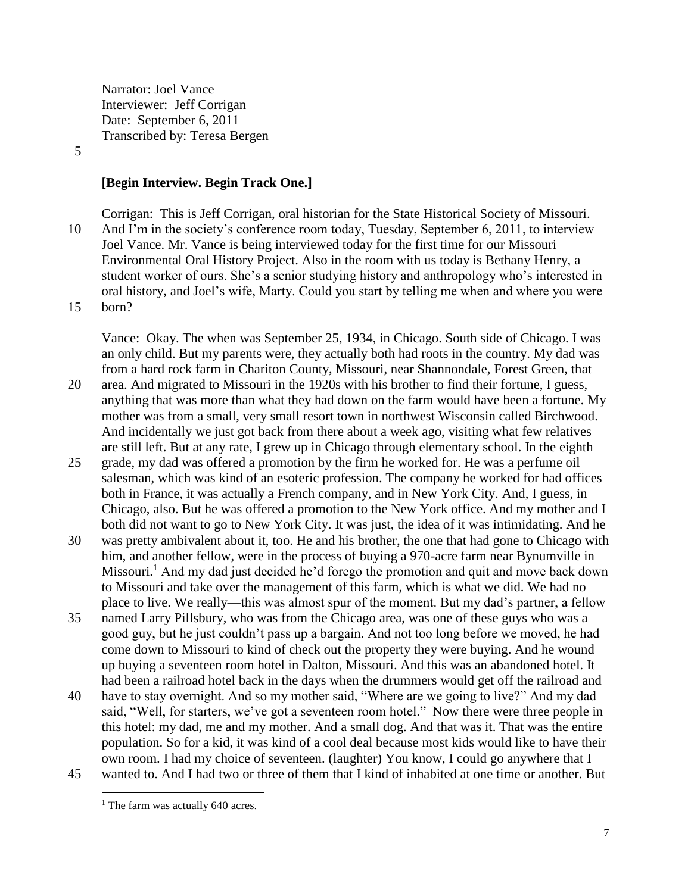Narrator: Joel Vance
Interviewer: Jeff Corrigan
Date: September 6, 2011
Transcribed by: Teresa Bergen

**[Begin Interview. Begin Track One.]**

Corrigan: This is Jeff Corrigan, oral historian for the State Historical Society of Missouri. And I'm in the society's conference room today, Tuesday, September 6, 2011, to interview Joel Vance. Mr. Vance is being interviewed today for the first time for our Missouri Environmental Oral History Project. Also in the room with us today is Bethany Henry, a student worker of ours. She's a senior studying history and anthropology who's interested in oral history, and Joel's wife, Marty. Could you start by telling me when and where you were born?

Vance: Okay. The when was September 25, 1934, in Chicago. South side of Chicago. I was an only child. But my parents were, they actually both had roots in the country. My dad was from a hard rock farm in Chariton County, Missouri, near Shannondale, Forest Green, that area. And migrated to Missouri in the 1920s with his brother to find their fortune, I guess, anything that was more than what they had down on the farm would have been a fortune. My mother was from a small, very small resort town in northwest Wisconsin called Birchwood. And incidentally we just got back from there about a week ago, visiting what few relatives are still left. But at any rate, I grew up in Chicago through elementary school. In the eighth grade, my dad was offered a promotion by the firm he worked for. He was a perfume oil salesman, which was kind of an esoteric profession. The company he worked for had offices both in France, it was actually a French company, and in New York City. And, I guess, in Chicago, also. But he was offered a promotion to the New York office. And my mother and I both did not want to go to New York City. It was just, the idea of it was intimidating. And he was pretty ambivalent about it, too. He and his brother, the one that had gone to Chicago with him, and another fellow, were in the process of buying a 970-acre farm near Bynumville in Missouri.[1] And my dad just decided he'd forego the promotion and quit and move back down to Missouri and take over the management of this farm, which is what we did. We had no place to live. We really—this was almost spur of the moment. But my dad's partner, a fellow named Larry Pillsbury, who was from the Chicago area, was one of these guys who was a good guy, but he just couldn't pass up a bargain. And not too long before we moved, he had come down to Missouri to kind of check out the property they were buying. And he wound up buying a seventeen room hotel in Dalton, Missouri. And this was an abandoned hotel. It had been a railroad hotel back in the days when the drummers would get off the railroad and have to stay overnight. And so my mother said, "Where are we going to live?" And my dad said, "Well, for starters, we've got a seventeen room hotel." Now there were three people in this hotel: my dad, me and my mother. And a small dog. And that was it. That was the entire population. So for a kid, it was kind of a cool deal because most kids would like to have their own room. I had my choice of seventeen. (laughter) You know, I could go anywhere that I wanted to. And I had two or three of them that I kind of inhabited at one time or another. But

[1] The farm was actually 640 acres.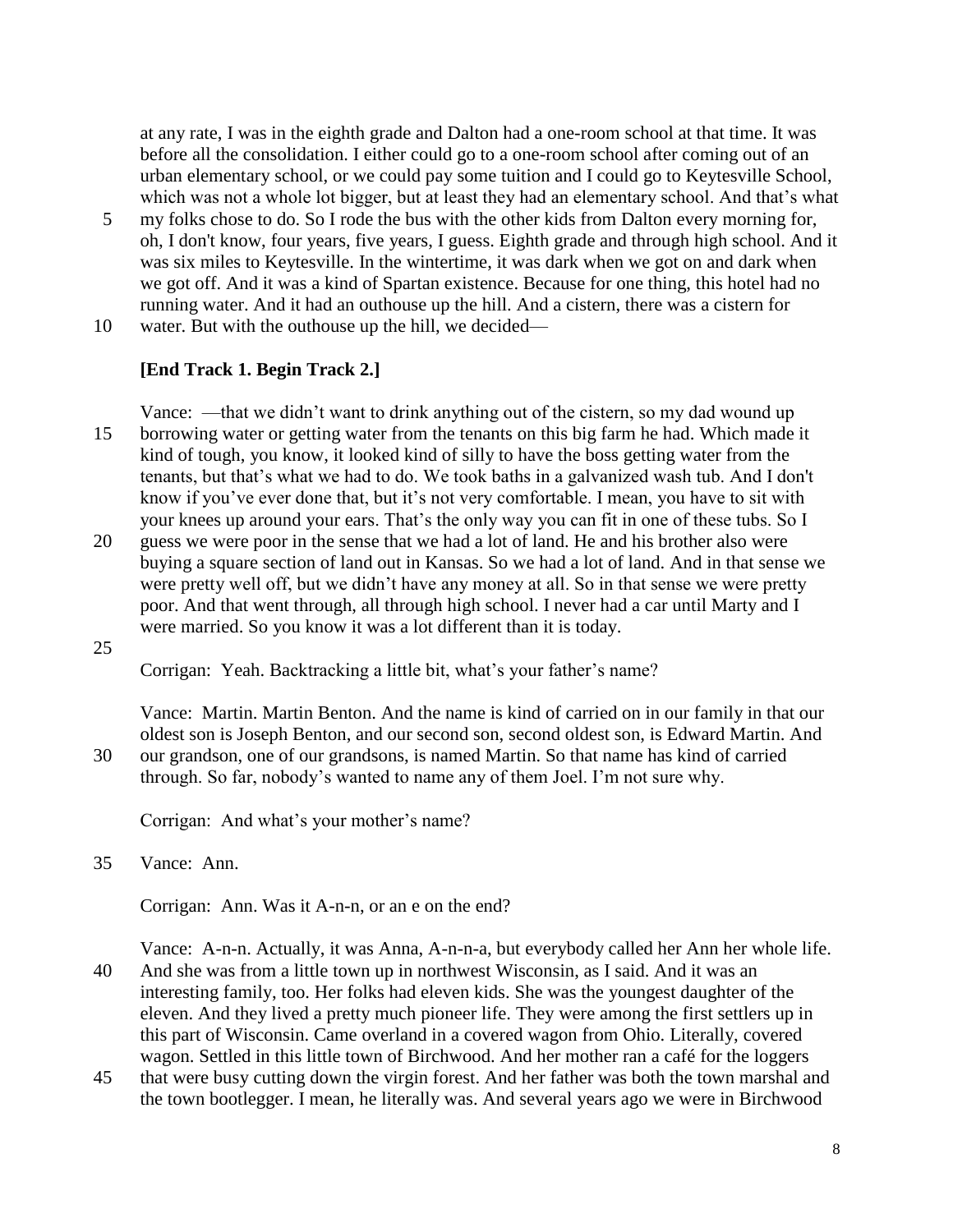at any rate, I was in the eighth grade and Dalton had a one-room school at that time. It was before all the consolidation. I either could go to a one-room school after coming out of an urban elementary school, or we could pay some tuition and I could go to Keytesville School, which was not a whole lot bigger, but at least they had an elementary school. And that's what my folks chose to do. So I rode the bus with the other kids from Dalton every morning for, oh, I don't know, four years, five years, I guess. Eighth grade and through high school. And it was six miles to Keytesville. In the wintertime, it was dark when we got on and dark when we got off. And it was a kind of Spartan existence. Because for one thing, this hotel had no running water. And it had an outhouse up the hill. And a cistern, there was a cistern for water. But with the outhouse up the hill, we decided—

**[End Track 1. Begin Track 2.]**

Vance: —that we didn't want to drink anything out of the cistern, so my dad wound up borrowing water or getting water from the tenants on this big farm he had. Which made it kind of tough, you know, it looked kind of silly to have the boss getting water from the tenants, but that's what we had to do. We took baths in a galvanized wash tub. And I don't know if you've ever done that, but it's not very comfortable. I mean, you have to sit with your knees up around your ears. That's the only way you can fit in one of these tubs. So I guess we were poor in the sense that we had a lot of land. He and his brother also were buying a square section of land out in Kansas. So we had a lot of land. And in that sense we were pretty well off, but we didn't have any money at all. So in that sense we were pretty poor. And that went through, all through high school. I never had a car until Marty and I were married. So you know it was a lot different than it is today.

Corrigan: Yeah. Backtracking a little bit, what's your father's name?

Vance: Martin. Martin Benton. And the name is kind of carried on in our family in that our oldest son is Joseph Benton, and our second son, second oldest son, is Edward Martin. And our grandson, one of our grandsons, is named Martin. So that name has kind of carried through. So far, nobody's wanted to name any of them Joel. I'm not sure why.

Corrigan: And what's your mother's name?

Vance: Ann.

Corrigan: Ann. Was it A-n-n, or an e on the end?

Vance: A-n-n. Actually, it was Anna, A-n-n-a, but everybody called her Ann her whole life. And she was from a little town up in northwest Wisconsin, as I said. And it was an interesting family, too. Her folks had eleven kids. She was the youngest daughter of the eleven. And they lived a pretty much pioneer life. They were among the first settlers up in this part of Wisconsin. Came overland in a covered wagon from Ohio. Literally, covered wagon. Settled in this little town of Birchwood. And her mother ran a café for the loggers that were busy cutting down the virgin forest. And her father was both the town marshal and the town bootlegger. I mean, he literally was. And several years ago we were in Birchwood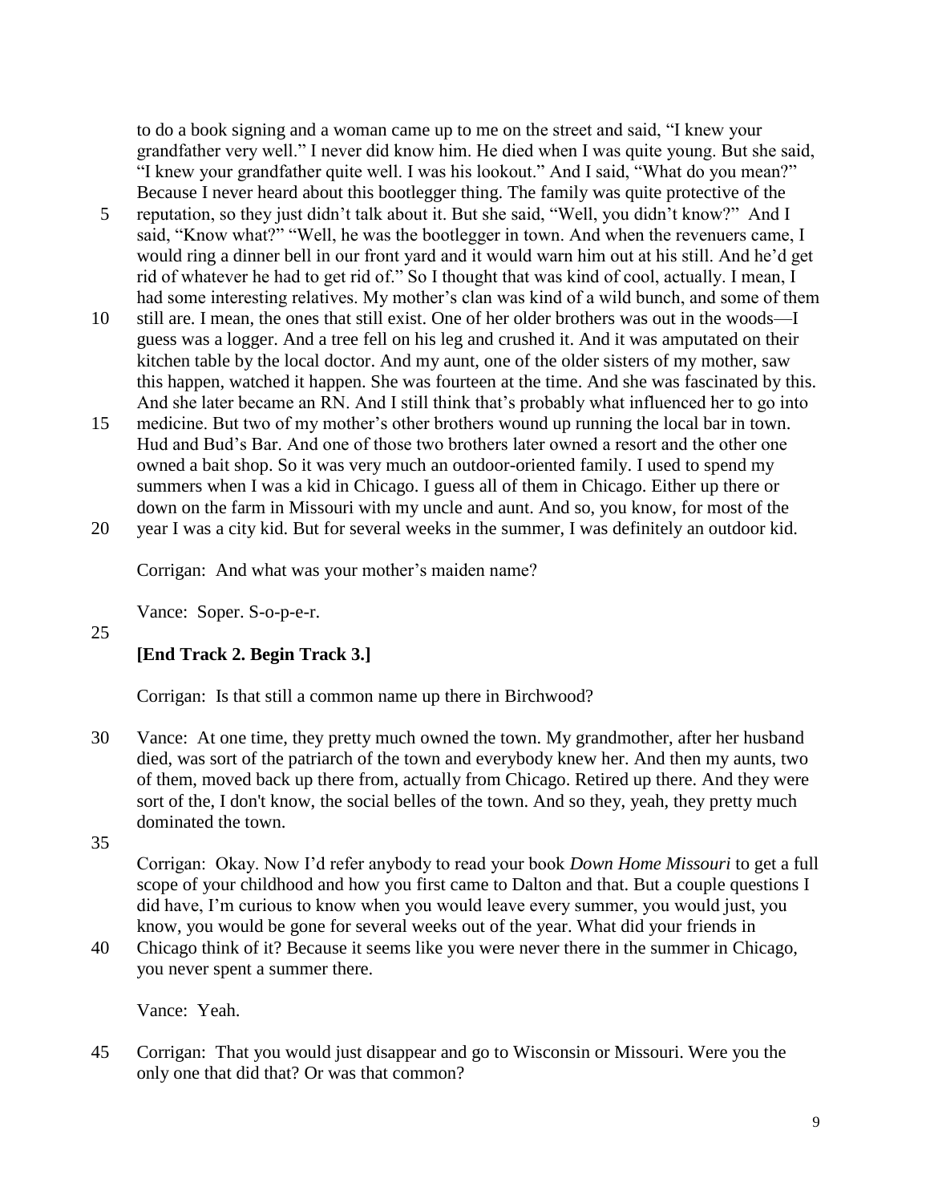to do a book signing and a woman came up to me on the street and said, "I knew your grandfather very well." I never did know him. He died when I was quite young. But she said, "I knew your grandfather quite well. I was his lookout." And I said, "What do you mean?" Because I never heard about this bootlegger thing. The family was quite protective of the reputation, so they just didn't talk about it. But she said, "Well, you didn't know?" And I said, "Know what?" "Well, he was the bootlegger in town. And when the revenuers came, I would ring a dinner bell in our front yard and it would warn him out at his still. And he'd get rid of whatever he had to get rid of." So I thought that was kind of cool, actually. I mean, I had some interesting relatives. My mother's clan was kind of a wild bunch, and some of them still are. I mean, the ones that still exist. One of her older brothers was out in the woods—I guess was a logger. And a tree fell on his leg and crushed it. And it was amputated on their kitchen table by the local doctor. And my aunt, one of the older sisters of my mother, saw this happen, watched it happen. She was fourteen at the time. And she was fascinated by this. And she later became an RN. And I still think that's probably what influenced her to go into medicine. But two of my mother's other brothers wound up running the local bar in town. Hud and Bud's Bar. And one of those two brothers later owned a resort and the other one owned a bait shop. So it was very much an outdoor-oriented family. I used to spend my summers when I was a kid in Chicago. I guess all of them in Chicago. Either up there or down on the farm in Missouri with my uncle and aunt. And so, you know, for most of the year I was a city kid. But for several weeks in the summer, I was definitely an outdoor kid.

Corrigan: And what was your mother's maiden name?

Vance: Soper. S-o-p-e-r.

**[End Track 2. Begin Track 3.]**

Corrigan: Is that still a common name up there in Birchwood?

Vance: At one time, they pretty much owned the town. My grandmother, after her husband died, was sort of the patriarch of the town and everybody knew her. And then my aunts, two of them, moved back up there from, actually from Chicago. Retired up there. And they were sort of the, I don't know, the social belles of the town. And so they, yeah, they pretty much dominated the town.

Corrigan: Okay. Now I'd refer anybody to read your book *Down Home Missouri* to get a full scope of your childhood and how you first came to Dalton and that. But a couple questions I did have, I'm curious to know when you would leave every summer, you would just, you know, you would be gone for several weeks out of the year. What did your friends in Chicago think of it? Because it seems like you were never there in the summer in Chicago, you never spent a summer there.

Vance: Yeah.

Corrigan: That you would just disappear and go to Wisconsin or Missouri. Were you the only one that did that? Or was that common?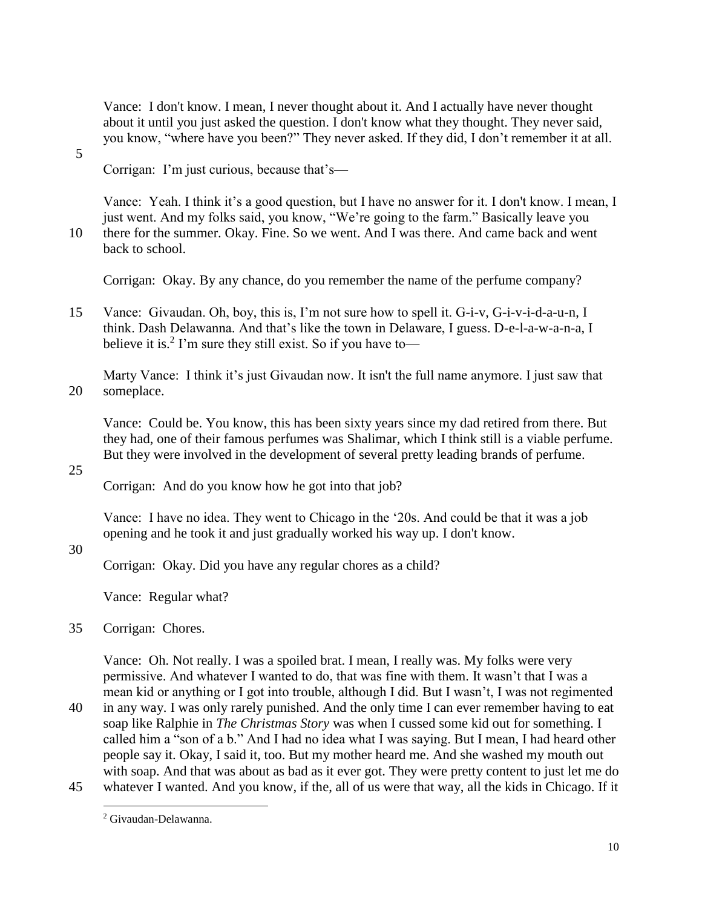Vance: I don't know. I mean, I never thought about it. And I actually have never thought about it until you just asked the question. I don't know what they thought. They never said, you know, "where have you been?" They never asked. If they did, I don't remember it at all.

Corrigan: I'm just curious, because that's—

Vance: Yeah. I think it's a good question, but I have no answer for it. I don't know. I mean, I just went. And my folks said, you know, "We're going to the farm." Basically leave you there for the summer. Okay. Fine. So we went. And I was there. And came back and went back to school.

Corrigan: Okay. By any chance, do you remember the name of the perfume company?

Vance: Givaudan. Oh, boy, this is, I'm not sure how to spell it. G-i-v, G-i-v-i-d-a-u-n, I think. Dash Delawanna. And that's like the town in Delaware, I guess. D-e-l-a-w-a-n-n-a, I believe it is.[2] I'm sure they still exist. So if you have to—

Marty Vance: I think it's just Givaudan now. It isn't the full name anymore. I just saw that someplace.

Vance: Could be. You know, this has been sixty years since my dad retired from there. But they had, one of their famous perfumes was Shalimar, which I think still is a viable perfume. But they were involved in the development of several pretty leading brands of perfume.

Corrigan: And do you know how he got into that job?

Vance: I have no idea. They went to Chicago in the '20s. And could be that it was a job opening and he took it and just gradually worked his way up. I don't know.

Corrigan: Okay. Did you have any regular chores as a child?

Vance: Regular what?

Corrigan: Chores.

Vance: Oh. Not really. I was a spoiled brat. I mean, I really was. My folks were very permissive. And whatever I wanted to do, that was fine with them. It wasn't that I was a mean kid or anything or I got into trouble, although I did. But I wasn't, I was not regimented in any way. I was only rarely punished. And the only time I can ever remember having to eat soap like Ralphie in *The Christmas Story* was when I cussed some kid out for something. I called him a "son of a b." And I had no idea what I was saying. But I mean, I had heard other people say it. Okay, I said it, too. But my mother heard me. And she washed my mouth out with soap. And that was about as bad as it ever got. They were pretty content to just let me do whatever I wanted. And you know, if the, all of us were that way, all the kids in Chicago. If it

[2] Givaudan-Delawanna.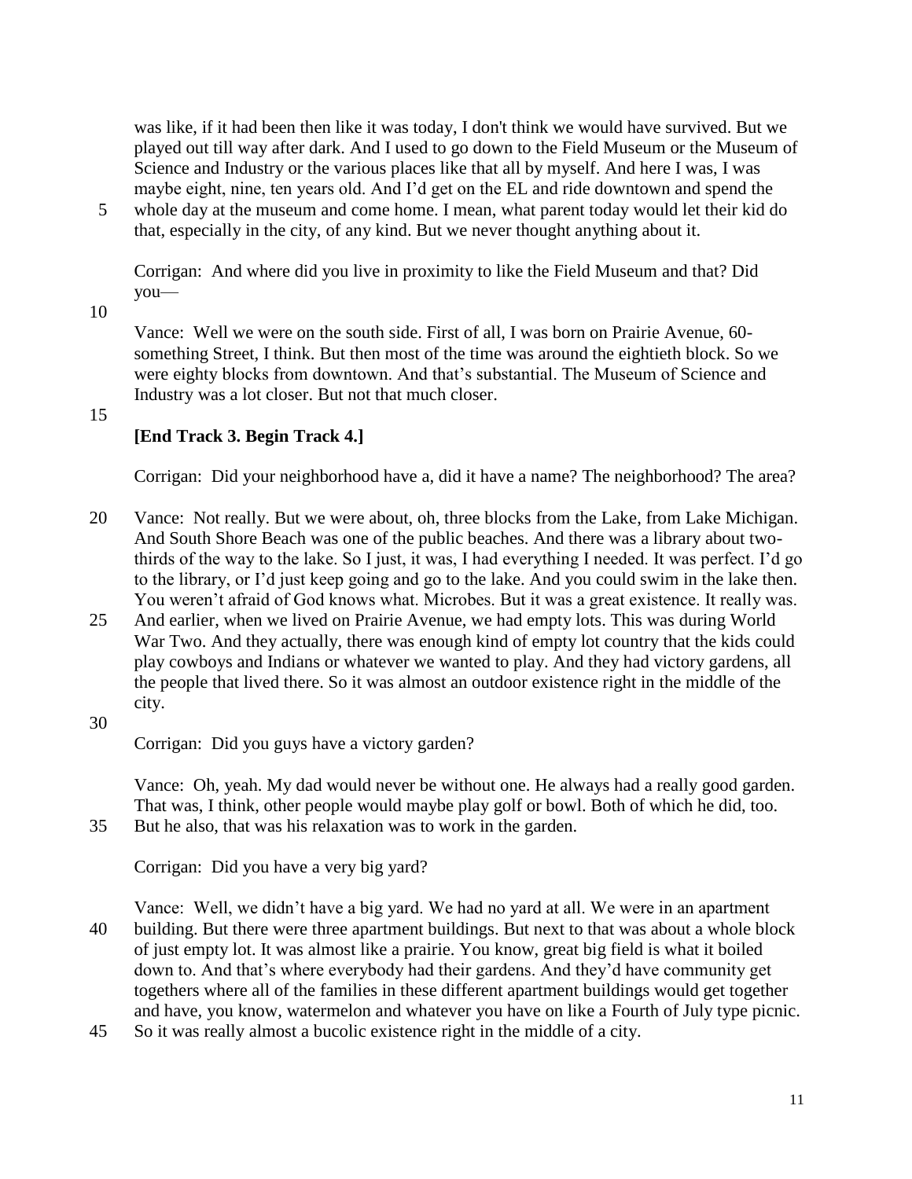was like, if it had been then like it was today, I don't think we would have survived. But we played out till way after dark. And I used to go down to the Field Museum or the Museum of Science and Industry or the various places like that all by myself. And here I was, I was maybe eight, nine, ten years old. And I'd get on the EL and ride downtown and spend the whole day at the museum and come home. I mean, what parent today would let their kid do that, especially in the city, of any kind. But we never thought anything about it.

Corrigan: And where did you live in proximity to like the Field Museum and that? Did you—

Vance: Well we were on the south side. First of all, I was born on Prairie Avenue, 60-something Street, I think. But then most of the time was around the eightieth block. So we were eighty blocks from downtown. And that's substantial. The Museum of Science and Industry was a lot closer. But not that much closer.

**[End Track 3. Begin Track 4.]**

Corrigan: Did your neighborhood have a, did it have a name? The neighborhood? The area?

Vance: Not really. But we were about, oh, three blocks from the Lake, from Lake Michigan. And South Shore Beach was one of the public beaches. And there was a library about two-thirds of the way to the lake. So I just, it was, I had everything I needed. It was perfect. I'd go to the library, or I'd just keep going and go to the lake. And you could swim in the lake then. You weren't afraid of God knows what. Microbes. But it was a great existence. It really was. And earlier, when we lived on Prairie Avenue, we had empty lots. This was during World War Two. And they actually, there was enough kind of empty lot country that the kids could play cowboys and Indians or whatever we wanted to play. And they had victory gardens, all the people that lived there. So it was almost an outdoor existence right in the middle of the city.

Corrigan: Did you guys have a victory garden?

Vance: Oh, yeah. My dad would never be without one. He always had a really good garden. That was, I think, other people would maybe play golf or bowl. Both of which he did, too. But he also, that was his relaxation was to work in the garden.

Corrigan: Did you have a very big yard?

Vance: Well, we didn't have a big yard. We had no yard at all. We were in an apartment building. But there were three apartment buildings. But next to that was about a whole block of just empty lot. It was almost like a prairie. You know, great big field is what it boiled down to. And that's where everybody had their gardens. And they'd have community get togethers where all of the families in these different apartment buildings would get together and have, you know, watermelon and whatever you have on like a Fourth of July type picnic. So it was really almost a bucolic existence right in the middle of a city.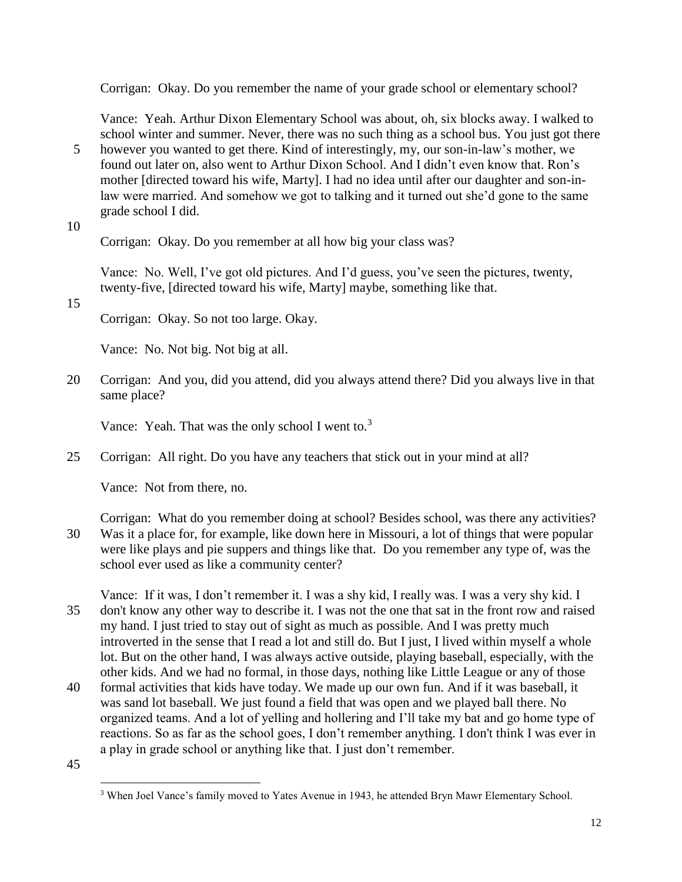Corrigan: Okay. Do you remember the name of your grade school or elementary school?

Vance: Yeah. Arthur Dixon Elementary School was about, oh, six blocks away. I walked to school winter and summer. Never, there was no such thing as a school bus. You just got there however you wanted to get there. Kind of interestingly, my, our son-in-law's mother, we found out later on, also went to Arthur Dixon School. And I didn't even know that. Ron's mother [directed toward his wife, Marty]. I had no idea until after our daughter and son-in-law were married. And somehow we got to talking and it turned out she'd gone to the same grade school I did.

Corrigan: Okay. Do you remember at all how big your class was?

Vance: No. Well, I've got old pictures. And I'd guess, you've seen the pictures, twenty, twenty-five, [directed toward his wife, Marty] maybe, something like that.

Corrigan: Okay. So not too large. Okay.

Vance: No. Not big. Not big at all.

Corrigan: And you, did you attend, did you always attend there? Did you always live in that same place?

Vance: Yeah. That was the only school I went to.[3]

Corrigan: All right. Do you have any teachers that stick out in your mind at all?

Vance: Not from there, no.

Corrigan: What do you remember doing at school? Besides school, was there any activities? Was it a place for, for example, like down here in Missouri, a lot of things that were popular were like plays and pie suppers and things like that. Do you remember any type of, was the school ever used as like a community center?

Vance: If it was, I don't remember it. I was a shy kid, I really was. I was a very shy kid. I don't know any other way to describe it. I was not the one that sat in the front row and raised my hand. I just tried to stay out of sight as much as possible. And I was pretty much introverted in the sense that I read a lot and still do. But I just, I lived within myself a whole lot. But on the other hand, I was always active outside, playing baseball, especially, with the other kids. And we had no formal, in those days, nothing like Little League or any of those formal activities that kids have today. We made up our own fun. And if it was baseball, it was sand lot baseball. We just found a field that was open and we played ball there. No organized teams. And a lot of yelling and hollering and I'll take my bat and go home type of reactions. So as far as the school goes, I don't remember anything. I don't think I was ever in a play in grade school or anything like that. I just don't remember.

---

[3] When Joel Vance's family moved to Yates Avenue in 1943, he attended Bryn Mawr Elementary School.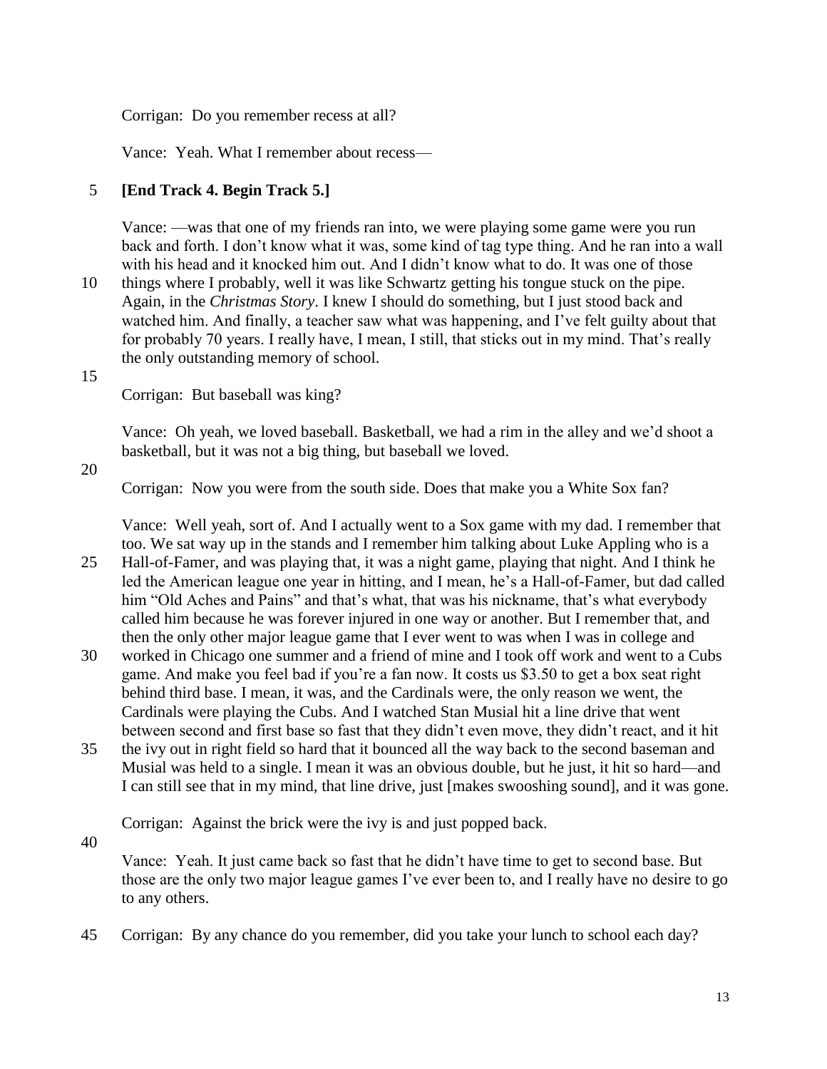Corrigan: Do you remember recess at all?

Vance: Yeah. What I remember about recess—

**[End Track 4. Begin Track 5.]**

Vance: —was that one of my friends ran into, we were playing some game were you run back and forth. I don't know what it was, some kind of tag type thing. And he ran into a wall with his head and it knocked him out. And I didn't know what to do. It was one of those things where I probably, well it was like Schwartz getting his tongue stuck on the pipe. Again, in the *Christmas Story*. I knew I should do something, but I just stood back and watched him. And finally, a teacher saw what was happening, and I've felt guilty about that for probably 70 years. I really have, I mean, I still, that sticks out in my mind. That's really the only outstanding memory of school.

Corrigan: But baseball was king?

Vance: Oh yeah, we loved baseball. Basketball, we had a rim in the alley and we'd shoot a basketball, but it was not a big thing, but baseball we loved.

Corrigan: Now you were from the south side. Does that make you a White Sox fan?

Vance: Well yeah, sort of. And I actually went to a Sox game with my dad. I remember that too. We sat way up in the stands and I remember him talking about Luke Appling who is a Hall-of-Famer, and was playing that, it was a night game, playing that night. And I think he led the American league one year in hitting, and I mean, he's a Hall-of-Famer, but dad called him "Old Aches and Pains" and that's what, that was his nickname, that's what everybody called him because he was forever injured in one way or another. But I remember that, and then the only other major league game that I ever went to was when I was in college and worked in Chicago one summer and a friend of mine and I took off work and went to a Cubs game. And make you feel bad if you're a fan now. It costs us $3.50 to get a box seat right behind third base. I mean, it was, and the Cardinals were, the only reason we went, the Cardinals were playing the Cubs. And I watched Stan Musial hit a line drive that went between second and first base so fast that they didn't even move, they didn't react, and it hit the ivy out in right field so hard that it bounced all the way back to the second baseman and Musial was held to a single. I mean it was an obvious double, but he just, it hit so hard—and I can still see that in my mind, that line drive, just [makes swooshing sound], and it was gone.

Corrigan: Against the brick were the ivy is and just popped back.

Vance: Yeah. It just came back so fast that he didn't have time to get to second base. But those are the only two major league games I've ever been to, and I really have no desire to go to any others.

Corrigan: By any chance do you remember, did you take your lunch to school each day?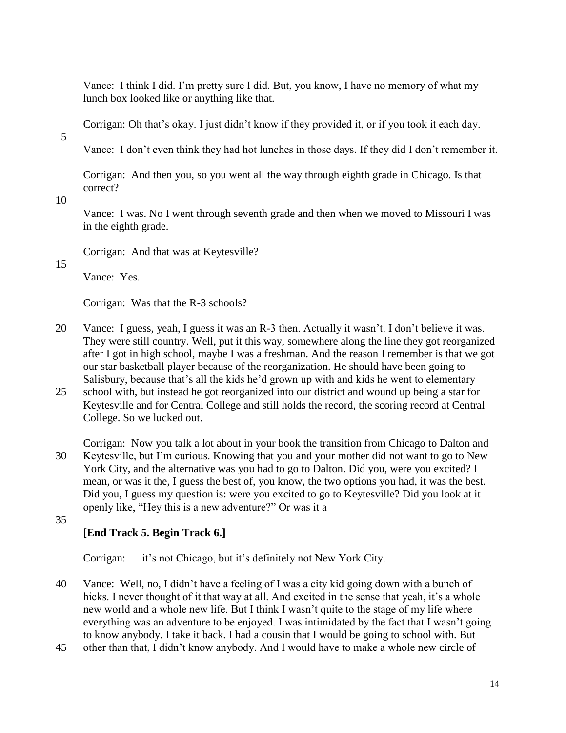Vance: I think I did. I'm pretty sure I did. But, you know, I have no memory of what my lunch box looked like or anything like that.

Corrigan: Oh that's okay. I just didn't know if they provided it, or if you took it each day.

Vance: I don't even think they had hot lunches in those days. If they did I don't remember it.

Corrigan: And then you, so you went all the way through eighth grade in Chicago. Is that correct?

Vance: I was. No I went through seventh grade and then when we moved to Missouri I was in the eighth grade.

Corrigan: And that was at Keytesville?

Vance: Yes.

Corrigan: Was that the R-3 schools?

Vance: I guess, yeah, I guess it was an R-3 then. Actually it wasn't. I don't believe it was. They were still country. Well, put it this way, somewhere along the line they got reorganized after I got in high school, maybe I was a freshman. And the reason I remember is that we got our star basketball player because of the reorganization. He should have been going to Salisbury, because that's all the kids he'd grown up with and kids he went to elementary school with, but instead he got reorganized into our district and wound up being a star for Keytesville and for Central College and still holds the record, the scoring record at Central College. So we lucked out.

Corrigan: Now you talk a lot about in your book the transition from Chicago to Dalton and Keytesville, but I'm curious. Knowing that you and your mother did not want to go to New York City, and the alternative was you had to go to Dalton. Did you, were you excited? I mean, or was it the, I guess the best of, you know, the two options you had, it was the best. Did you, I guess my question is: were you excited to go to Keytesville? Did you look at it openly like, "Hey this is a new adventure?" Or was it a—

**[End Track 5. Begin Track 6.]**

Corrigan: —it's not Chicago, but it's definitely not New York City.

Vance: Well, no, I didn't have a feeling of I was a city kid going down with a bunch of hicks. I never thought of it that way at all. And excited in the sense that yeah, it's a whole new world and a whole new life. But I think I wasn't quite to the stage of my life where everything was an adventure to be enjoyed. I was intimidated by the fact that I wasn't going to know anybody. I take it back. I had a cousin that I would be going to school with. But other than that, I didn't know anybody. And I would have to make a whole new circle of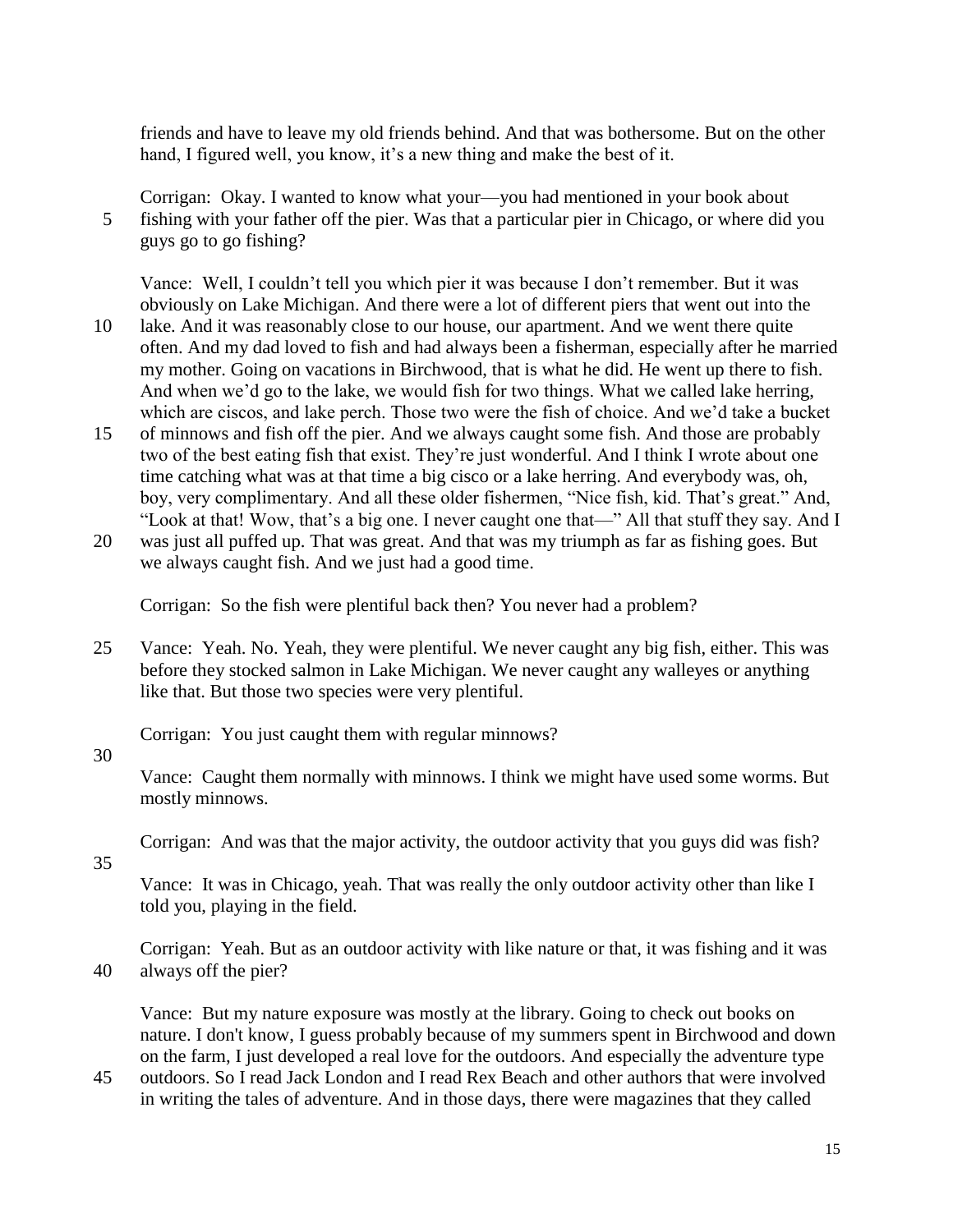friends and have to leave my old friends behind. And that was bothersome. But on the other hand, I figured well, you know, it's a new thing and make the best of it.

Corrigan: Okay. I wanted to know what your—you had mentioned in your book about fishing with your father off the pier. Was that a particular pier in Chicago, or where did you guys go to go fishing?

Vance: Well, I couldn't tell you which pier it was because I don't remember. But it was obviously on Lake Michigan. And there were a lot of different piers that went out into the lake. And it was reasonably close to our house, our apartment. And we went there quite often. And my dad loved to fish and had always been a fisherman, especially after he married my mother. Going on vacations in Birchwood, that is what he did. He went up there to fish. And when we'd go to the lake, we would fish for two things. What we called lake herring, which are ciscos, and lake perch. Those two were the fish of choice. And we'd take a bucket of minnows and fish off the pier. And we always caught some fish. And those are probably two of the best eating fish that exist. They're just wonderful. And I think I wrote about one time catching what was at that time a big cisco or a lake herring. And everybody was, oh, boy, very complimentary. And all these older fishermen, "Nice fish, kid. That's great." And, "Look at that! Wow, that's a big one. I never caught one that—" All that stuff they say. And I was just all puffed up. That was great. And that was my triumph as far as fishing goes. But we always caught fish. And we just had a good time.

Corrigan: So the fish were plentiful back then? You never had a problem?

Vance: Yeah. No. Yeah, they were plentiful. We never caught any big fish, either. This was before they stocked salmon in Lake Michigan. We never caught any walleyes or anything like that. But those two species were very plentiful.

Corrigan: You just caught them with regular minnows?

Vance: Caught them normally with minnows. I think we might have used some worms. But mostly minnows.

Corrigan: And was that the major activity, the outdoor activity that you guys did was fish?

Vance: It was in Chicago, yeah. That was really the only outdoor activity other than like I told you, playing in the field.

Corrigan: Yeah. But as an outdoor activity with like nature or that, it was fishing and it was always off the pier?

Vance: But my nature exposure was mostly at the library. Going to check out books on nature. I don't know, I guess probably because of my summers spent in Birchwood and down on the farm, I just developed a real love for the outdoors. And especially the adventure type outdoors. So I read Jack London and I read Rex Beach and other authors that were involved in writing the tales of adventure. And in those days, there were magazines that they called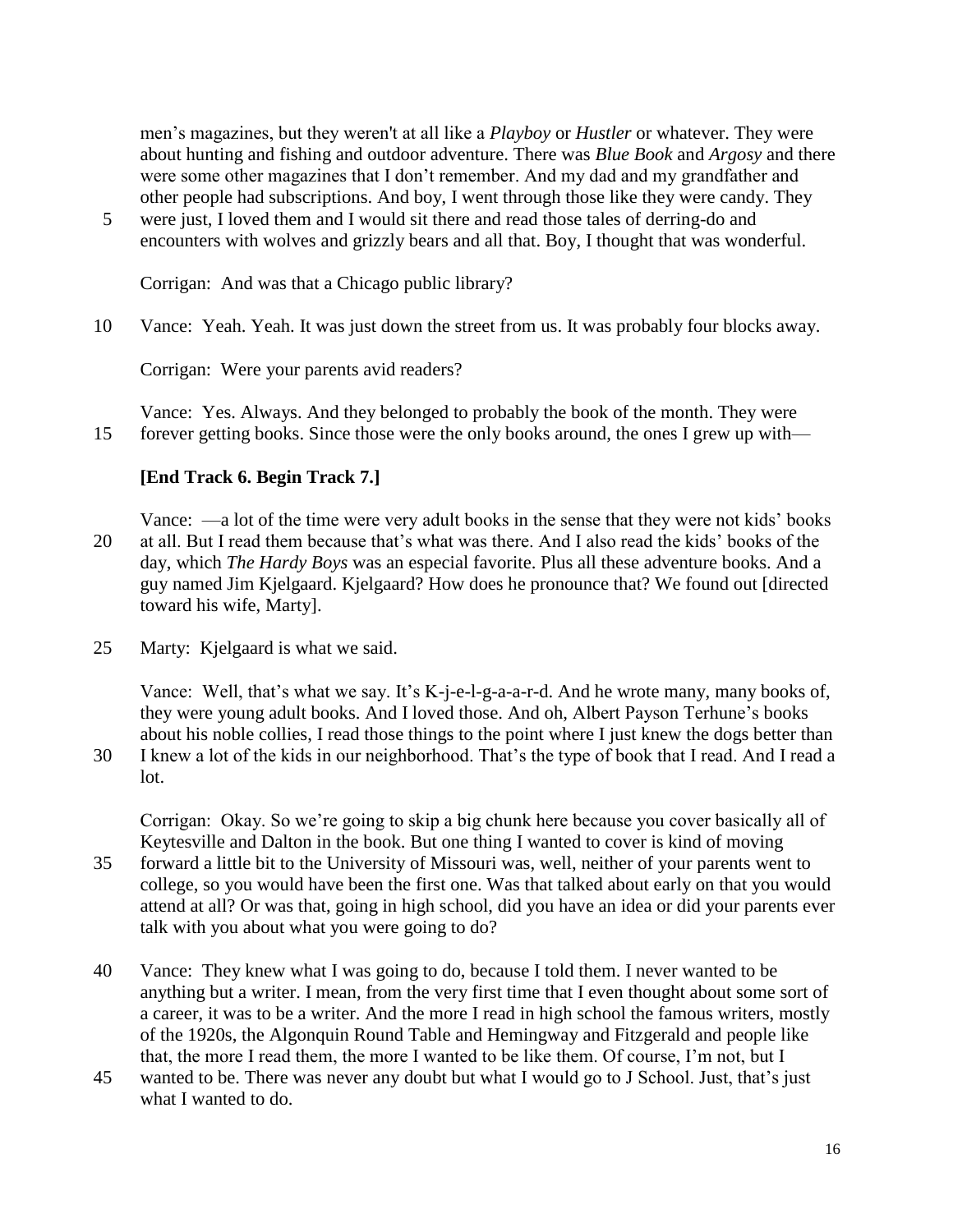men's magazines, but they weren't at all like a *Playboy* or *Hustler* or whatever. They were about hunting and fishing and outdoor adventure. There was *Blue Book* and *Argosy* and there were some other magazines that I don't remember. And my dad and my grandfather and other people had subscriptions. And boy, I went through those like they were candy. They were just, I loved them and I would sit there and read those tales of derring-do and encounters with wolves and grizzly bears and all that. Boy, I thought that was wonderful.

Corrigan: And was that a Chicago public library?

Vance: Yeah. Yeah. It was just down the street from us. It was probably four blocks away.

Corrigan: Were your parents avid readers?

Vance: Yes. Always. And they belonged to probably the book of the month. They were forever getting books. Since those were the only books around, the ones I grew up with—

**[End Track 6. Begin Track 7.]**

Vance: —a lot of the time were very adult books in the sense that they were not kids' books at all. But I read them because that's what was there. And I also read the kids' books of the day, which *The Hardy Boys* was an especial favorite. Plus all these adventure books. And a guy named Jim Kjelgaard. Kjelgaard? How does he pronounce that? We found out [directed toward his wife, Marty].

Marty: Kjelgaard is what we said.

Vance: Well, that's what we say. It's K-j-e-l-g-a-a-r-d. And he wrote many, many books of, they were young adult books. And I loved those. And oh, Albert Payson Terhune's books about his noble collies, I read those things to the point where I just knew the dogs better than I knew a lot of the kids in our neighborhood. That's the type of book that I read. And I read a lot.

Corrigan: Okay. So we're going to skip a big chunk here because you cover basically all of Keytesville and Dalton in the book. But one thing I wanted to cover is kind of moving forward a little bit to the University of Missouri was, well, neither of your parents went to college, so you would have been the first one. Was that talked about early on that you would attend at all? Or was that, going in high school, did you have an idea or did your parents ever talk with you about what you were going to do?

Vance: They knew what I was going to do, because I told them. I never wanted to be anything but a writer. I mean, from the very first time that I even thought about some sort of a career, it was to be a writer. And the more I read in high school the famous writers, mostly of the 1920s, the Algonquin Round Table and Hemingway and Fitzgerald and people like that, the more I read them, the more I wanted to be like them. Of course, I'm not, but I wanted to be. There was never any doubt but what I would go to J School. Just, that's just what I wanted to do.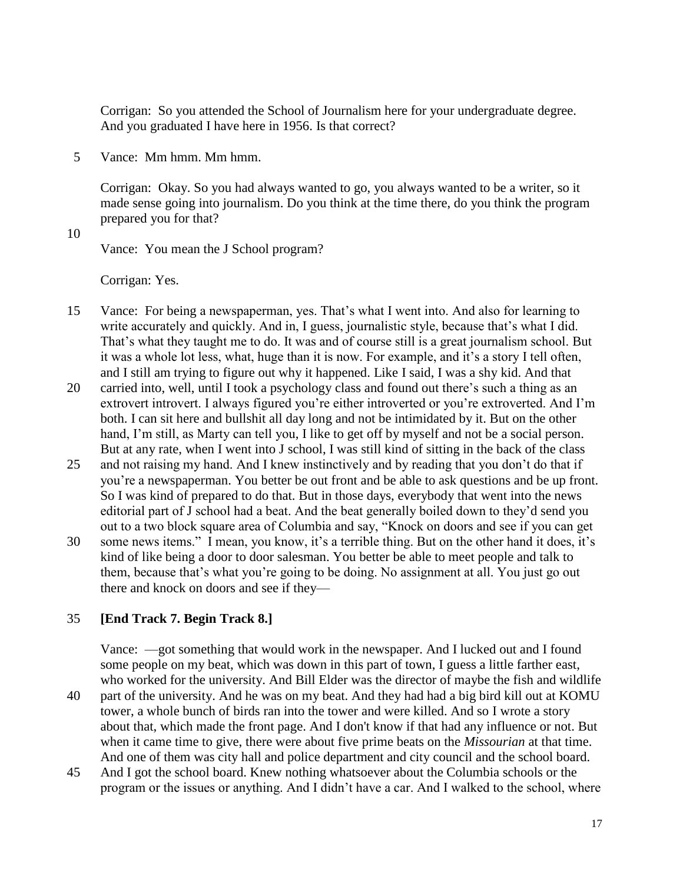Corrigan: So you attended the School of Journalism here for your undergraduate degree. And you graduated I have here in 1956. Is that correct?

Vance: Mm hmm. Mm hmm.

Corrigan: Okay. So you had always wanted to go, you always wanted to be a writer, so it made sense going into journalism. Do you think at the time there, do you think the program prepared you for that?

Vance: You mean the J School program?

Corrigan: Yes.

Vance: For being a newspaperman, yes. That's what I went into. And also for learning to write accurately and quickly. And in, I guess, journalistic style, because that's what I did. That's what they taught me to do. It was and of course still is a great journalism school. But it was a whole lot less, what, huge than it is now. For example, and it's a story I tell often, and I still am trying to figure out why it happened. Like I said, I was a shy kid. And that carried into, well, until I took a psychology class and found out there's such a thing as an extrovert introvert. I always figured you're either introverted or you're extroverted. And I'm both. I can sit here and bullshit all day long and not be intimidated by it. But on the other hand, I'm still, as Marty can tell you, I like to get off by myself and not be a social person. But at any rate, when I went into J school, I was still kind of sitting in the back of the class and not raising my hand. And I knew instinctively and by reading that you don't do that if you're a newspaperman. You better be out front and be able to ask questions and be up front. So I was kind of prepared to do that. But in those days, everybody that went into the news editorial part of J school had a beat. And the beat generally boiled down to they'd send you out to a two block square area of Columbia and say, "Knock on doors and see if you can get some news items." I mean, you know, it's a terrible thing. But on the other hand it does, it's kind of like being a door to door salesman. You better be able to meet people and talk to them, because that's what you're going to be doing. No assignment at all. You just go out there and knock on doors and see if they—

**[End Track 7. Begin Track 8.]**

Vance: —got something that would work in the newspaper. And I lucked out and I found some people on my beat, which was down in this part of town, I guess a little farther east, who worked for the university. And Bill Elder was the director of maybe the fish and wildlife part of the university. And he was on my beat. And they had had a big bird kill out at KOMU tower, a whole bunch of birds ran into the tower and were killed. And so I wrote a story about that, which made the front page. And I don't know if that had any influence or not. But when it came time to give, there were about five prime beats on the *Missourian* at that time. And one of them was city hall and police department and city council and the school board. And I got the school board. Knew nothing whatsoever about the Columbia schools or the program or the issues or anything. And I didn't have a car. And I walked to the school, where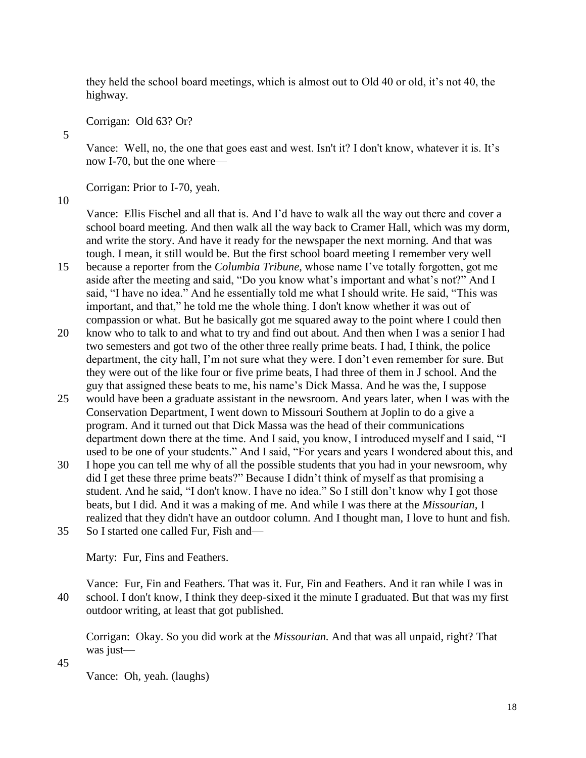they held the school board meetings, which is almost out to Old 40 or old, it's not 40, the highway.

Corrigan: Old 63? Or?

Vance: Well, no, the one that goes east and west. Isn't it? I don't know, whatever it is. It's now I-70, but the one where—

Corrigan: Prior to I-70, yeah.

Vance: Ellis Fischel and all that is. And I'd have to walk all the way out there and cover a school board meeting. And then walk all the way back to Cramer Hall, which was my dorm, and write the story. And have it ready for the newspaper the next morning. And that was tough. I mean, it still would be. But the first school board meeting I remember very well because a reporter from the *Columbia Tribune,* whose name I've totally forgotten, got me aside after the meeting and said, "Do you know what's important and what's not?" And I said, "I have no idea." And he essentially told me what I should write. He said, "This was important, and that," he told me the whole thing. I don't know whether it was out of compassion or what. But he basically got me squared away to the point where I could then know who to talk to and what to try and find out about. And then when I was a senior I had two semesters and got two of the other three really prime beats. I had, I think, the police department, the city hall, I'm not sure what they were. I don't even remember for sure. But they were out of the like four or five prime beats, I had three of them in J school. And the guy that assigned these beats to me, his name's Dick Massa. And he was the, I suppose would have been a graduate assistant in the newsroom. And years later, when I was with the Conservation Department, I went down to Missouri Southern at Joplin to do a give a program. And it turned out that Dick Massa was the head of their communications department down there at the time. And I said, you know, I introduced myself and I said, "I used to be one of your students." And I said, "For years and years I wondered about this, and I hope you can tell me why of all the possible students that you had in your newsroom, why did I get these three prime beats?" Because I didn't think of myself as that promising a student. And he said, "I don't know. I have no idea." So I still don't know why I got those beats, but I did. And it was a making of me. And while I was there at the *Missourian,* I realized that they didn't have an outdoor column. And I thought man, I love to hunt and fish. So I started one called Fur, Fish and—

Marty: Fur, Fins and Feathers.

Vance: Fur, Fin and Feathers. That was it. Fur, Fin and Feathers. And it ran while I was in school. I don't know, I think they deep-sixed it the minute I graduated. But that was my first outdoor writing, at least that got published.

Corrigan: Okay. So you did work at the *Missourian.* And that was all unpaid, right? That was just—

Vance: Oh, yeah. (laughs)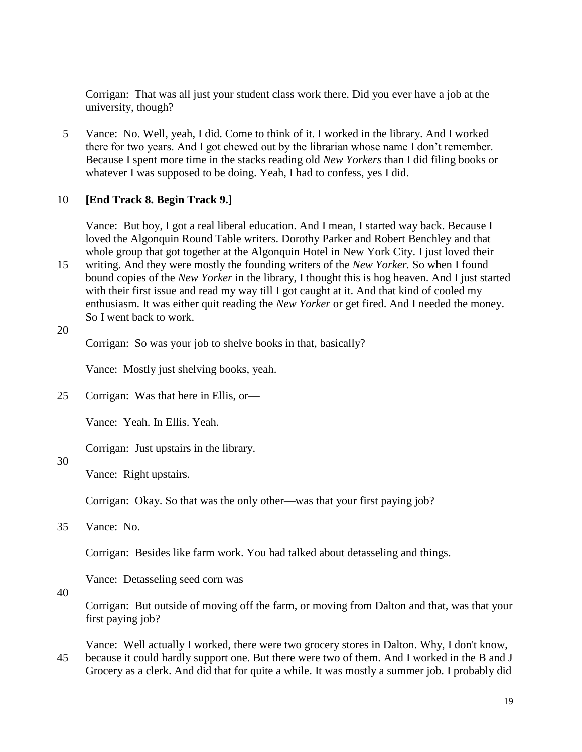Corrigan: That was all just your student class work there. Did you ever have a job at the university, though?

Vance: No. Well, yeah, I did. Come to think of it. I worked in the library. And I worked there for two years. And I got chewed out by the librarian whose name I don't remember. Because I spent more time in the stacks reading old *New Yorkers* than I did filing books or whatever I was supposed to be doing. Yeah, I had to confess, yes I did.

**[End Track 8. Begin Track 9.]**

Vance: But boy, I got a real liberal education. And I mean, I started way back. Because I loved the Algonquin Round Table writers. Dorothy Parker and Robert Benchley and that whole group that got together at the Algonquin Hotel in New York City. I just loved their writing. And they were mostly the founding writers of the *New Yorker.* So when I found bound copies of the *New Yorker* in the library, I thought this is hog heaven. And I just started with their first issue and read my way till I got caught at it. And that kind of cooled my enthusiasm. It was either quit reading the *New Yorker* or get fired. And I needed the money. So I went back to work.

Corrigan: So was your job to shelve books in that, basically?

Vance: Mostly just shelving books, yeah.

Corrigan: Was that here in Ellis, or—

Vance: Yeah. In Ellis. Yeah.

Corrigan: Just upstairs in the library.

Vance: Right upstairs.

Corrigan: Okay. So that was the only other—was that your first paying job?

Vance: No.

Corrigan: Besides like farm work. You had talked about detasseling and things.

Vance: Detasseling seed corn was—

Corrigan: But outside of moving off the farm, or moving from Dalton and that, was that your first paying job?

Vance: Well actually I worked, there were two grocery stores in Dalton. Why, I don't know, because it could hardly support one. But there were two of them. And I worked in the B and J Grocery as a clerk. And did that for quite a while. It was mostly a summer job. I probably did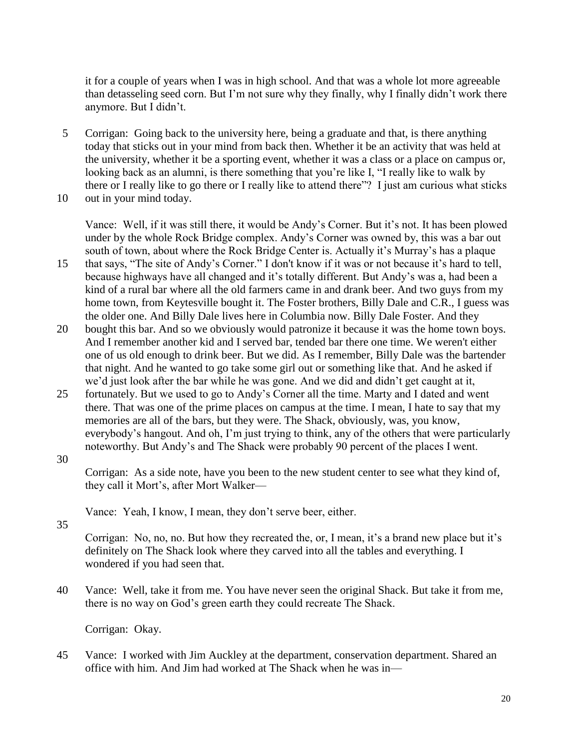it for a couple of years when I was in high school. And that was a whole lot more agreeable than detasseling seed corn. But I'm not sure why they finally, why I finally didn't work there anymore. But I didn't.

Corrigan: Going back to the university here, being a graduate and that, is there anything today that sticks out in your mind from back then. Whether it be an activity that was held at the university, whether it be a sporting event, whether it was a class or a place on campus or, looking back as an alumni, is there something that you're like I, "I really like to walk by there or I really like to go there or I really like to attend there"? I just am curious what sticks out in your mind today.

Vance: Well, if it was still there, it would be Andy's Corner. But it's not. It has been plowed under by the whole Rock Bridge complex. Andy's Corner was owned by, this was a bar out south of town, about where the Rock Bridge Center is. Actually it's Murray's has a plaque that says, "The site of Andy's Corner." I don't know if it was or not because it's hard to tell, because highways have all changed and it's totally different. But Andy's was a, had been a kind of a rural bar where all the old farmers came in and drank beer. And two guys from my home town, from Keytesville bought it. The Foster brothers, Billy Dale and C.R., I guess was the older one. And Billy Dale lives here in Columbia now. Billy Dale Foster. And they bought this bar. And so we obviously would patronize it because it was the home town boys. And I remember another kid and I served bar, tended bar there one time. We weren't either one of us old enough to drink beer. But we did. As I remember, Billy Dale was the bartender that night. And he wanted to go take some girl out or something like that. And he asked if we'd just look after the bar while he was gone. And we did and didn't get caught at it, fortunately. But we used to go to Andy's Corner all the time. Marty and I dated and went there. That was one of the prime places on campus at the time. I mean, I hate to say that my memories are all of the bars, but they were. The Shack, obviously, was, you know, everybody's hangout. And oh, I'm just trying to think, any of the others that were particularly noteworthy. But Andy's and The Shack were probably 90 percent of the places I went.

Corrigan: As a side note, have you been to the new student center to see what they kind of, they call it Mort's, after Mort Walker—

Vance: Yeah, I know, I mean, they don't serve beer, either.

Corrigan: No, no, no. But how they recreated the, or, I mean, it's a brand new place but it's definitely on The Shack look where they carved into all the tables and everything. I wondered if you had seen that.

Vance: Well, take it from me. You have never seen the original Shack. But take it from me, there is no way on God's green earth they could recreate The Shack.

Corrigan: Okay.

Vance: I worked with Jim Auckley at the department, conservation department. Shared an office with him. And Jim had worked at The Shack when he was in—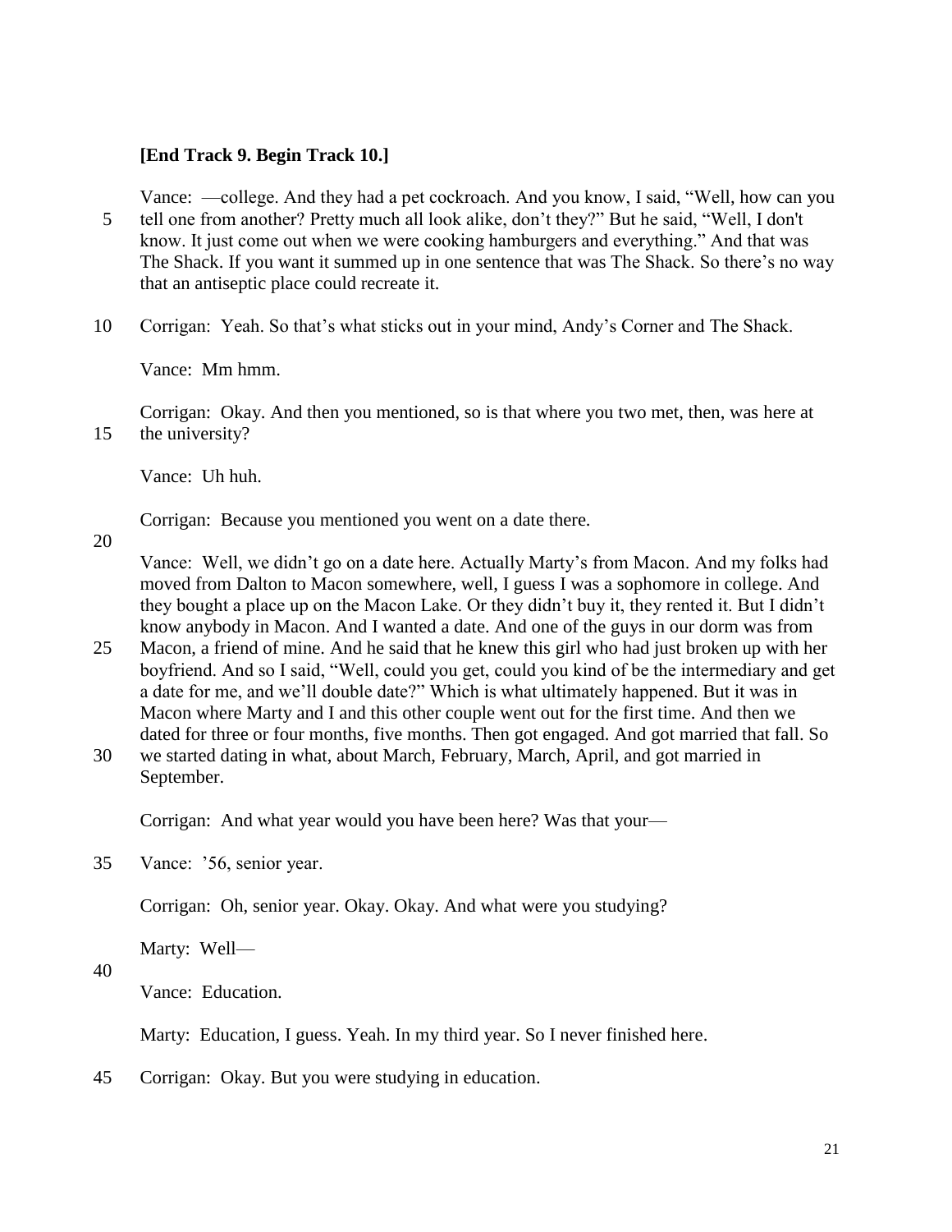**[End Track 9. Begin Track 10.]**

Vance: —college. And they had a pet cockroach. And you know, I said, "Well, how can you tell one from another? Pretty much all look alike, don't they?" But he said, "Well, I don't know. It just come out when we were cooking hamburgers and everything." And that was The Shack. If you want it summed up in one sentence that was The Shack. So there's no way that an antiseptic place could recreate it.

Corrigan: Yeah. So that's what sticks out in your mind, Andy's Corner and The Shack.

Vance: Mm hmm.

Corrigan: Okay. And then you mentioned, so is that where you two met, then, was here at the university?

Vance: Uh huh.

Corrigan: Because you mentioned you went on a date there.

Vance: Well, we didn't go on a date here. Actually Marty's from Macon. And my folks had moved from Dalton to Macon somewhere, well, I guess I was a sophomore in college. And they bought a place up on the Macon Lake. Or they didn't buy it, they rented it. But I didn't know anybody in Macon. And I wanted a date. And one of the guys in our dorm was from Macon, a friend of mine. And he said that he knew this girl who had just broken up with her boyfriend. And so I said, "Well, could you get, could you kind of be the intermediary and get a date for me, and we'll double date?" Which is what ultimately happened. But it was in Macon where Marty and I and this other couple went out for the first time. And then we dated for three or four months, five months. Then got engaged. And got married that fall. So we started dating in what, about March, February, March, April, and got married in September.

Corrigan: And what year would you have been here? Was that your—

Vance: '56, senior year.

Corrigan: Oh, senior year. Okay. Okay. And what were you studying?

Marty: Well—

Vance: Education.

Marty: Education, I guess. Yeah. In my third year. So I never finished here.

Corrigan: Okay. But you were studying in education.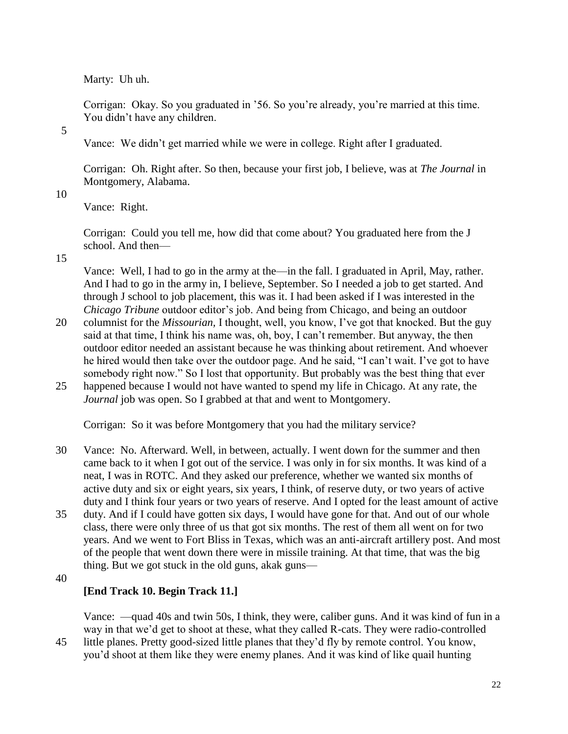Marty: Uh uh.

Corrigan: Okay. So you graduated in '56. So you're already, you're married at this time. You didn't have any children.

Vance: We didn't get married while we were in college. Right after I graduated.

Corrigan: Oh. Right after. So then, because your first job, I believe, was at *The Journal* in Montgomery, Alabama.

Vance: Right.

Corrigan: Could you tell me, how did that come about? You graduated here from the J school. And then—

Vance: Well, I had to go in the army at the—in the fall. I graduated in April, May, rather. And I had to go in the army in, I believe, September. So I needed a job to get started. And through J school to job placement, this was it. I had been asked if I was interested in the *Chicago Tribune* outdoor editor's job. And being from Chicago, and being an outdoor columnist for the *Missourian,* I thought, well, you know, I've got that knocked. But the guy said at that time, I think his name was, oh, boy, I can't remember. But anyway, the then outdoor editor needed an assistant because he was thinking about retirement. And whoever he hired would then take over the outdoor page. And he said, "I can't wait. I've got to have somebody right now." So I lost that opportunity. But probably was the best thing that ever happened because I would not have wanted to spend my life in Chicago. At any rate, the *Journal* job was open. So I grabbed at that and went to Montgomery.

Corrigan: So it was before Montgomery that you had the military service?

Vance: No. Afterward. Well, in between, actually. I went down for the summer and then came back to it when I got out of the service. I was only in for six months. It was kind of a neat, I was in ROTC. And they asked our preference, whether we wanted six months of active duty and six or eight years, six years, I think, of reserve duty, or two years of active duty and I think four years or two years of reserve. And I opted for the least amount of active duty. And if I could have gotten six days, I would have gone for that. And out of our whole class, there were only three of us that got six months. The rest of them all went on for two years. And we went to Fort Bliss in Texas, which was an anti-aircraft artillery post. And most of the people that went down there were in missile training. At that time, that was the big thing. But we got stuck in the old guns, akak guns—

**[End Track 10. Begin Track 11.]**

Vance: —quad 40s and twin 50s, I think, they were, caliber guns. And it was kind of fun in a way in that we'd get to shoot at these, what they called R-cats. They were radio-controlled little planes. Pretty good-sized little planes that they'd fly by remote control. You know, you'd shoot at them like they were enemy planes. And it was kind of like quail hunting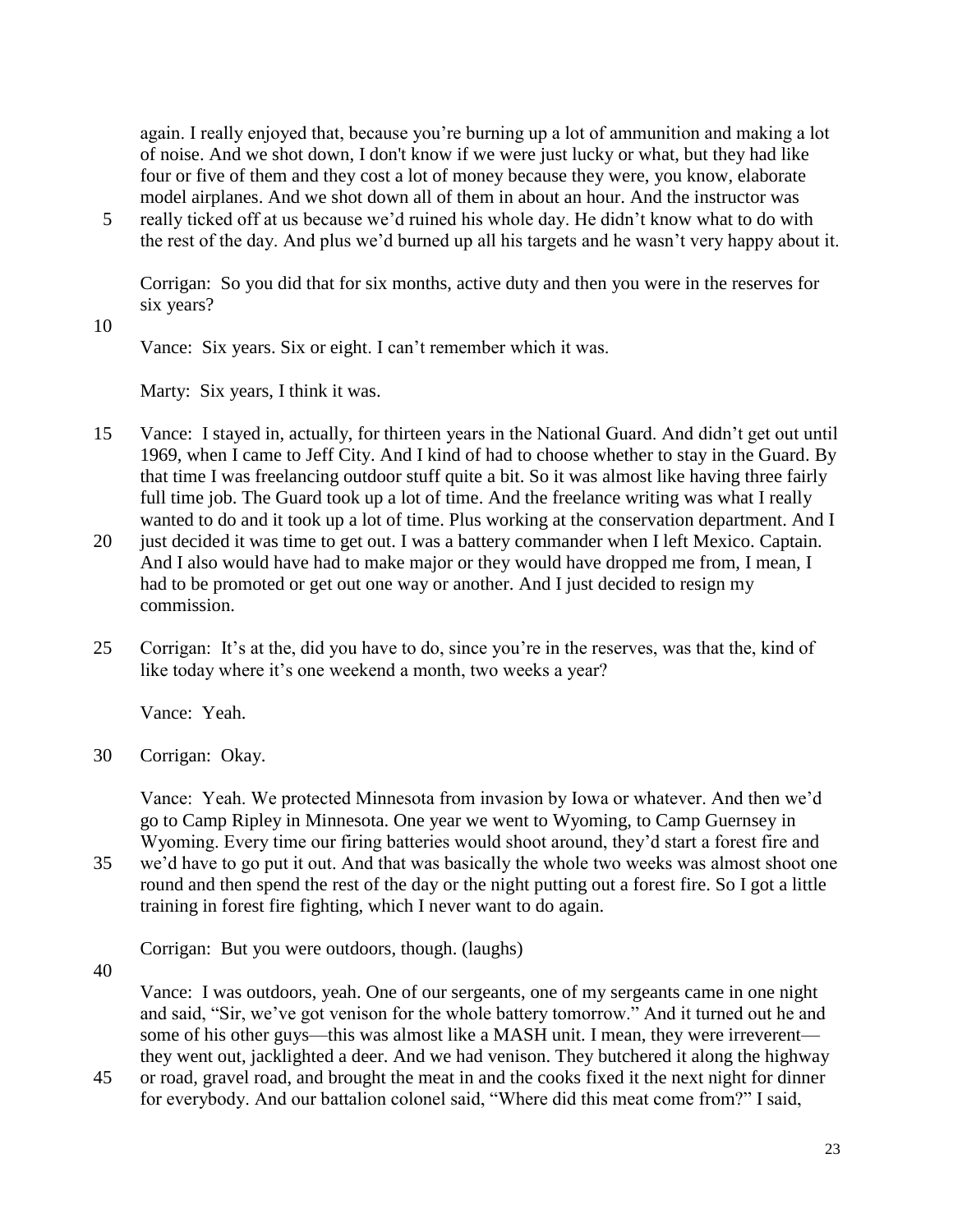again. I really enjoyed that, because you're burning up a lot of ammunition and making a lot of noise. And we shot down, I don't know if we were just lucky or what, but they had like four or five of them and they cost a lot of money because they were, you know, elaborate model airplanes. And we shot down all of them in about an hour. And the instructor was really ticked off at us because we'd ruined his whole day. He didn't know what to do with the rest of the day. And plus we'd burned up all his targets and he wasn't very happy about it.

Corrigan: So you did that for six months, active duty and then you were in the reserves for six years?

Vance: Six years. Six or eight. I can't remember which it was.

Marty: Six years, I think it was.

Vance: I stayed in, actually, for thirteen years in the National Guard. And didn't get out until 1969, when I came to Jeff City. And I kind of had to choose whether to stay in the Guard. By that time I was freelancing outdoor stuff quite a bit. So it was almost like having three fairly full time job. The Guard took up a lot of time. And the freelance writing was what I really wanted to do and it took up a lot of time. Plus working at the conservation department. And I just decided it was time to get out. I was a battery commander when I left Mexico. Captain. And I also would have had to make major or they would have dropped me from, I mean, I had to be promoted or get out one way or another. And I just decided to resign my commission.

Corrigan: It's at the, did you have to do, since you're in the reserves, was that the, kind of like today where it's one weekend a month, two weeks a year?

Vance: Yeah.

Corrigan: Okay.

Vance: Yeah. We protected Minnesota from invasion by Iowa or whatever. And then we'd go to Camp Ripley in Minnesota. One year we went to Wyoming, to Camp Guernsey in Wyoming. Every time our firing batteries would shoot around, they'd start a forest fire and we'd have to go put it out. And that was basically the whole two weeks was almost shoot one round and then spend the rest of the day or the night putting out a forest fire. So I got a little training in forest fire fighting, which I never want to do again.

Corrigan: But you were outdoors, though. (laughs)

Vance: I was outdoors, yeah. One of our sergeants, one of my sergeants came in one night and said, "Sir, we've got venison for the whole battery tomorrow." And it turned out he and some of his other guys—this was almost like a MASH unit. I mean, they were irreverent—they went out, jacklighted a deer. And we had venison. They butchered it along the highway or road, gravel road, and brought the meat in and the cooks fixed it the next night for dinner for everybody. And our battalion colonel said, "Where did this meat come from?" I said,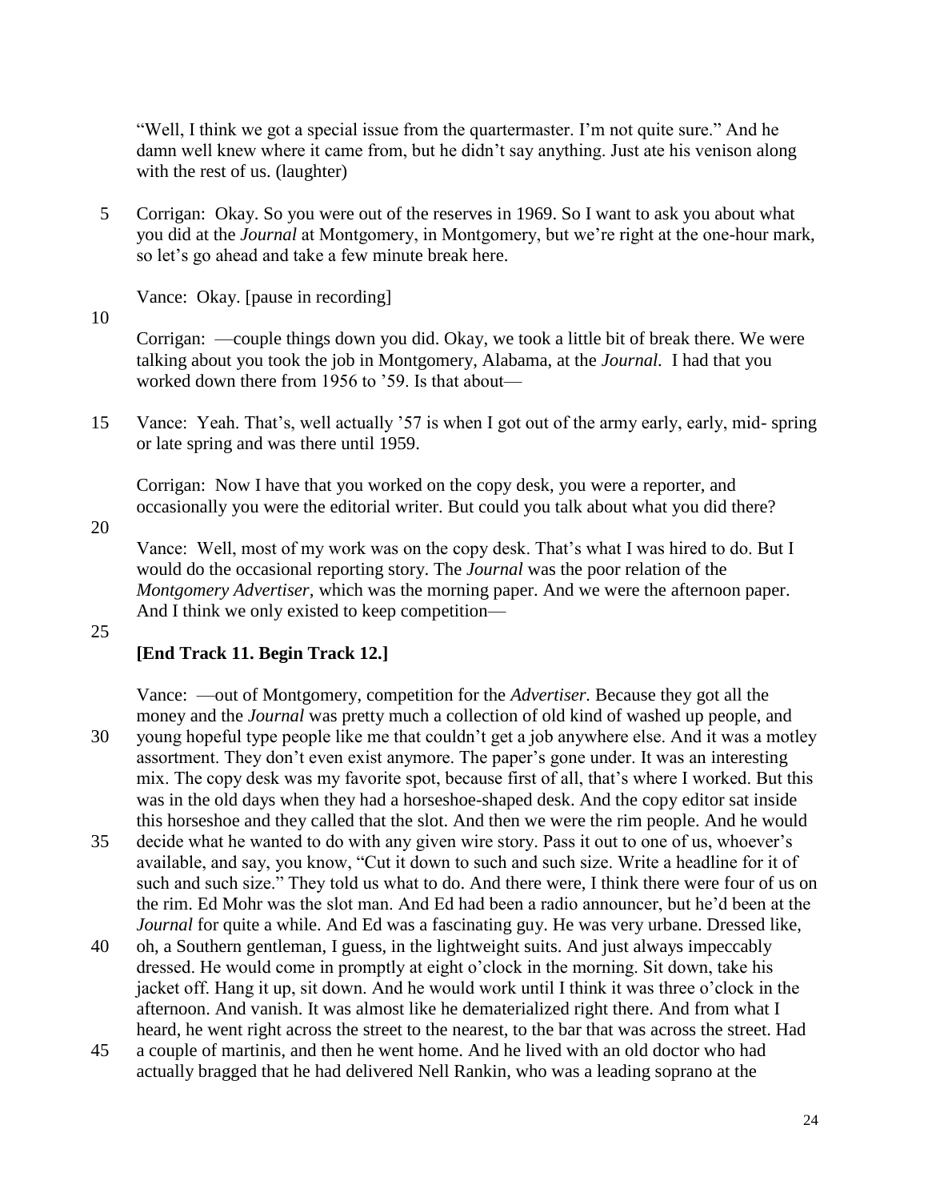"Well, I think we got a special issue from the quartermaster. I'm not quite sure." And he damn well knew where it came from, but he didn't say anything. Just ate his venison along with the rest of us. (laughter)

Corrigan: Okay. So you were out of the reserves in 1969. So I want to ask you about what you did at the *Journal* at Montgomery, in Montgomery, but we're right at the one-hour mark, so let's go ahead and take a few minute break here.

Vance: Okay. [pause in recording]

Corrigan: —couple things down you did. Okay, we took a little bit of break there. We were talking about you took the job in Montgomery, Alabama, at the *Journal*. I had that you worked down there from 1956 to '59. Is that about—

Vance: Yeah. That's, well actually '57 is when I got out of the army early, early, mid- spring or late spring and was there until 1959.

Corrigan: Now I have that you worked on the copy desk, you were a reporter, and occasionally you were the editorial writer. But could you talk about what you did there?

Vance: Well, most of my work was on the copy desk. That's what I was hired to do. But I would do the occasional reporting story. The *Journal* was the poor relation of the *Montgomery Advertiser*, which was the morning paper. And we were the afternoon paper. And I think we only existed to keep competition—

**[End Track 11. Begin Track 12.]**

Vance: —out of Montgomery, competition for the *Advertiser*. Because they got all the money and the *Journal* was pretty much a collection of old kind of washed up people, and young hopeful type people like me that couldn't get a job anywhere else. And it was a motley assortment. They don't even exist anymore. The paper's gone under. It was an interesting mix. The copy desk was my favorite spot, because first of all, that's where I worked. But this was in the old days when they had a horseshoe-shaped desk. And the copy editor sat inside this horseshoe and they called that the slot. And then we were the rim people. And he would decide what he wanted to do with any given wire story. Pass it out to one of us, whoever's available, and say, you know, "Cut it down to such and such size. Write a headline for it of such and such size." They told us what to do. And there were, I think there were four of us on the rim. Ed Mohr was the slot man. And Ed had been a radio announcer, but he'd been at the *Journal* for quite a while. And Ed was a fascinating guy. He was very urbane. Dressed like, oh, a Southern gentleman, I guess, in the lightweight suits. And just always impeccably dressed. He would come in promptly at eight o'clock in the morning. Sit down, take his jacket off. Hang it up, sit down. And he would work until I think it was three o'clock in the afternoon. And vanish. It was almost like he dematerialized right there. And from what I heard, he went right across the street to the nearest, to the bar that was across the street. Had a couple of martinis, and then he went home. And he lived with an old doctor who had actually bragged that he had delivered Nell Rankin, who was a leading soprano at the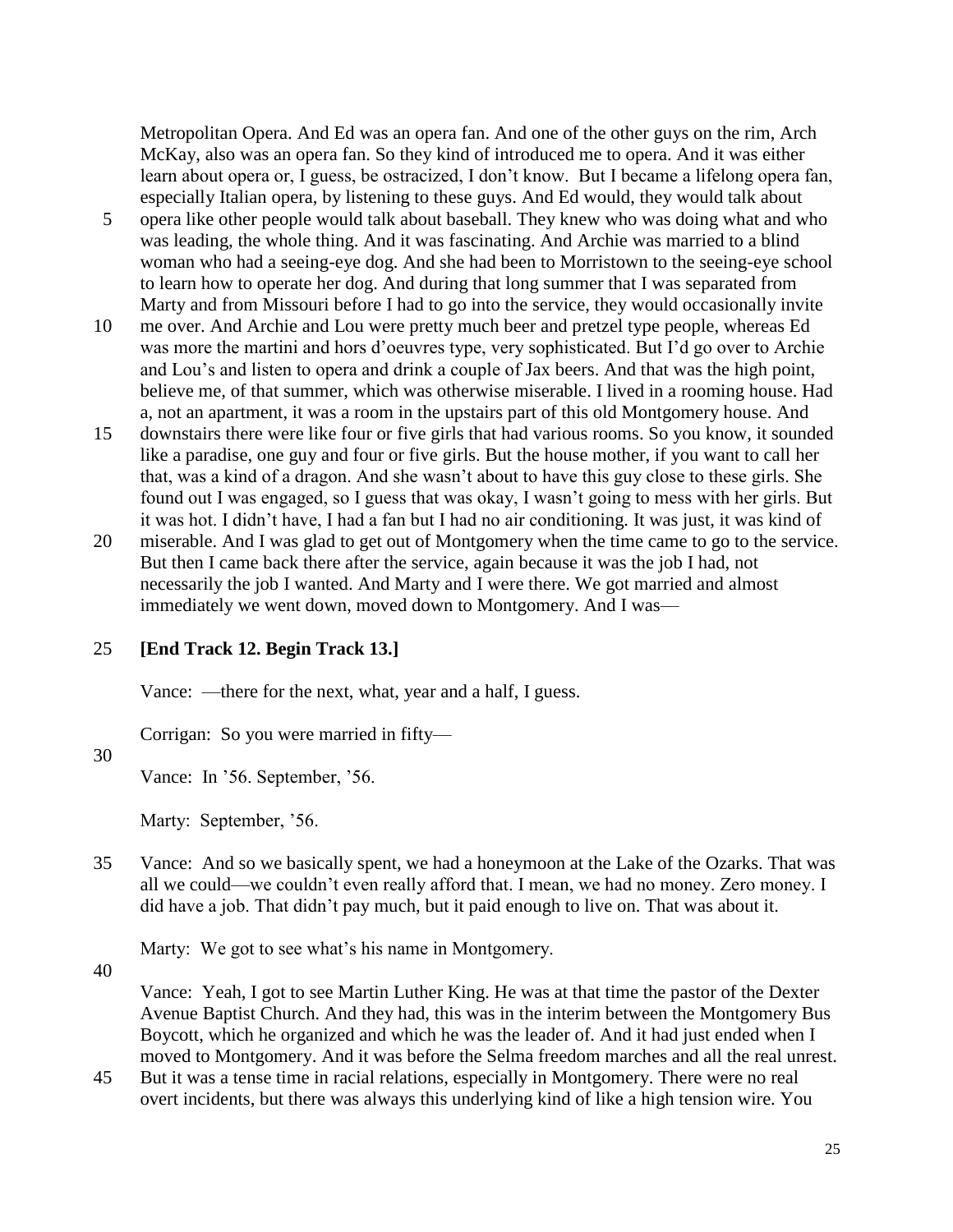Metropolitan Opera. And Ed was an opera fan. And one of the other guys on the rim, Arch McKay, also was an opera fan. So they kind of introduced me to opera. And it was either learn about opera or, I guess, be ostracized, I don't know. But I became a lifelong opera fan, especially Italian opera, by listening to these guys. And Ed would, they would talk about opera like other people would talk about baseball. They knew who was doing what and who was leading, the whole thing. And it was fascinating. And Archie was married to a blind woman who had a seeing-eye dog. And she had been to Morristown to the seeing-eye school to learn how to operate her dog. And during that long summer that I was separated from Marty and from Missouri before I had to go into the service, they would occasionally invite me over. And Archie and Lou were pretty much beer and pretzel type people, whereas Ed was more the martini and hors d'oeuvres type, very sophisticated. But I'd go over to Archie and Lou's and listen to opera and drink a couple of Jax beers. And that was the high point, believe me, of that summer, which was otherwise miserable. I lived in a rooming house. Had a, not an apartment, it was a room in the upstairs part of this old Montgomery house. And downstairs there were like four or five girls that had various rooms. So you know, it sounded like a paradise, one guy and four or five girls. But the house mother, if you want to call her that, was a kind of a dragon. And she wasn't about to have this guy close to these girls. She found out I was engaged, so I guess that was okay, I wasn't going to mess with her girls. But it was hot. I didn't have, I had a fan but I had no air conditioning. It was just, it was kind of miserable. And I was glad to get out of Montgomery when the time came to go to the service. But then I came back there after the service, again because it was the job I had, not necessarily the job I wanted. And Marty and I were there. We got married and almost immediately we went down, moved down to Montgomery. And I was—

**[End Track 12. Begin Track 13.]**

Vance: —there for the next, what, year and a half, I guess.

Corrigan: So you were married in fifty—

Vance: In '56. September, '56.

Marty: September, '56.

Vance: And so we basically spent, we had a honeymoon at the Lake of the Ozarks. That was all we could—we couldn't even really afford that. I mean, we had no money. Zero money. I did have a job. That didn't pay much, but it paid enough to live on. That was about it.

Marty: We got to see what's his name in Montgomery.

Vance: Yeah, I got to see Martin Luther King. He was at that time the pastor of the Dexter Avenue Baptist Church. And they had, this was in the interim between the Montgomery Bus Boycott, which he organized and which he was the leader of. And it had just ended when I moved to Montgomery. And it was before the Selma freedom marches and all the real unrest. But it was a tense time in racial relations, especially in Montgomery. There were no real overt incidents, but there was always this underlying kind of like a high tension wire. You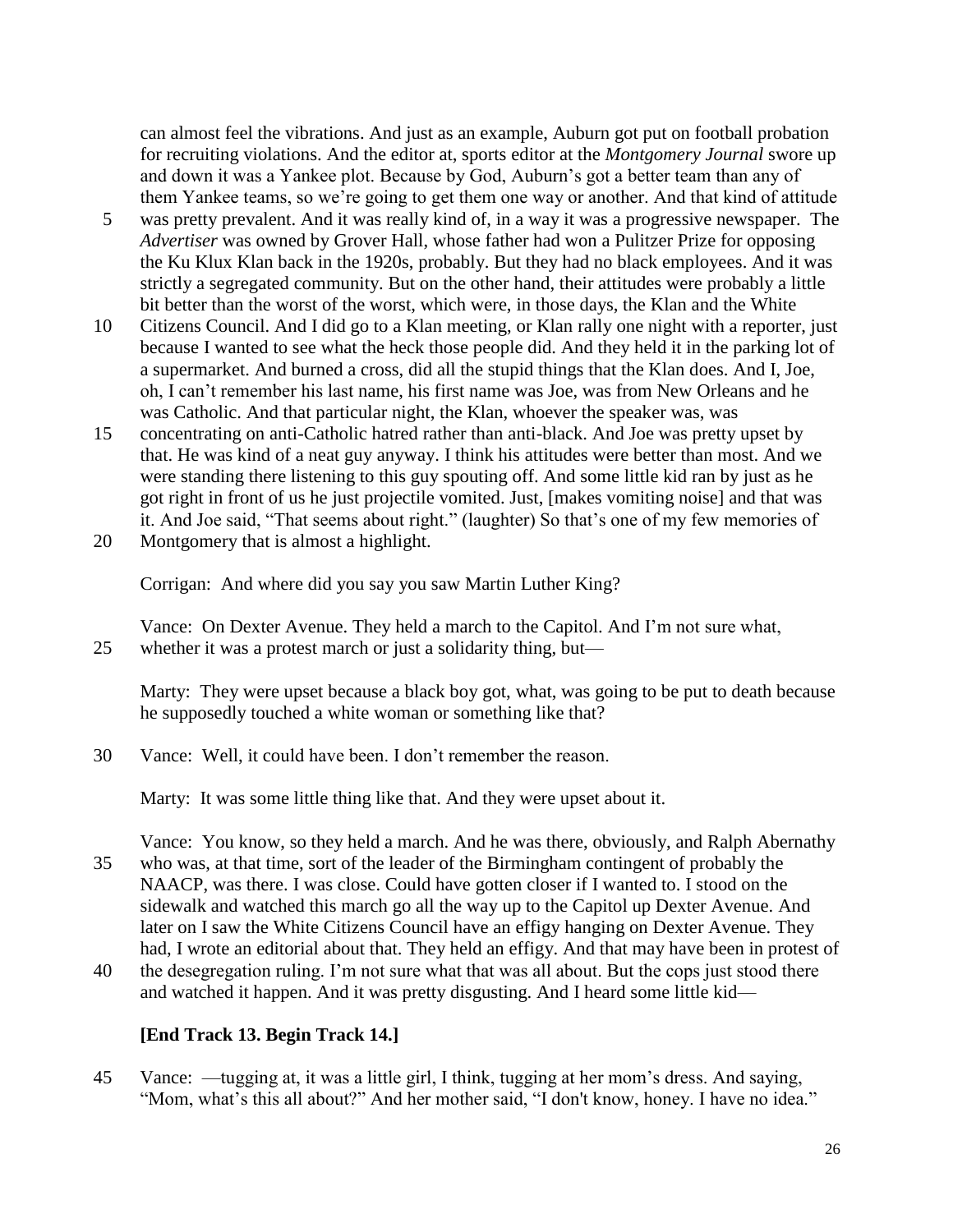can almost feel the vibrations. And just as an example, Auburn got put on football probation for recruiting violations. And the editor at, sports editor at the *Montgomery Journal* swore up and down it was a Yankee plot. Because by God, Auburn's got a better team than any of them Yankee teams, so we're going to get them one way or another. And that kind of attitude was pretty prevalent. And it was really kind of, in a way it was a progressive newspaper. The *Advertiser* was owned by Grover Hall, whose father had won a Pulitzer Prize for opposing the Ku Klux Klan back in the 1920s, probably. But they had no black employees. And it was strictly a segregated community. But on the other hand, their attitudes were probably a little bit better than the worst of the worst, which were, in those days, the Klan and the White Citizens Council. And I did go to a Klan meeting, or Klan rally one night with a reporter, just because I wanted to see what the heck those people did. And they held it in the parking lot of a supermarket. And burned a cross, did all the stupid things that the Klan does. And I, Joe, oh, I can't remember his last name, his first name was Joe, was from New Orleans and he was Catholic. And that particular night, the Klan, whoever the speaker was, was concentrating on anti-Catholic hatred rather than anti-black. And Joe was pretty upset by that. He was kind of a neat guy anyway. I think his attitudes were better than most. And we were standing there listening to this guy spouting off. And some little kid ran by just as he got right in front of us he just projectile vomited. Just, [makes vomiting noise] and that was it. And Joe said, "That seems about right." (laughter) So that's one of my few memories of Montgomery that is almost a highlight.

Corrigan: And where did you say you saw Martin Luther King?

Vance: On Dexter Avenue. They held a march to the Capitol. And I'm not sure what, whether it was a protest march or just a solidarity thing, but—

Marty: They were upset because a black boy got, what, was going to be put to death because he supposedly touched a white woman or something like that?

Vance: Well, it could have been. I don't remember the reason.

Marty: It was some little thing like that. And they were upset about it.

Vance: You know, so they held a march. And he was there, obviously, and Ralph Abernathy who was, at that time, sort of the leader of the Birmingham contingent of probably the NAACP, was there. I was close. Could have gotten closer if I wanted to. I stood on the sidewalk and watched this march go all the way up to the Capitol up Dexter Avenue. And later on I saw the White Citizens Council have an effigy hanging on Dexter Avenue. They had, I wrote an editorial about that. They held an effigy. And that may have been in protest of the desegregation ruling. I'm not sure what that was all about. But the cops just stood there and watched it happen. And it was pretty disgusting. And I heard some little kid—

**[End Track 13. Begin Track 14.]**

Vance: —tugging at, it was a little girl, I think, tugging at her mom's dress. And saying, "Mom, what's this all about?" And her mother said, "I don't know, honey. I have no idea."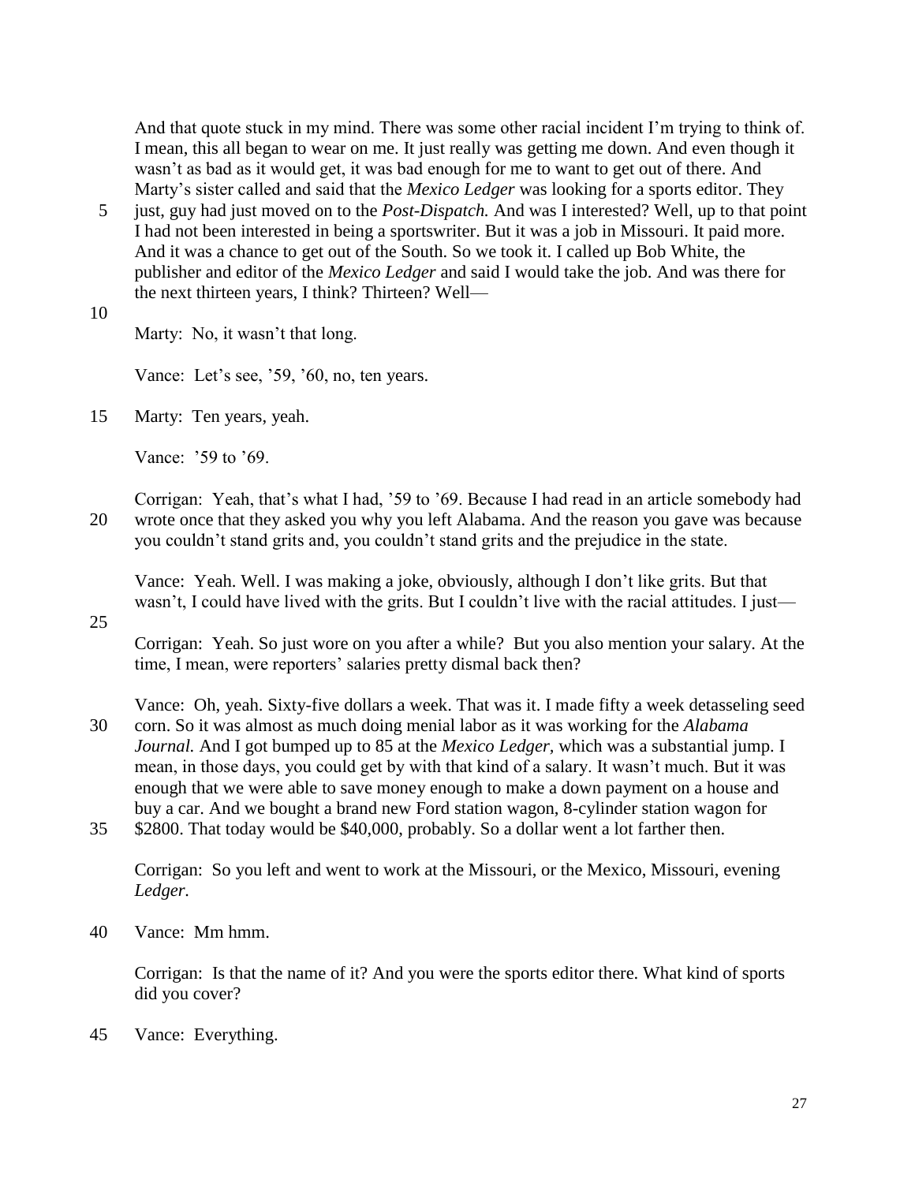And that quote stuck in my mind. There was some other racial incident I'm trying to think of. I mean, this all began to wear on me. It just really was getting me down. And even though it wasn't as bad as it would get, it was bad enough for me to want to get out of there. And Marty's sister called and said that the *Mexico Ledger* was looking for a sports editor. They just, guy had just moved on to the *Post-Dispatch.* And was I interested? Well, up to that point I had not been interested in being a sportswriter. But it was a job in Missouri. It paid more. And it was a chance to get out of the South. So we took it. I called up Bob White, the publisher and editor of the *Mexico Ledger* and said I would take the job. And was there for the next thirteen years, I think? Thirteen? Well—

Marty: No, it wasn't that long.

Vance: Let's see, '59, '60, no, ten years.

Marty: Ten years, yeah.

Vance: '59 to '69.

Corrigan: Yeah, that's what I had, '59 to '69. Because I had read in an article somebody had wrote once that they asked you why you left Alabama. And the reason you gave was because you couldn't stand grits and, you couldn't stand grits and the prejudice in the state.

Vance: Yeah. Well. I was making a joke, obviously, although I don't like grits. But that wasn't, I could have lived with the grits. But I couldn't live with the racial attitudes. I just—

Corrigan: Yeah. So just wore on you after a while? But you also mention your salary. At the time, I mean, were reporters' salaries pretty dismal back then?

Vance: Oh, yeah. Sixty-five dollars a week. That was it. I made fifty a week detasseling seed corn. So it was almost as much doing menial labor as it was working for the *Alabama Journal.* And I got bumped up to 85 at the *Mexico Ledger*, which was a substantial jump. I mean, in those days, you could get by with that kind of a salary. It wasn't much. But it was enough that we were able to save money enough to make a down payment on a house and buy a car. And we bought a brand new Ford station wagon, 8-cylinder station wagon for $2800. That today would be $40,000, probably. So a dollar went a lot farther then.

Corrigan: So you left and went to work at the Missouri, or the Mexico, Missouri, evening *Ledger.*

Vance: Mm hmm.

Corrigan: Is that the name of it? And you were the sports editor there. What kind of sports did you cover?

Vance: Everything.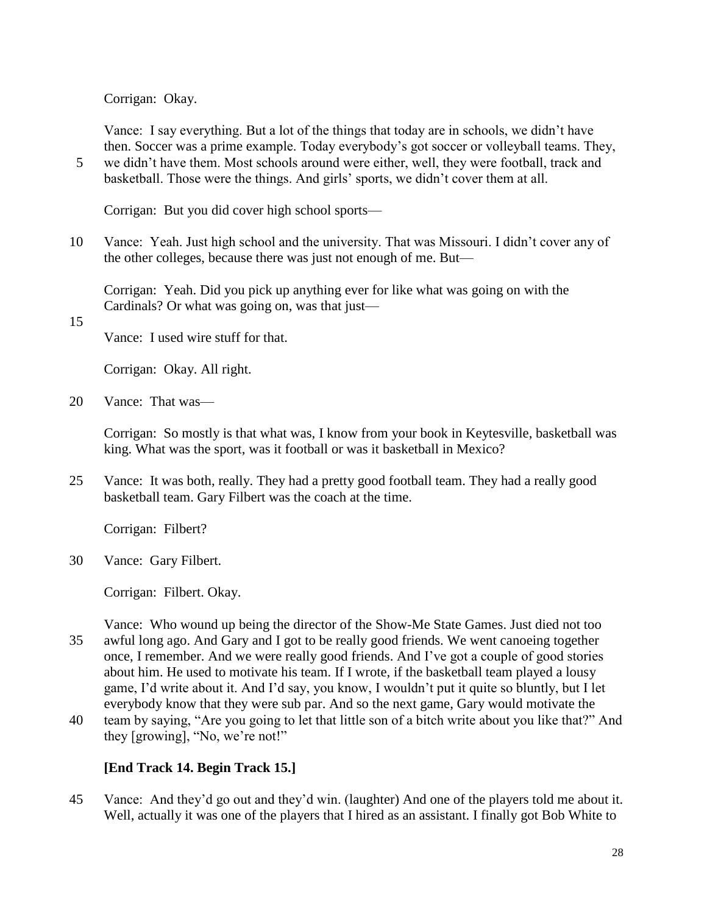Corrigan: Okay.

Vance: I say everything. But a lot of the things that today are in schools, we didn't have then. Soccer was a prime example. Today everybody's got soccer or volleyball teams. They, we didn't have them. Most schools around were either, well, they were football, track and basketball. Those were the things. And girls' sports, we didn't cover them at all.

Corrigan: But you did cover high school sports—

Vance: Yeah. Just high school and the university. That was Missouri. I didn't cover any of the other colleges, because there was just not enough of me. But—

Corrigan: Yeah. Did you pick up anything ever for like what was going on with the Cardinals? Or what was going on, was that just—

Vance: I used wire stuff for that.

Corrigan: Okay. All right.

Vance: That was—

Corrigan: So mostly is that what was, I know from your book in Keytesville, basketball was king. What was the sport, was it football or was it basketball in Mexico?

Vance: It was both, really. They had a pretty good football team. They had a really good basketball team. Gary Filbert was the coach at the time.

Corrigan: Filbert?

Vance: Gary Filbert.

Corrigan: Filbert. Okay.

Vance: Who wound up being the director of the Show-Me State Games. Just died not too awful long ago. And Gary and I got to be really good friends. We went canoeing together once, I remember. And we were really good friends. And I've got a couple of good stories about him. He used to motivate his team. If I wrote, if the basketball team played a lousy game, I'd write about it. And I'd say, you know, I wouldn't put it quite so bluntly, but I let everybody know that they were sub par. And so the next game, Gary would motivate the team by saying, "Are you going to let that little son of a bitch write about you like that?" And they [growing], "No, we're not!"

**[End Track 14. Begin Track 15.]**

Vance: And they'd go out and they'd win. (laughter) And one of the players told me about it. Well, actually it was one of the players that I hired as an assistant. I finally got Bob White to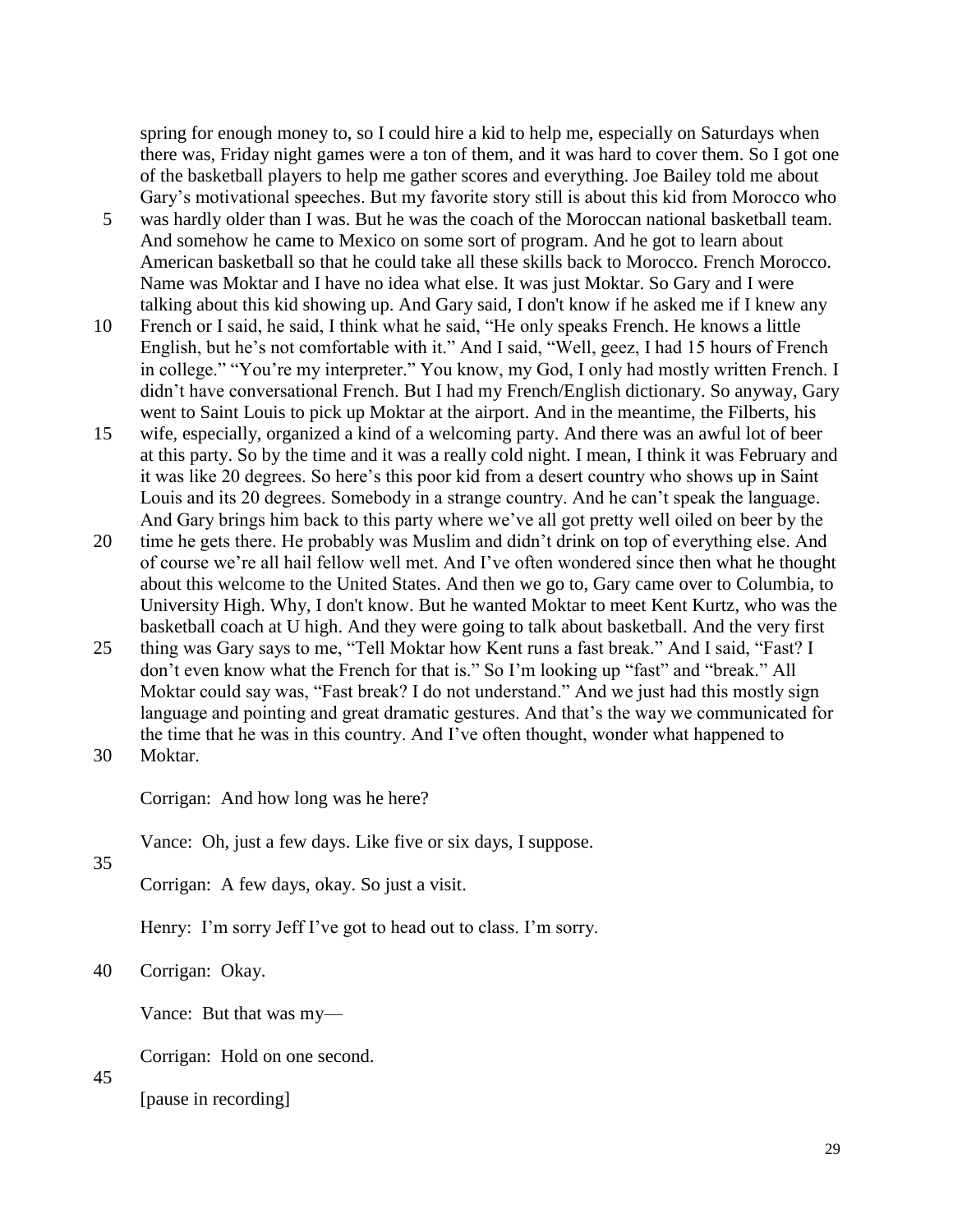spring for enough money to, so I could hire a kid to help me, especially on Saturdays when there was, Friday night games were a ton of them, and it was hard to cover them. So I got one of the basketball players to help me gather scores and everything. Joe Bailey told me about Gary's motivational speeches. But my favorite story still is about this kid from Morocco who was hardly older than I was. But he was the coach of the Moroccan national basketball team. And somehow he came to Mexico on some sort of program. And he got to learn about American basketball so that he could take all these skills back to Morocco. French Morocco. Name was Moktar and I have no idea what else. It was just Moktar. So Gary and I were talking about this kid showing up. And Gary said, I don't know if he asked me if I knew any French or I said, he said, I think what he said, "He only speaks French. He knows a little English, but he's not comfortable with it." And I said, "Well, geez, I had 15 hours of French in college." "You're my interpreter." You know, my God, I only had mostly written French. I didn't have conversational French. But I had my French/English dictionary. So anyway, Gary went to Saint Louis to pick up Moktar at the airport. And in the meantime, the Filberts, his wife, especially, organized a kind of a welcoming party. And there was an awful lot of beer at this party. So by the time and it was a really cold night. I mean, I think it was February and it was like 20 degrees. So here's this poor kid from a desert country who shows up in Saint Louis and its 20 degrees. Somebody in a strange country. And he can't speak the language. And Gary brings him back to this party where we've all got pretty well oiled on beer by the time he gets there. He probably was Muslim and didn't drink on top of everything else. And of course we're all hail fellow well met. And I've often wondered since then what he thought about this welcome to the United States. And then we go to, Gary came over to Columbia, to University High. Why, I don't know. But he wanted Moktar to meet Kent Kurtz, who was the basketball coach at U high. And they were going to talk about basketball. And the very first thing was Gary says to me, "Tell Moktar how Kent runs a fast break." And I said, "Fast? I don't even know what the French for that is." So I'm looking up "fast" and "break." All Moktar could say was, "Fast break? I do not understand." And we just had this mostly sign language and pointing and great dramatic gestures. And that's the way we communicated for the time that he was in this country. And I've often thought, wonder what happened to Moktar.

Corrigan: And how long was he here?

Vance: Oh, just a few days. Like five or six days, I suppose.

Corrigan: A few days, okay. So just a visit.

Henry: I'm sorry Jeff I've got to head out to class. I'm sorry.

Corrigan: Okay.

Vance: But that was my—

Corrigan: Hold on one second.

[pause in recording]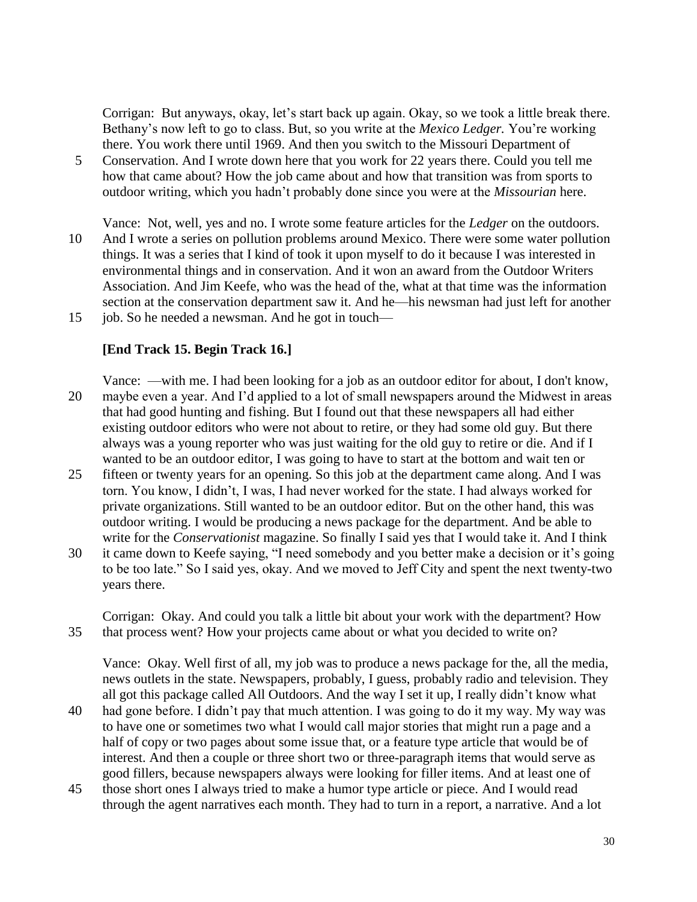Corrigan: But anyways, okay, let's start back up again. Okay, so we took a little break there. Bethany's now left to go to class. But, so you write at the *Mexico Ledger.* You're working there. You work there until 1969. And then you switch to the Missouri Department of Conservation. And I wrote down here that you work for 22 years there. Could you tell me how that came about? How the job came about and how that transition was from sports to outdoor writing, which you hadn't probably done since you were at the *Missourian* here.

Vance: Not, well, yes and no. I wrote some feature articles for the *Ledger* on the outdoors. And I wrote a series on pollution problems around Mexico. There were some water pollution things. It was a series that I kind of took it upon myself to do it because I was interested in environmental things and in conservation. And it won an award from the Outdoor Writers Association. And Jim Keefe, who was the head of the, what at that time was the information section at the conservation department saw it. And he—his newsman had just left for another job. So he needed a newsman. And he got in touch—

**[End Track 15. Begin Track 16.]**

Vance: —with me. I had been looking for a job as an outdoor editor for about, I don't know, maybe even a year. And I'd applied to a lot of small newspapers around the Midwest in areas that had good hunting and fishing. But I found out that these newspapers all had either existing outdoor editors who were not about to retire, or they had some old guy. But there always was a young reporter who was just waiting for the old guy to retire or die. And if I wanted to be an outdoor editor, I was going to have to start at the bottom and wait ten or fifteen or twenty years for an opening. So this job at the department came along. And I was torn. You know, I didn't, I was, I had never worked for the state. I had always worked for private organizations. Still wanted to be an outdoor editor. But on the other hand, this was outdoor writing. I would be producing a news package for the department. And be able to write for the *Conservationist* magazine. So finally I said yes that I would take it. And I think it came down to Keefe saying, "I need somebody and you better make a decision or it's going to be too late." So I said yes, okay. And we moved to Jeff City and spent the next twenty-two years there.

Corrigan: Okay. And could you talk a little bit about your work with the department? How that process went? How your projects came about or what you decided to write on?

Vance: Okay. Well first of all, my job was to produce a news package for the, all the media, news outlets in the state. Newspapers, probably, I guess, probably radio and television. They all got this package called All Outdoors. And the way I set it up, I really didn't know what had gone before. I didn't pay that much attention. I was going to do it my way. My way was to have one or sometimes two what I would call major stories that might run a page and a half of copy or two pages about some issue that, or a feature type article that would be of interest. And then a couple or three short two or three-paragraph items that would serve as good fillers, because newspapers always were looking for filler items. And at least one of those short ones I always tried to make a humor type article or piece. And I would read through the agent narratives each month. They had to turn in a report, a narrative. And a lot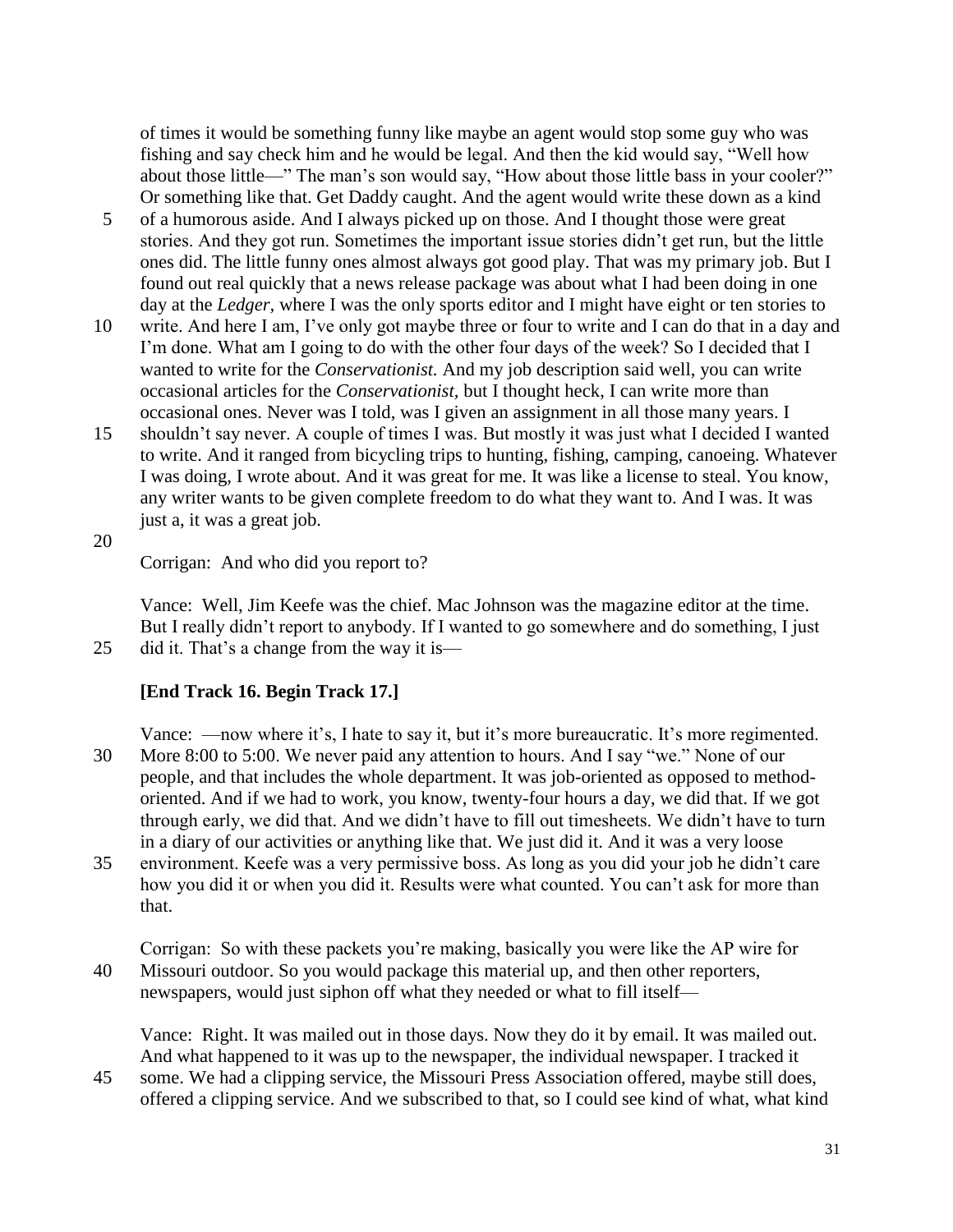of times it would be something funny like maybe an agent would stop some guy who was fishing and say check him and he would be legal. And then the kid would say, "Well how about those little—" The man's son would say, "How about those little bass in your cooler?" Or something like that. Get Daddy caught. And the agent would write these down as a kind of a humorous aside. And I always picked up on those. And I thought those were great stories. And they got run. Sometimes the important issue stories didn't get run, but the little ones did. The little funny ones almost always got good play. That was my primary job. But I found out real quickly that a news release package was about what I had been doing in one day at the *Ledger,* where I was the only sports editor and I might have eight or ten stories to write. And here I am, I've only got maybe three or four to write and I can do that in a day and I'm done. What am I going to do with the other four days of the week? So I decided that I wanted to write for the *Conservationist.* And my job description said well, you can write occasional articles for the *Conservationist,* but I thought heck, I can write more than occasional ones. Never was I told, was I given an assignment in all those many years. I shouldn't say never. A couple of times I was. But mostly it was just what I decided I wanted to write. And it ranged from bicycling trips to hunting, fishing, camping, canoeing. Whatever I was doing, I wrote about. And it was great for me. It was like a license to steal. You know, any writer wants to be given complete freedom to do what they want to. And I was. It was just a, it was a great job.

Corrigan: And who did you report to?

Vance: Well, Jim Keefe was the chief. Mac Johnson was the magazine editor at the time. But I really didn't report to anybody. If I wanted to go somewhere and do something, I just did it. That's a change from the way it is—

**[End Track 16. Begin Track 17.]**

Vance: —now where it's, I hate to say it, but it's more bureaucratic. It's more regimented. More 8:00 to 5:00. We never paid any attention to hours. And I say "we." None of our people, and that includes the whole department. It was job-oriented as opposed to method-oriented. And if we had to work, you know, twenty-four hours a day, we did that. If we got through early, we did that. And we didn't have to fill out timesheets. We didn't have to turn in a diary of our activities or anything like that. We just did it. And it was a very loose environment. Keefe was a very permissive boss. As long as you did your job he didn't care how you did it or when you did it. Results were what counted. You can't ask for more than that.

Corrigan: So with these packets you're making, basically you were like the AP wire for Missouri outdoor. So you would package this material up, and then other reporters, newspapers, would just siphon off what they needed or what to fill itself—

Vance: Right. It was mailed out in those days. Now they do it by email. It was mailed out. And what happened to it was up to the newspaper, the individual newspaper. I tracked it some. We had a clipping service, the Missouri Press Association offered, maybe still does, offered a clipping service. And we subscribed to that, so I could see kind of what, what kind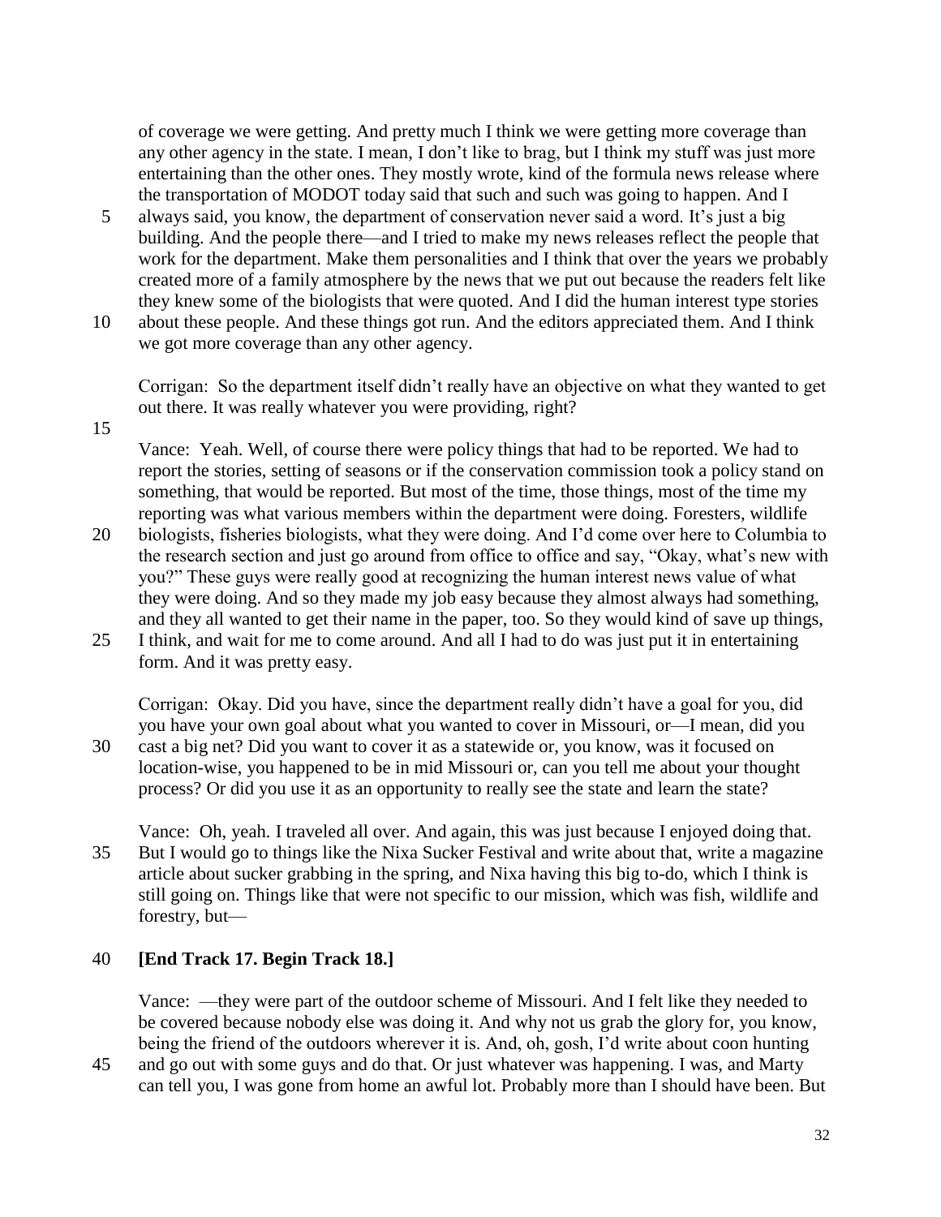of coverage we were getting. And pretty much I think we were getting more coverage than any other agency in the state. I mean, I don't like to brag, but I think my stuff was just more entertaining than the other ones. They mostly wrote, kind of the formula news release where the transportation of MODOT today said that such and such was going to happen. And I always said, you know, the department of conservation never said a word. It's just a big building. And the people there—and I tried to make my news releases reflect the people that work for the department. Make them personalities and I think that over the years we probably created more of a family atmosphere by the news that we put out because the readers felt like they knew some of the biologists that were quoted. And I did the human interest type stories about these people. And these things got run. And the editors appreciated them. And I think we got more coverage than any other agency.

Corrigan: So the department itself didn't really have an objective on what they wanted to get out there. It was really whatever you were providing, right?

Vance: Yeah. Well, of course there were policy things that had to be reported. We had to report the stories, setting of seasons or if the conservation commission took a policy stand on something, that would be reported. But most of the time, those things, most of the time my reporting was what various members within the department were doing. Foresters, wildlife biologists, fisheries biologists, what they were doing. And I'd come over here to Columbia to the research section and just go around from office to office and say, "Okay, what's new with you?" These guys were really good at recognizing the human interest news value of what they were doing. And so they made my job easy because they almost always had something, and they all wanted to get their name in the paper, too. So they would kind of save up things, I think, and wait for me to come around. And all I had to do was just put it in entertaining form. And it was pretty easy.

Corrigan: Okay. Did you have, since the department really didn't have a goal for you, did you have your own goal about what you wanted to cover in Missouri, or—I mean, did you cast a big net? Did you want to cover it as a statewide or, you know, was it focused on location-wise, you happened to be in mid Missouri or, can you tell me about your thought process? Or did you use it as an opportunity to really see the state and learn the state?

Vance: Oh, yeah. I traveled all over. And again, this was just because I enjoyed doing that. But I would go to things like the Nixa Sucker Festival and write about that, write a magazine article about sucker grabbing in the spring, and Nixa having this big to-do, which I think is still going on. Things like that were not specific to our mission, which was fish, wildlife and forestry, but—

**[End Track 17. Begin Track 18.]**

Vance: —they were part of the outdoor scheme of Missouri. And I felt like they needed to be covered because nobody else was doing it. And why not us grab the glory for, you know, being the friend of the outdoors wherever it is. And, oh, gosh, I'd write about coon hunting and go out with some guys and do that. Or just whatever was happening. I was, and Marty can tell you, I was gone from home an awful lot. Probably more than I should have been. But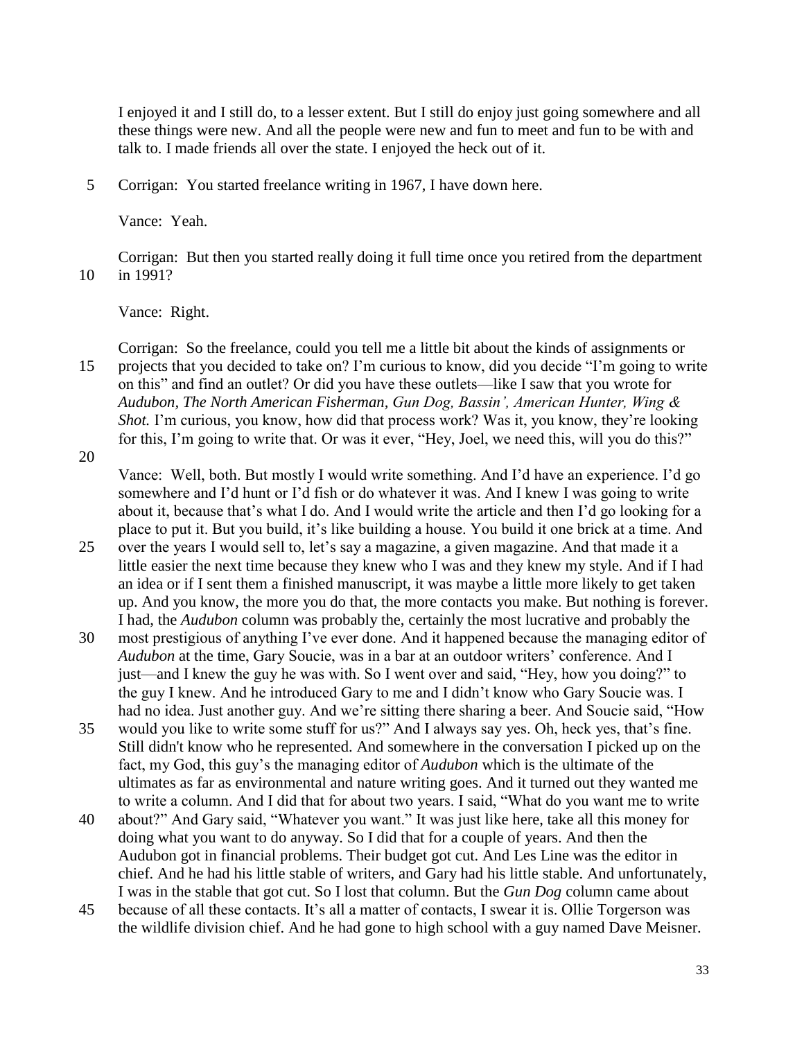I enjoyed it and I still do, to a lesser extent. But I still do enjoy just going somewhere and all these things were new. And all the people were new and fun to meet and fun to be with and talk to. I made friends all over the state. I enjoyed the heck out of it.

Corrigan: You started freelance writing in 1967, I have down here.

Vance: Yeah.

Corrigan: But then you started really doing it full time once you retired from the department in 1991?

Vance: Right.

Corrigan: So the freelance, could you tell me a little bit about the kinds of assignments or projects that you decided to take on? I'm curious to know, did you decide "I'm going to write on this" and find an outlet? Or did you have these outlets—like I saw that you wrote for *Audubon, The North American Fisherman, Gun Dog, Bassin', American Hunter, Wing & Shot.* I'm curious, you know, how did that process work? Was it, you know, they're looking for this, I'm going to write that. Or was it ever, "Hey, Joel, we need this, will you do this?"

Vance: Well, both. But mostly I would write something. And I'd have an experience. I'd go somewhere and I'd hunt or I'd fish or do whatever it was. And I knew I was going to write about it, because that's what I do. And I would write the article and then I'd go looking for a place to put it. But you build, it's like building a house. You build it one brick at a time. And over the years I would sell to, let's say a magazine, a given magazine. And that made it a little easier the next time because they knew who I was and they knew my style. And if I had an idea or if I sent them a finished manuscript, it was maybe a little more likely to get taken up. And you know, the more you do that, the more contacts you make. But nothing is forever. I had, the *Audubon* column was probably the, certainly the most lucrative and probably the most prestigious of anything I've ever done. And it happened because the managing editor of *Audubon* at the time, Gary Soucie, was in a bar at an outdoor writers' conference. And I just—and I knew the guy he was with. So I went over and said, "Hey, how you doing?" to the guy I knew. And he introduced Gary to me and I didn't know who Gary Soucie was. I had no idea. Just another guy. And we're sitting there sharing a beer. And Soucie said, "How would you like to write some stuff for us?" And I always say yes. Oh, heck yes, that's fine. Still didn't know who he represented. And somewhere in the conversation I picked up on the fact, my God, this guy's the managing editor of *Audubon* which is the ultimate of the ultimates as far as environmental and nature writing goes. And it turned out they wanted me to write a column. And I did that for about two years. I said, "What do you want me to write about?" And Gary said, "Whatever you want." It was just like here, take all this money for doing what you want to do anyway. So I did that for a couple of years. And then the Audubon got in financial problems. Their budget got cut. And Les Line was the editor in chief. And he had his little stable of writers, and Gary had his little stable. And unfortunately, I was in the stable that got cut. So I lost that column. But the *Gun Dog* column came about because of all these contacts. It's all a matter of contacts, I swear it is. Ollie Torgerson was the wildlife division chief. And he had gone to high school with a guy named Dave Meisner.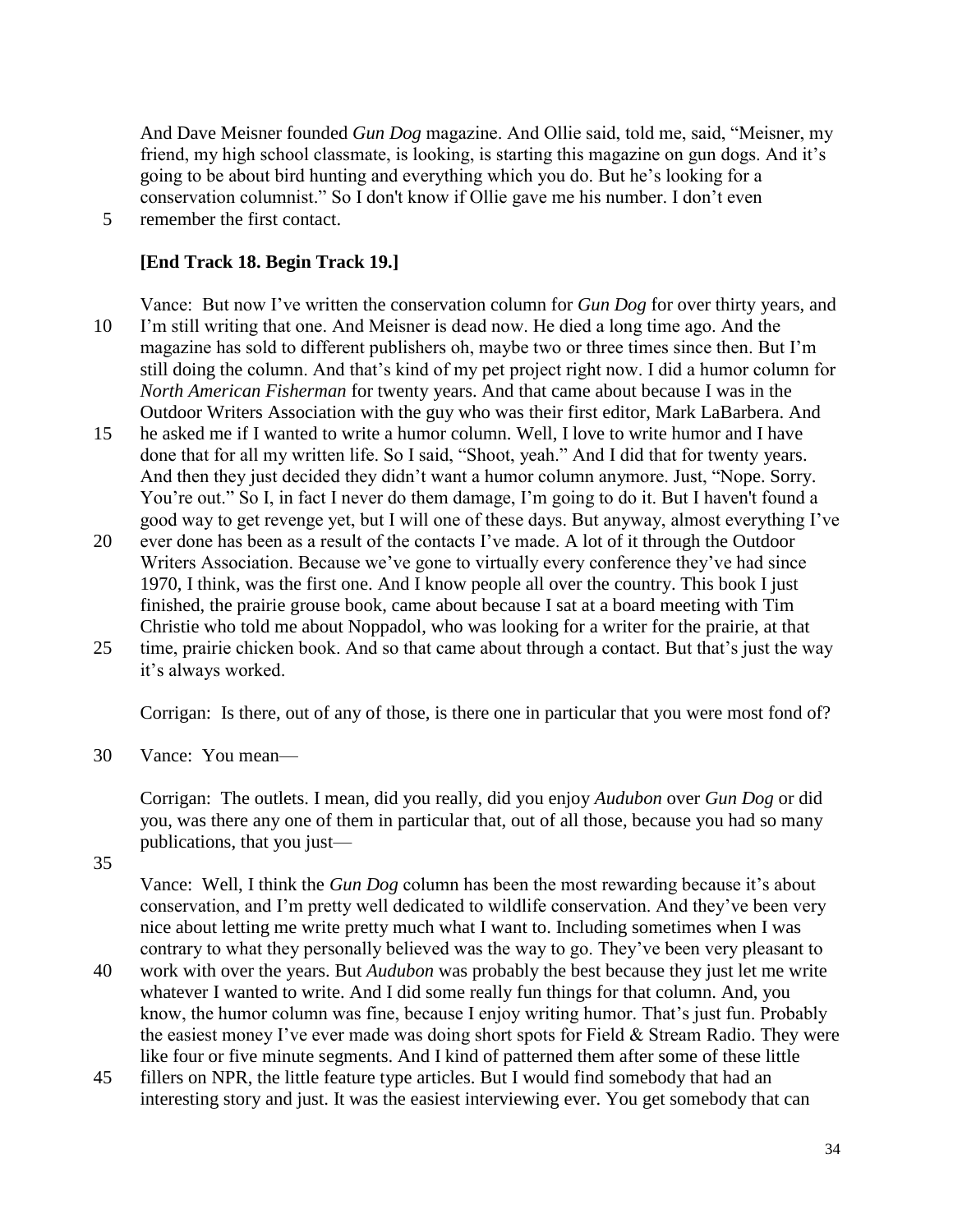And Dave Meisner founded *Gun Dog* magazine. And Ollie said, told me, said, "Meisner, my friend, my high school classmate, is looking, is starting this magazine on gun dogs. And it's going to be about bird hunting and everything which you do. But he's looking for a conservation columnist." So I don't know if Ollie gave me his number. I don't even remember the first contact.

**[End Track 18. Begin Track 19.]**

Vance: But now I've written the conservation column for *Gun Dog* for over thirty years, and I'm still writing that one. And Meisner is dead now. He died a long time ago. And the magazine has sold to different publishers oh, maybe two or three times since then. But I'm still doing the column. And that's kind of my pet project right now. I did a humor column for *North American Fisherman* for twenty years. And that came about because I was in the Outdoor Writers Association with the guy who was their first editor, Mark LaBarbera. And he asked me if I wanted to write a humor column. Well, I love to write humor and I have done that for all my written life. So I said, "Shoot, yeah." And I did that for twenty years. And then they just decided they didn't want a humor column anymore. Just, "Nope. Sorry. You're out." So I, in fact I never do them damage, I'm going to do it. But I haven't found a good way to get revenge yet, but I will one of these days. But anyway, almost everything I've ever done has been as a result of the contacts I've made. A lot of it through the Outdoor Writers Association. Because we've gone to virtually every conference they've had since 1970, I think, was the first one. And I know people all over the country. This book I just finished, the prairie grouse book, came about because I sat at a board meeting with Tim Christie who told me about Noppadol, who was looking for a writer for the prairie, at that time, prairie chicken book. And so that came about through a contact. But that's just the way it's always worked.

Corrigan: Is there, out of any of those, is there one in particular that you were most fond of?

Vance: You mean—

Corrigan: The outlets. I mean, did you really, did you enjoy *Audubon* over *Gun Dog* or did you, was there any one of them in particular that, out of all those, because you had so many publications, that you just—

Vance: Well, I think the *Gun Dog* column has been the most rewarding because it's about conservation, and I'm pretty well dedicated to wildlife conservation. And they've been very nice about letting me write pretty much what I want to. Including sometimes when I was contrary to what they personally believed was the way to go. They've been very pleasant to work with over the years. But *Audubon* was probably the best because they just let me write whatever I wanted to write. And I did some really fun things for that column. And, you know, the humor column was fine, because I enjoy writing humor. That's just fun. Probably the easiest money I've ever made was doing short spots for Field & Stream Radio. They were like four or five minute segments. And I kind of patterned them after some of these little fillers on NPR, the little feature type articles. But I would find somebody that had an interesting story and just. It was the easiest interviewing ever. You get somebody that can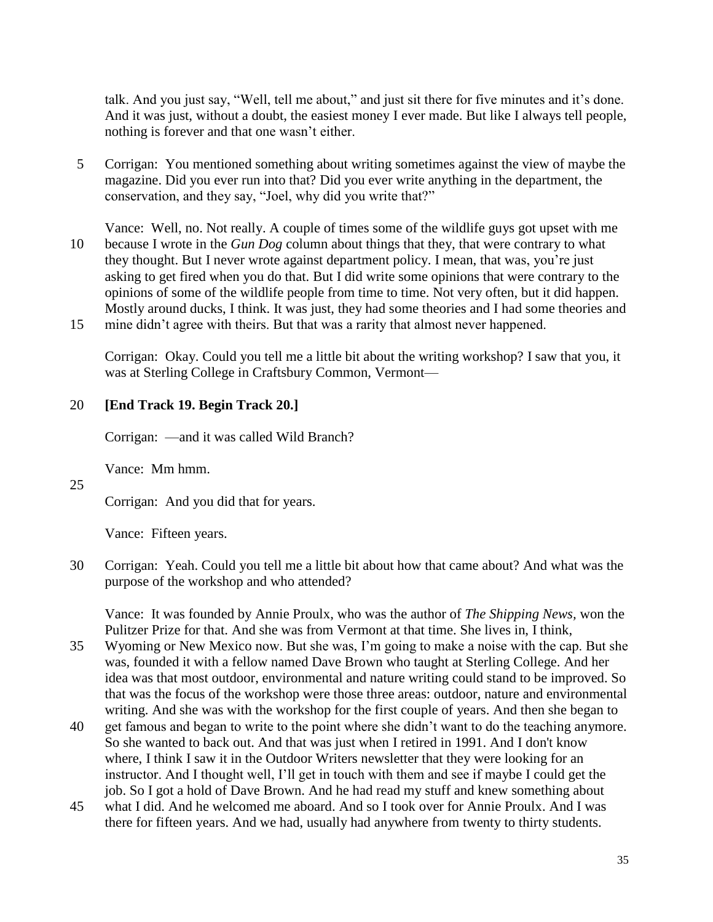talk. And you just say, "Well, tell me about," and just sit there for five minutes and it's done. And it was just, without a doubt, the easiest money I ever made. But like I always tell people, nothing is forever and that one wasn't either.

Corrigan: You mentioned something about writing sometimes against the view of maybe the magazine. Did you ever run into that? Did you ever write anything in the department, the conservation, and they say, "Joel, why did you write that?"

Vance: Well, no. Not really. A couple of times some of the wildlife guys got upset with me because I wrote in the *Gun Dog* column about things that they, that were contrary to what they thought. But I never wrote against department policy. I mean, that was, you're just asking to get fired when you do that. But I did write some opinions that were contrary to the opinions of some of the wildlife people from time to time. Not very often, but it did happen. Mostly around ducks, I think. It was just, they had some theories and I had some theories and mine didn't agree with theirs. But that was a rarity that almost never happened.

Corrigan: Okay. Could you tell me a little bit about the writing workshop? I saw that you, it was at Sterling College in Craftsbury Common, Vermont—

**[End Track 19. Begin Track 20.]**

Corrigan: —and it was called Wild Branch?

Vance: Mm hmm.

Corrigan: And you did that for years.

Vance: Fifteen years.

Corrigan: Yeah. Could you tell me a little bit about how that came about? And what was the purpose of the workshop and who attended?

Vance: It was founded by Annie Proulx, who was the author of *The Shipping News*, won the Pulitzer Prize for that. And she was from Vermont at that time. She lives in, I think, Wyoming or New Mexico now. But she was, I'm going to make a noise with the cap. But she was, founded it with a fellow named Dave Brown who taught at Sterling College. And her idea was that most outdoor, environmental and nature writing could stand to be improved. So that was the focus of the workshop were those three areas: outdoor, nature and environmental writing. And she was with the workshop for the first couple of years. And then she began to get famous and began to write to the point where she didn't want to do the teaching anymore. So she wanted to back out. And that was just when I retired in 1991. And I don't know where, I think I saw it in the Outdoor Writers newsletter that they were looking for an instructor. And I thought well, I'll get in touch with them and see if maybe I could get the job. So I got a hold of Dave Brown. And he had read my stuff and knew something about what I did. And he welcomed me aboard. And so I took over for Annie Proulx. And I was there for fifteen years. And we had, usually had anywhere from twenty to thirty students.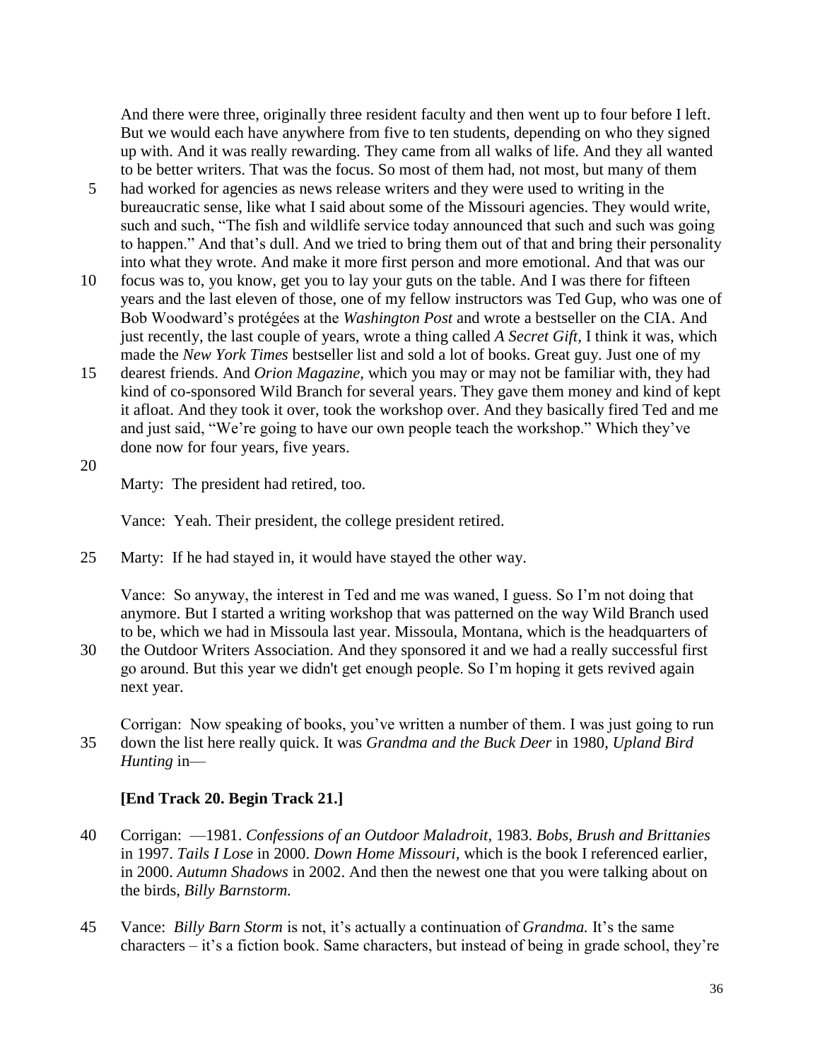And there were three, originally three resident faculty and then went up to four before I left. But we would each have anywhere from five to ten students, depending on who they signed up with. And it was really rewarding. They came from all walks of life. And they all wanted to be better writers. That was the focus. So most of them had, not most, but many of them had worked for agencies as news release writers and they were used to writing in the bureaucratic sense, like what I said about some of the Missouri agencies. They would write, such and such, "The fish and wildlife service today announced that such and such was going to happen." And that's dull. And we tried to bring them out of that and bring their personality into what they wrote. And make it more first person and more emotional. And that was our focus was to, you know, get you to lay your guts on the table. And I was there for fifteen years and the last eleven of those, one of my fellow instructors was Ted Gup, who was one of Bob Woodward's protégées at the *Washington Post* and wrote a bestseller on the CIA. And just recently, the last couple of years, wrote a thing called *A Secret Gift,* I think it was, which made the *New York Times* bestseller list and sold a lot of books. Great guy. Just one of my dearest friends. And *Orion Magazine,* which you may or may not be familiar with, they had kind of co-sponsored Wild Branch for several years. They gave them money and kind of kept it afloat. And they took it over, took the workshop over. And they basically fired Ted and me and just said, "We're going to have our own people teach the workshop." Which they've done now for four years, five years.

Marty: The president had retired, too.

Vance: Yeah. Their president, the college president retired.

Marty: If he had stayed in, it would have stayed the other way.

Vance: So anyway, the interest in Ted and me was waned, I guess. So I'm not doing that anymore. But I started a writing workshop that was patterned on the way Wild Branch used to be, which we had in Missoula last year. Missoula, Montana, which is the headquarters of the Outdoor Writers Association. And they sponsored it and we had a really successful first go around. But this year we didn't get enough people. So I'm hoping it gets revived again next year.

Corrigan: Now speaking of books, you've written a number of them. I was just going to run down the list here really quick. It was *Grandma and the Buck Deer* in 1980, *Upland Bird Hunting* in—

**[End Track 20. Begin Track 21.]**

Corrigan: —1981. *Confessions of an Outdoor Maladroit,* 1983. *Bobs, Brush and Brittanies* in 1997. *Tails I Lose* in 2000. *Down Home Missouri,* which is the book I referenced earlier, in 2000. *Autumn Shadows* in 2002. And then the newest one that you were talking about on the birds, *Billy Barnstorm.*

Vance: *Billy Barn Storm* is not, it's actually a continuation of *Grandma.* It's the same characters – it's a fiction book. Same characters, but instead of being in grade school, they're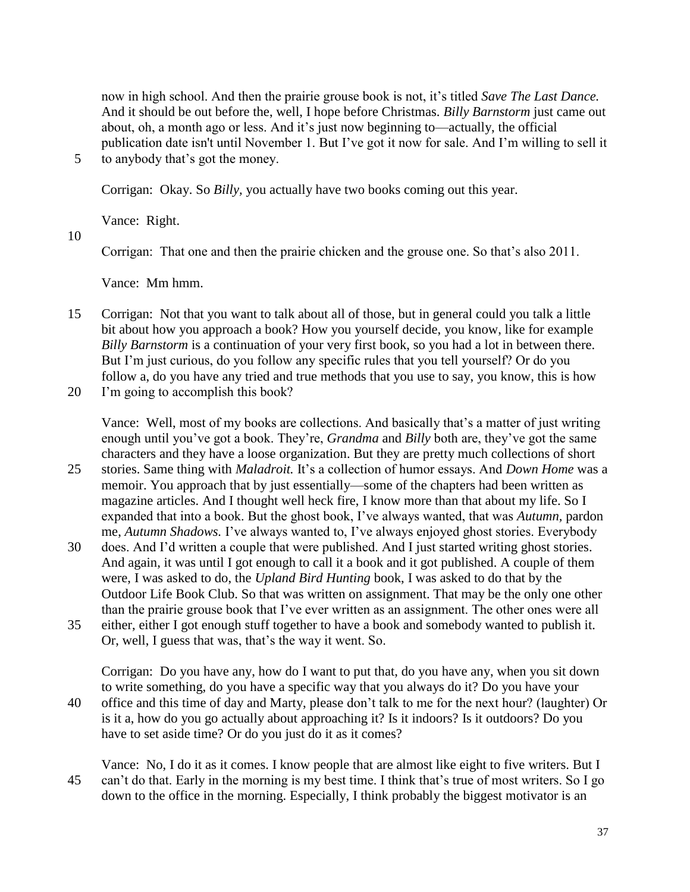now in high school. And then the prairie grouse book is not, it's titled *Save The Last Dance.* And it should be out before the, well, I hope before Christmas. *Billy Barnstorm* just came out about, oh, a month ago or less. And it's just now beginning to—actually, the official publication date isn't until November 1. But I've got it now for sale. And I'm willing to sell it to anybody that's got the money.

Corrigan: Okay. So *Billy*, you actually have two books coming out this year.

Vance: Right.

Corrigan: That one and then the prairie chicken and the grouse one. So that's also 2011.

Vance: Mm hmm.

Corrigan: Not that you want to talk about all of those, but in general could you talk a little bit about how you approach a book? How you yourself decide, you know, like for example *Billy Barnstorm* is a continuation of your very first book, so you had a lot in between there. But I'm just curious, do you follow any specific rules that you tell yourself? Or do you follow a, do you have any tried and true methods that you use to say, you know, this is how I'm going to accomplish this book?

Vance: Well, most of my books are collections. And basically that's a matter of just writing enough until you've got a book. They're, *Grandma* and *Billy* both are, they've got the same characters and they have a loose organization. But they are pretty much collections of short stories. Same thing with *Maladroit.* It's a collection of humor essays. And *Down Home* was a memoir. You approach that by just essentially—some of the chapters had been written as magazine articles. And I thought well heck fire, I know more than that about my life. So I expanded that into a book. But the ghost book, I've always wanted, that was *Autumn,* pardon me, *Autumn Shadows.* I've always wanted to, I've always enjoyed ghost stories. Everybody does. And I'd written a couple that were published. And I just started writing ghost stories. And again, it was until I got enough to call it a book and it got published. A couple of them were, I was asked to do, the *Upland Bird Hunting* book, I was asked to do that by the Outdoor Life Book Club. So that was written on assignment. That may be the only one other than the prairie grouse book that I've ever written as an assignment. The other ones were all either, either I got enough stuff together to have a book and somebody wanted to publish it. Or, well, I guess that was, that's the way it went. So.

Corrigan: Do you have any, how do I want to put that, do you have any, when you sit down to write something, do you have a specific way that you always do it? Do you have your office and this time of day and Marty, please don't talk to me for the next hour? (laughter) Or is it a, how do you go actually about approaching it? Is it indoors? Is it outdoors? Do you have to set aside time? Or do you just do it as it comes?

Vance: No, I do it as it comes. I know people that are almost like eight to five writers. But I can't do that. Early in the morning is my best time. I think that's true of most writers. So I go down to the office in the morning. Especially, I think probably the biggest motivator is an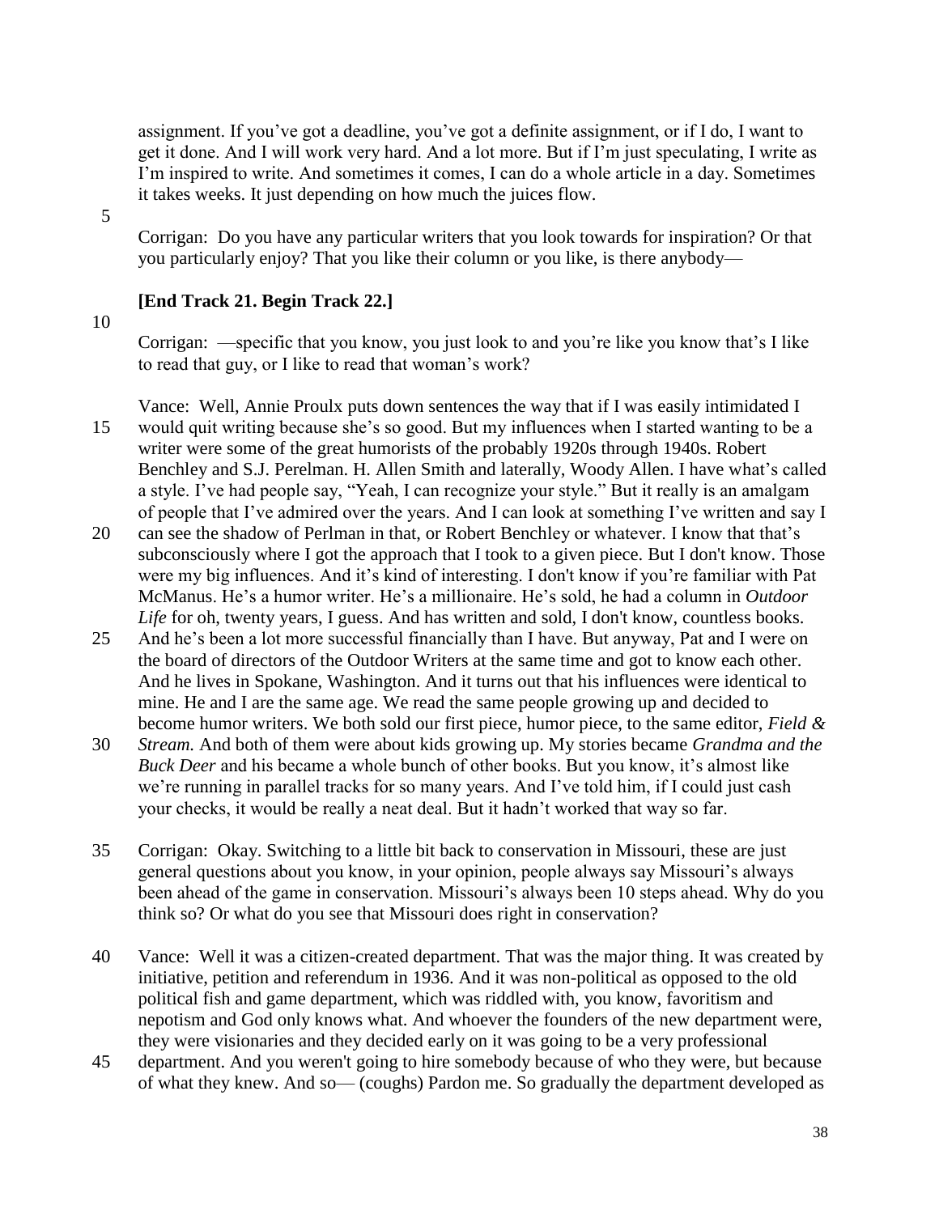assignment. If you've got a deadline, you've got a definite assignment, or if I do, I want to get it done. And I will work very hard. And a lot more. But if I'm just speculating, I write as I'm inspired to write. And sometimes it comes, I can do a whole article in a day. Sometimes it takes weeks. It just depending on how much the juices flow.

Corrigan: Do you have any particular writers that you look towards for inspiration? Or that you particularly enjoy? That you like their column or you like, is there anybody—

**[End Track 21. Begin Track 22.]**

Corrigan: —specific that you know, you just look to and you're like you know that's I like to read that guy, or I like to read that woman's work?

Vance: Well, Annie Proulx puts down sentences the way that if I was easily intimidated I would quit writing because she's so good. But my influences when I started wanting to be a writer were some of the great humorists of the probably 1920s through 1940s. Robert Benchley and S.J. Perelman. H. Allen Smith and laterally, Woody Allen. I have what's called a style. I've had people say, "Yeah, I can recognize your style." But it really is an amalgam of people that I've admired over the years. And I can look at something I've written and say I can see the shadow of Perlman in that, or Robert Benchley or whatever. I know that that's subconsciously where I got the approach that I took to a given piece. But I don't know. Those were my big influences. And it's kind of interesting. I don't know if you're familiar with Pat McManus. He's a humor writer. He's a millionaire. He's sold, he had a column in *Outdoor Life* for oh, twenty years, I guess. And has written and sold, I don't know, countless books. And he's been a lot more successful financially than I have. But anyway, Pat and I were on the board of directors of the Outdoor Writers at the same time and got to know each other. And he lives in Spokane, Washington. And it turns out that his influences were identical to mine. He and I are the same age. We read the same people growing up and decided to become humor writers. We both sold our first piece, humor piece, to the same editor, *Field & Stream.* And both of them were about kids growing up. My stories became *Grandma and the Buck Deer* and his became a whole bunch of other books. But you know, it's almost like we're running in parallel tracks for so many years. And I've told him, if I could just cash your checks, it would be really a neat deal. But it hadn't worked that way so far.

Corrigan: Okay. Switching to a little bit back to conservation in Missouri, these are just general questions about you know, in your opinion, people always say Missouri's always been ahead of the game in conservation. Missouri's always been 10 steps ahead. Why do you think so? Or what do you see that Missouri does right in conservation?

Vance: Well it was a citizen-created department. That was the major thing. It was created by initiative, petition and referendum in 1936. And it was non-political as opposed to the old political fish and game department, which was riddled with, you know, favoritism and nepotism and God only knows what. And whoever the founders of the new department were, they were visionaries and they decided early on it was going to be a very professional department. And you weren't going to hire somebody because of who they were, but because of what they knew. And so— (coughs) Pardon me. So gradually the department developed as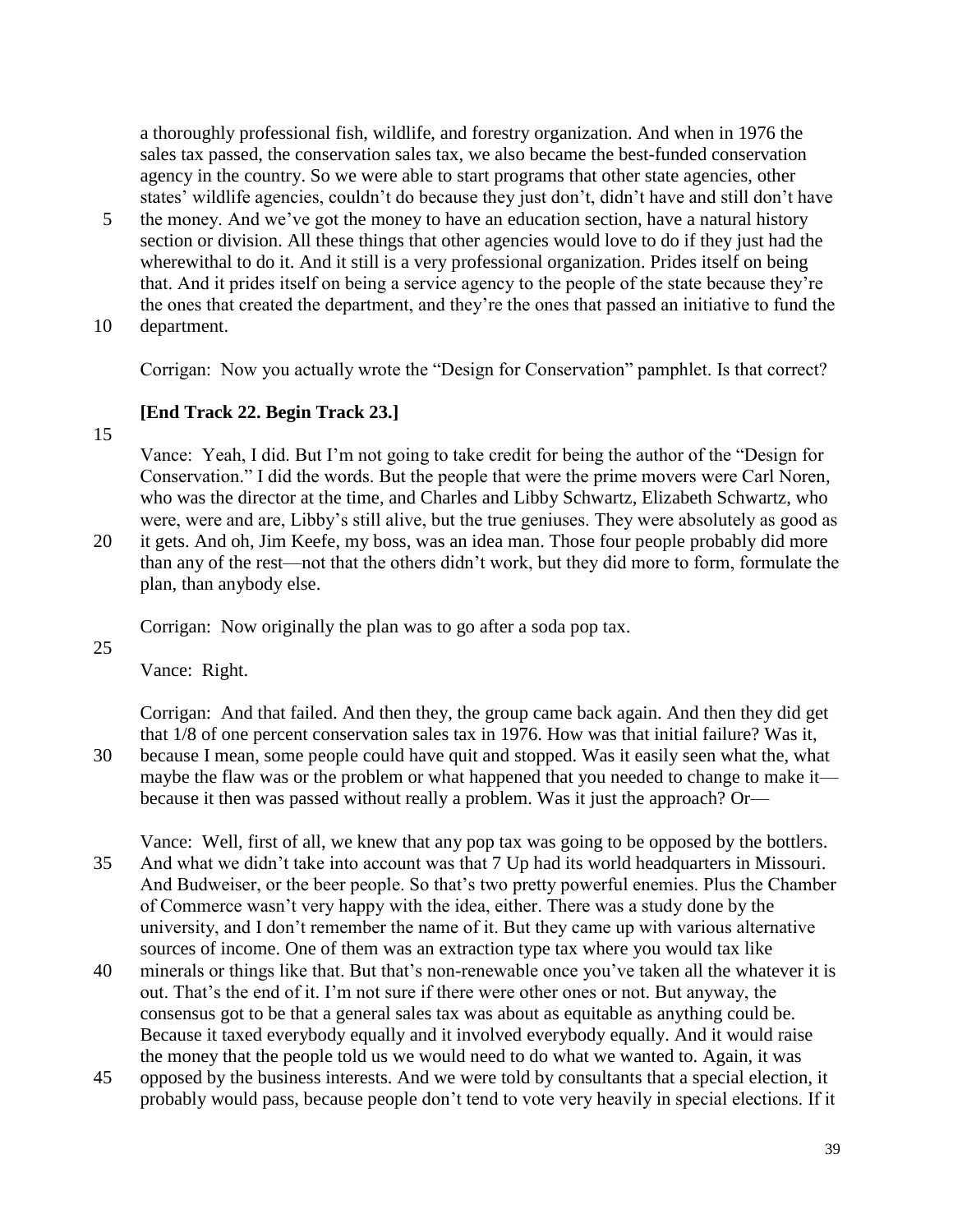a thoroughly professional fish, wildlife, and forestry organization. And when in 1976 the sales tax passed, the conservation sales tax, we also became the best-funded conservation agency in the country. So we were able to start programs that other state agencies, other states' wildlife agencies, couldn't do because they just don't, didn't have and still don't have the money. And we've got the money to have an education section, have a natural history section or division. All these things that other agencies would love to do if they just had the wherewithal to do it. And it still is a very professional organization. Prides itself on being that. And it prides itself on being a service agency to the people of the state because they're the ones that created the department, and they're the ones that passed an initiative to fund the department.

Corrigan: Now you actually wrote the "Design for Conservation" pamphlet. Is that correct?

**[End Track 22. Begin Track 23.]**

Vance: Yeah, I did. But I'm not going to take credit for being the author of the "Design for Conservation." I did the words. But the people that were the prime movers were Carl Noren, who was the director at the time, and Charles and Libby Schwartz, Elizabeth Schwartz, who were, were and are, Libby's still alive, but the true geniuses. They were absolutely as good as it gets. And oh, Jim Keefe, my boss, was an idea man. Those four people probably did more than any of the rest—not that the others didn't work, but they did more to form, formulate the plan, than anybody else.

Corrigan: Now originally the plan was to go after a soda pop tax.

Vance: Right.

Corrigan: And that failed. And then they, the group came back again. And then they did get that 1/8 of one percent conservation sales tax in 1976. How was that initial failure? Was it, because I mean, some people could have quit and stopped. Was it easily seen what the, what maybe the flaw was or the problem or what happened that you needed to change to make it—because it then was passed without really a problem. Was it just the approach? Or—

Vance: Well, first of all, we knew that any pop tax was going to be opposed by the bottlers. And what we didn't take into account was that 7 Up had its world headquarters in Missouri. And Budweiser, or the beer people. So that's two pretty powerful enemies. Plus the Chamber of Commerce wasn't very happy with the idea, either. There was a study done by the university, and I don't remember the name of it. But they came up with various alternative sources of income. One of them was an extraction type tax where you would tax like minerals or things like that. But that's non-renewable once you've taken all the whatever it is out. That's the end of it. I'm not sure if there were other ones or not. But anyway, the consensus got to be that a general sales tax was about as equitable as anything could be. Because it taxed everybody equally and it involved everybody equally. And it would raise the money that the people told us we would need to do what we wanted to. Again, it was opposed by the business interests. And we were told by consultants that a special election, it probably would pass, because people don't tend to vote very heavily in special elections. If it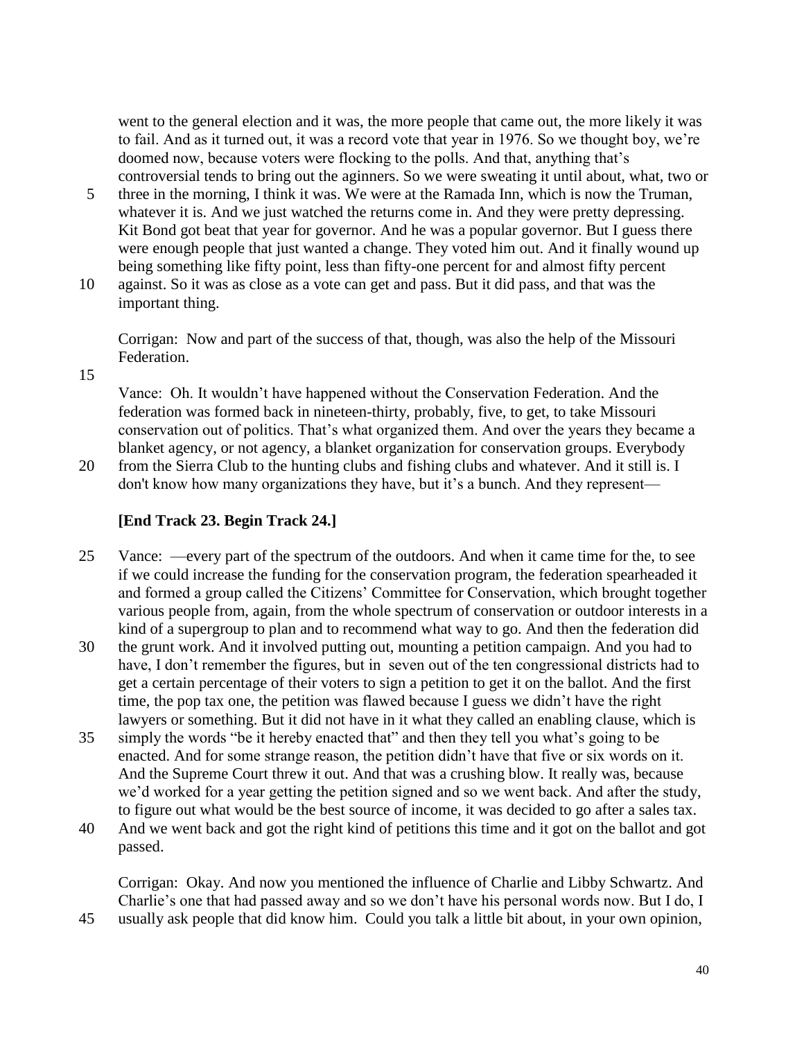went to the general election and it was, the more people that came out, the more likely it was to fail. And as it turned out, it was a record vote that year in 1976. So we thought boy, we're doomed now, because voters were flocking to the polls. And that, anything that's controversial tends to bring out the aginners. So we were sweating it until about, what, two or three in the morning, I think it was. We were at the Ramada Inn, which is now the Truman, whatever it is. And we just watched the returns come in. And they were pretty depressing. Kit Bond got beat that year for governor. And he was a popular governor. But I guess there were enough people that just wanted a change. They voted him out. And it finally wound up being something like fifty point, less than fifty-one percent for and almost fifty percent against. So it was as close as a vote can get and pass. But it did pass, and that was the important thing.

Corrigan: Now and part of the success of that, though, was also the help of the Missouri Federation.

Vance: Oh. It wouldn't have happened without the Conservation Federation. And the federation was formed back in nineteen-thirty, probably, five, to get, to take Missouri conservation out of politics. That's what organized them. And over the years they became a blanket agency, or not agency, a blanket organization for conservation groups. Everybody from the Sierra Club to the hunting clubs and fishing clubs and whatever. And it still is. I don't know how many organizations they have, but it's a bunch. And they represent—

**[End Track 23. Begin Track 24.]**

Vance: —every part of the spectrum of the outdoors. And when it came time for the, to see if we could increase the funding for the conservation program, the federation spearheaded it and formed a group called the Citizens' Committee for Conservation, which brought together various people from, again, from the whole spectrum of conservation or outdoor interests in a kind of a supergroup to plan and to recommend what way to go. And then the federation did the grunt work. And it involved putting out, mounting a petition campaign. And you had to have, I don't remember the figures, but in seven out of the ten congressional districts had to get a certain percentage of their voters to sign a petition to get it on the ballot. And the first time, the pop tax one, the petition was flawed because I guess we didn't have the right lawyers or something. But it did not have in it what they called an enabling clause, which is simply the words "be it hereby enacted that" and then they tell you what's going to be enacted. And for some strange reason, the petition didn't have that five or six words on it. And the Supreme Court threw it out. And that was a crushing blow. It really was, because we'd worked for a year getting the petition signed and so we went back. And after the study, to figure out what would be the best source of income, it was decided to go after a sales tax. And we went back and got the right kind of petitions this time and it got on the ballot and got passed.

Corrigan: Okay. And now you mentioned the influence of Charlie and Libby Schwartz. And Charlie's one that had passed away and so we don't have his personal words now. But I do, I usually ask people that did know him. Could you talk a little bit about, in your own opinion,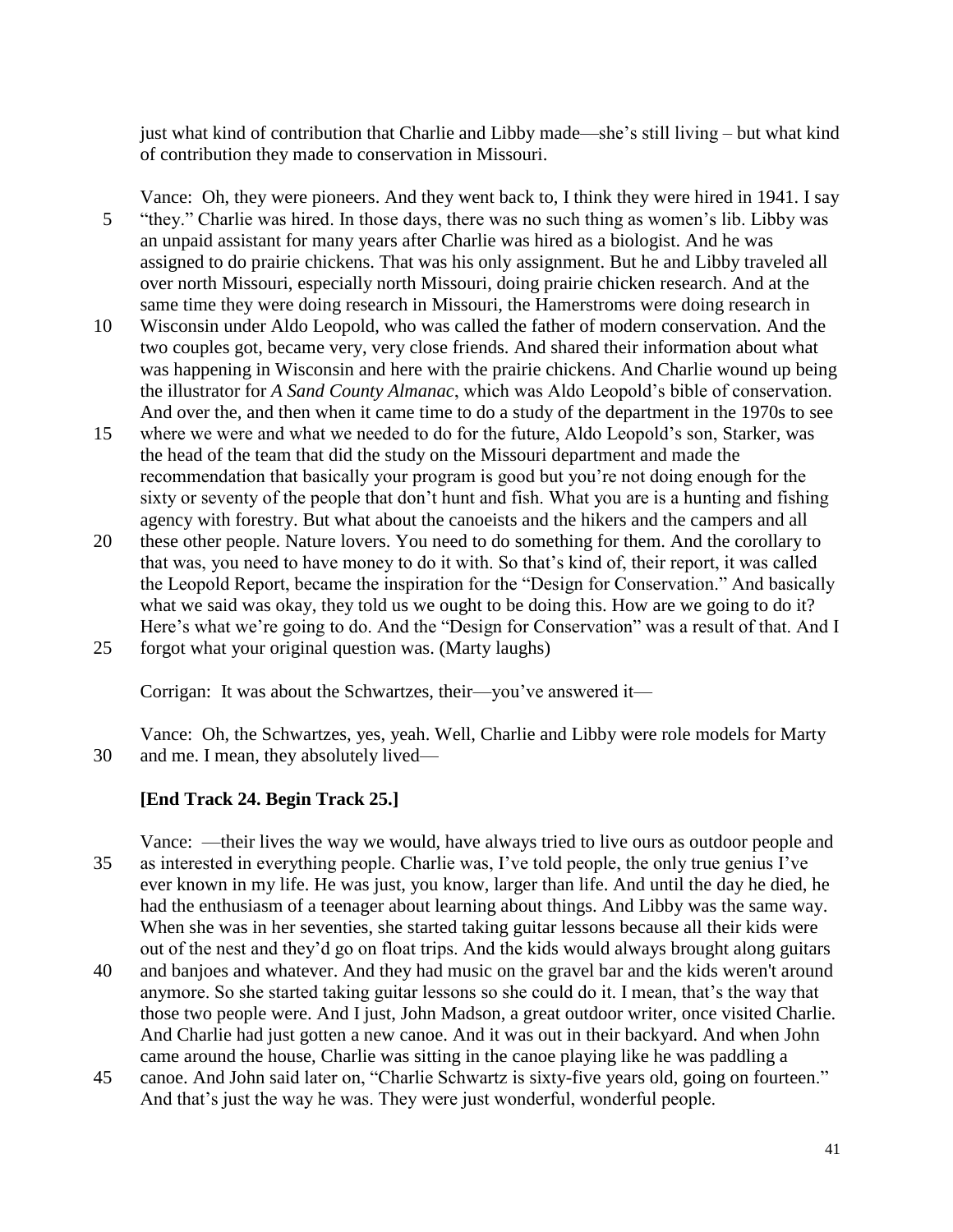just what kind of contribution that Charlie and Libby made—she's still living – but what kind of contribution they made to conservation in Missouri.

Vance: Oh, they were pioneers. And they went back to, I think they were hired in 1941. I say "they." Charlie was hired. In those days, there was no such thing as women's lib. Libby was an unpaid assistant for many years after Charlie was hired as a biologist. And he was assigned to do prairie chickens. That was his only assignment. But he and Libby traveled all over north Missouri, especially north Missouri, doing prairie chicken research. And at the same time they were doing research in Missouri, the Hamerstroms were doing research in Wisconsin under Aldo Leopold, who was called the father of modern conservation. And the two couples got, became very, very close friends. And shared their information about what was happening in Wisconsin and here with the prairie chickens. And Charlie wound up being the illustrator for *A Sand County Almanac*, which was Aldo Leopold's bible of conservation. And over the, and then when it came time to do a study of the department in the 1970s to see where we were and what we needed to do for the future, Aldo Leopold's son, Starker, was the head of the team that did the study on the Missouri department and made the recommendation that basically your program is good but you're not doing enough for the sixty or seventy of the people that don't hunt and fish. What you are is a hunting and fishing agency with forestry. But what about the canoeists and the hikers and the campers and all these other people. Nature lovers. You need to do something for them. And the corollary to that was, you need to have money to do it with. So that's kind of, their report, it was called the Leopold Report, became the inspiration for the "Design for Conservation." And basically what we said was okay, they told us we ought to be doing this. How are we going to do it? Here's what we're going to do. And the "Design for Conservation" was a result of that. And I forgot what your original question was. (Marty laughs)

Corrigan: It was about the Schwartzes, their—you've answered it—

Vance: Oh, the Schwartzes, yes, yeah. Well, Charlie and Libby were role models for Marty and me. I mean, they absolutely lived—

**[End Track 24. Begin Track 25.]**

Vance: —their lives the way we would, have always tried to live ours as outdoor people and as interested in everything people. Charlie was, I've told people, the only true genius I've ever known in my life. He was just, you know, larger than life. And until the day he died, he had the enthusiasm of a teenager about learning about things. And Libby was the same way. When she was in her seventies, she started taking guitar lessons because all their kids were out of the nest and they'd go on float trips. And the kids would always brought along guitars and banjoes and whatever. And they had music on the gravel bar and the kids weren't around anymore. So she started taking guitar lessons so she could do it. I mean, that's the way that those two people were. And I just, John Madson, a great outdoor writer, once visited Charlie. And Charlie had just gotten a new canoe. And it was out in their backyard. And when John came around the house, Charlie was sitting in the canoe playing like he was paddling a canoe. And John said later on, "Charlie Schwartz is sixty-five years old, going on fourteen." And that's just the way he was. They were just wonderful, wonderful people.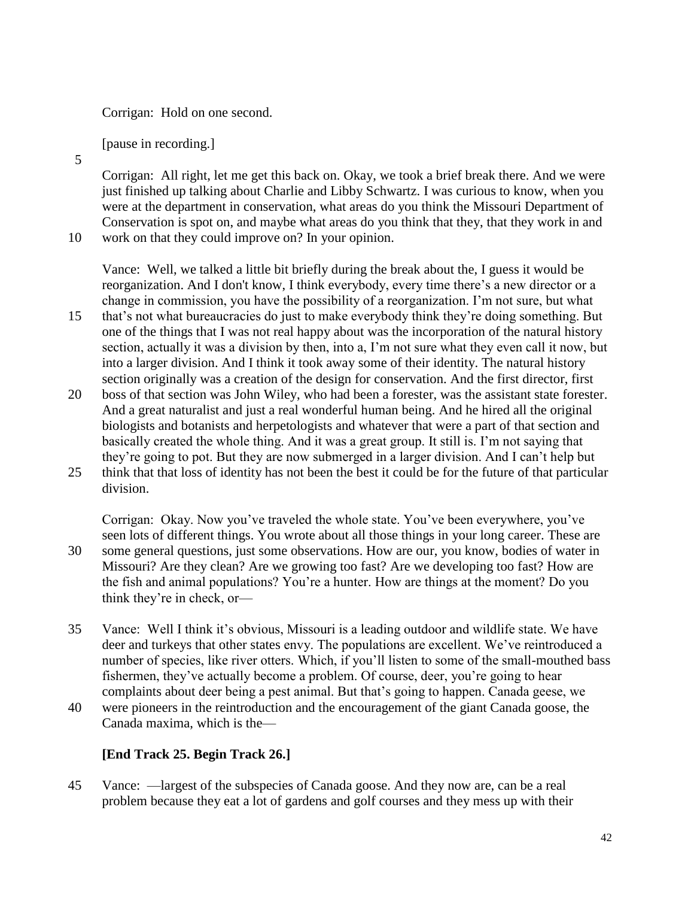Corrigan: Hold on one second.

[pause in recording.]

Corrigan: All right, let me get this back on. Okay, we took a brief break there. And we were just finished up talking about Charlie and Libby Schwartz. I was curious to know, when you were at the department in conservation, what areas do you think the Missouri Department of Conservation is spot on, and maybe what areas do you think that they, that they work in and work on that they could improve on? In your opinion.

Vance: Well, we talked a little bit briefly during the break about the, I guess it would be reorganization. And I don't know, I think everybody, every time there's a new director or a change in commission, you have the possibility of a reorganization. I'm not sure, but what that's not what bureaucracies do just to make everybody think they're doing something. But one of the things that I was not real happy about was the incorporation of the natural history section, actually it was a division by then, into a, I'm not sure what they even call it now, but into a larger division. And I think it took away some of their identity. The natural history section originally was a creation of the design for conservation. And the first director, first boss of that section was John Wiley, who had been a forester, was the assistant state forester. And a great naturalist and just a real wonderful human being. And he hired all the original biologists and botanists and herpetologists and whatever that were a part of that section and basically created the whole thing. And it was a great group. It still is. I'm not saying that they're going to pot. But they are now submerged in a larger division. And I can't help but think that that loss of identity has not been the best it could be for the future of that particular division.

Corrigan: Okay. Now you've traveled the whole state. You've been everywhere, you've seen lots of different things. You wrote about all those things in your long career. These are some general questions, just some observations. How are our, you know, bodies of water in Missouri? Are they clean? Are we growing too fast? Are we developing too fast? How are the fish and animal populations? You're a hunter. How are things at the moment? Do you think they're in check, or—

Vance: Well I think it's obvious, Missouri is a leading outdoor and wildlife state. We have deer and turkeys that other states envy. The populations are excellent. We've reintroduced a number of species, like river otters. Which, if you'll listen to some of the small-mouthed bass fishermen, they've actually become a problem. Of course, deer, you're going to hear complaints about deer being a pest animal. But that's going to happen. Canada geese, we were pioneers in the reintroduction and the encouragement of the giant Canada goose, the Canada maxima, which is the—

**[End Track 25. Begin Track 26.]**

Vance: —largest of the subspecies of Canada goose. And they now are, can be a real problem because they eat a lot of gardens and golf courses and they mess up with their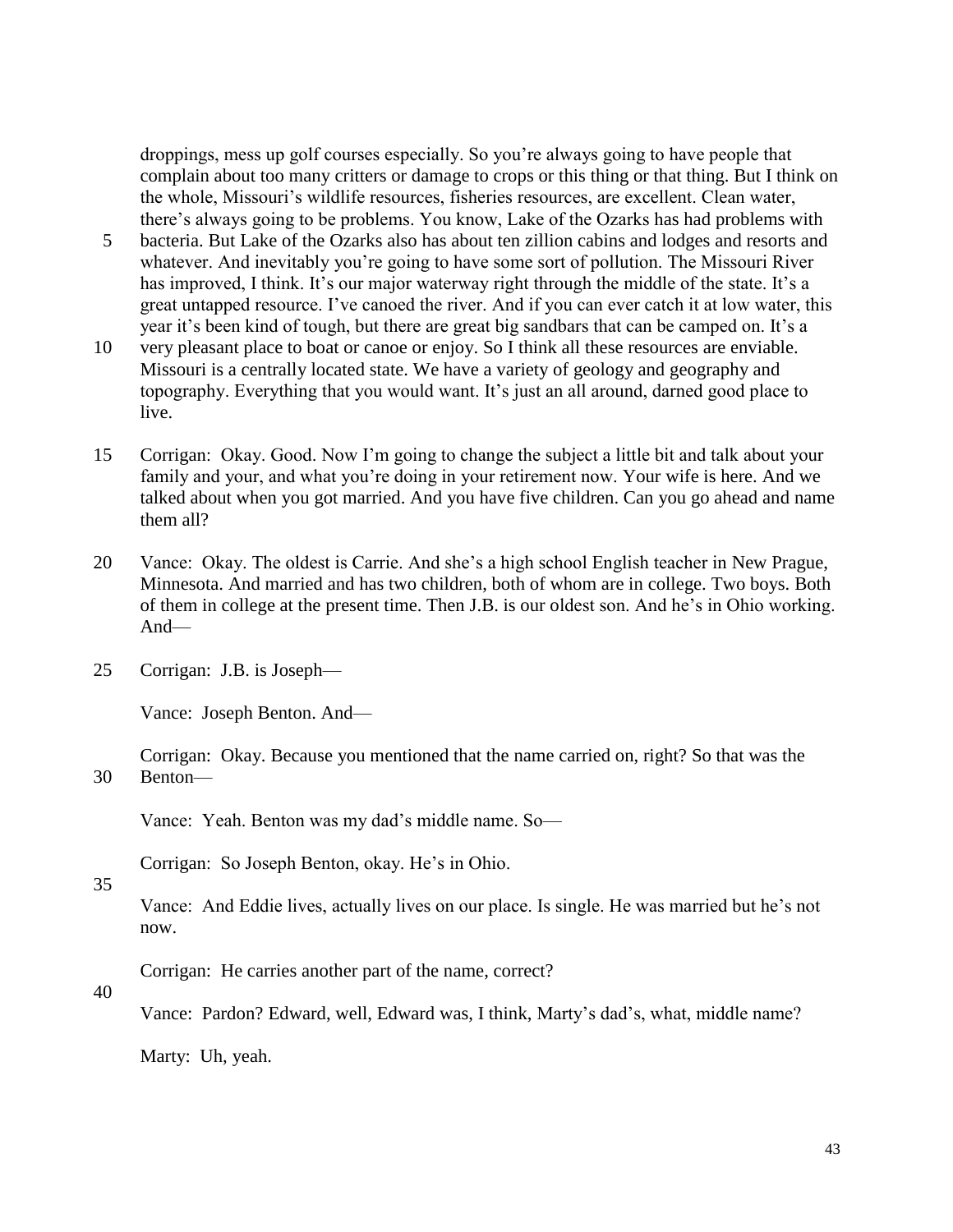droppings, mess up golf courses especially. So you're always going to have people that complain about too many critters or damage to crops or this thing or that thing. But I think on the whole, Missouri's wildlife resources, fisheries resources, are excellent. Clean water, there's always going to be problems. You know, Lake of the Ozarks has had problems with bacteria. But Lake of the Ozarks also has about ten zillion cabins and lodges and resorts and whatever. And inevitably you're going to have some sort of pollution. The Missouri River has improved, I think. It's our major waterway right through the middle of the state. It's a great untapped resource. I've canoed the river. And if you can ever catch it at low water, this year it's been kind of tough, but there are great big sandbars that can be camped on. It's a very pleasant place to boat or canoe or enjoy. So I think all these resources are enviable. Missouri is a centrally located state. We have a variety of geology and geography and topography. Everything that you would want. It's just an all around, darned good place to live.

Corrigan: Okay. Good. Now I'm going to change the subject a little bit and talk about your family and your, and what you're doing in your retirement now. Your wife is here. And we talked about when you got married. And you have five children. Can you go ahead and name them all?

Vance: Okay. The oldest is Carrie. And she's a high school English teacher in New Prague, Minnesota. And married and has two children, both of whom are in college. Two boys. Both of them in college at the present time. Then J.B. is our oldest son. And he's in Ohio working. And—

Corrigan: J.B. is Joseph—

Vance: Joseph Benton. And—

Corrigan: Okay. Because you mentioned that the name carried on, right? So that was the Benton—

Vance: Yeah. Benton was my dad's middle name. So—

Corrigan: So Joseph Benton, okay. He's in Ohio.

Vance: And Eddie lives, actually lives on our place. Is single. He was married but he's not now.

Corrigan: He carries another part of the name, correct?

Vance: Pardon? Edward, well, Edward was, I think, Marty's dad's, what, middle name?

Marty: Uh, yeah.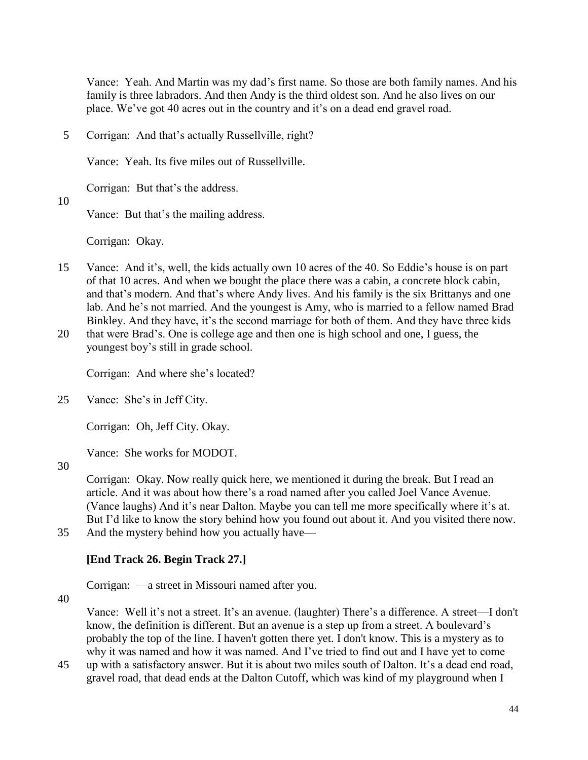Vance: Yeah. And Martin was my dad's first name. So those are both family names. And his family is three labradors. And then Andy is the third oldest son. And he also lives on our place. We've got 40 acres out in the country and it's on a dead end gravel road.

Corrigan: And that's actually Russellville, right?

Vance: Yeah. Its five miles out of Russellville.

Corrigan: But that's the address.

Vance: But that's the mailing address.

Corrigan: Okay.

Vance: And it's, well, the kids actually own 10 acres of the 40. So Eddie's house is on part of that 10 acres. And when we bought the place there was a cabin, a concrete block cabin, and that's modern. And that's where Andy lives. And his family is the six Brittanys and one lab. And he's not married. And the youngest is Amy, who is married to a fellow named Brad Binkley. And they have, it's the second marriage for both of them. And they have three kids that were Brad's. One is college age and then one is high school and one, I guess, the youngest boy's still in grade school.

Corrigan: And where she's located?

Vance: She's in Jeff City.

Corrigan: Oh, Jeff City. Okay.

Vance: She works for MODOT.

Corrigan: Okay. Now really quick here, we mentioned it during the break. But I read an article. And it was about how there's a road named after you called Joel Vance Avenue. (Vance laughs) And it's near Dalton. Maybe you can tell me more specifically where it's at. But I'd like to know the story behind how you found out about it. And you visited there now. And the mystery behind how you actually have—

**[End Track 26. Begin Track 27.]**

Corrigan: —a street in Missouri named after you.

Vance: Well it's not a street. It's an avenue. (laughter) There's a difference. A street—I don't know, the definition is different. But an avenue is a step up from a street. A boulevard's probably the top of the line. I haven't gotten there yet. I don't know. This is a mystery as to why it was named and how it was named. And I've tried to find out and I have yet to come up with a satisfactory answer. But it is about two miles south of Dalton. It's a dead end road, gravel road, that dead ends at the Dalton Cutoff, which was kind of my playground when I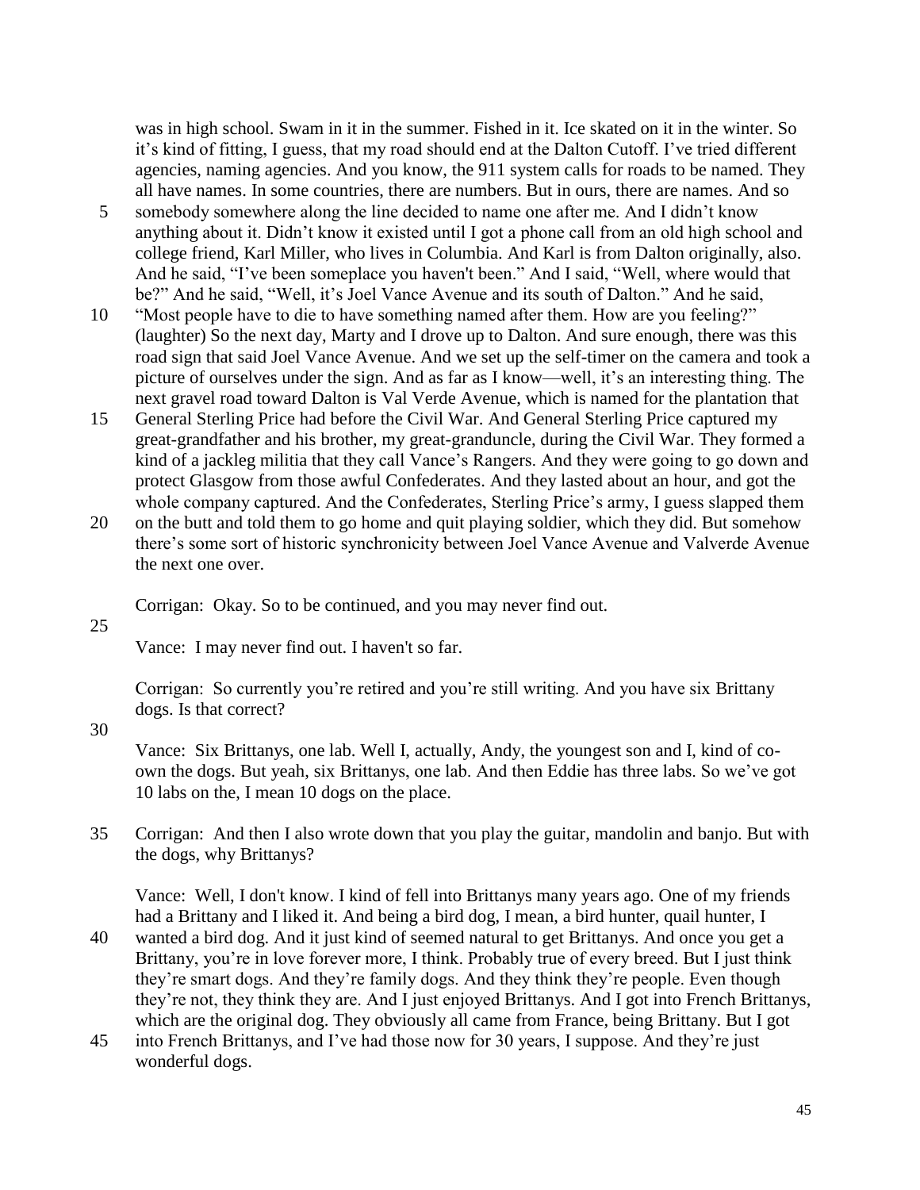was in high school. Swam in it in the summer. Fished in it. Ice skated on it in the winter. So it's kind of fitting, I guess, that my road should end at the Dalton Cutoff. I've tried different agencies, naming agencies. And you know, the 911 system calls for roads to be named. They all have names. In some countries, there are numbers. But in ours, there are names. And so somebody somewhere along the line decided to name one after me. And I didn't know anything about it. Didn't know it existed until I got a phone call from an old high school and college friend, Karl Miller, who lives in Columbia. And Karl is from Dalton originally, also. And he said, "I've been someplace you haven't been." And I said, "Well, where would that be?" And he said, "Well, it's Joel Vance Avenue and its south of Dalton." And he said, "Most people have to die to have something named after them. How are you feeling?" (laughter) So the next day, Marty and I drove up to Dalton. And sure enough, there was this road sign that said Joel Vance Avenue. And we set up the self-timer on the camera and took a picture of ourselves under the sign. And as far as I know—well, it's an interesting thing. The next gravel road toward Dalton is Val Verde Avenue, which is named for the plantation that General Sterling Price had before the Civil War. And General Sterling Price captured my great-grandfather and his brother, my great-granduncle, during the Civil War. They formed a kind of a jackleg militia that they call Vance's Rangers. And they were going to go down and protect Glasgow from those awful Confederates. And they lasted about an hour, and got the whole company captured. And the Confederates, Sterling Price's army, I guess slapped them on the butt and told them to go home and quit playing soldier, which they did. But somehow there's some sort of historic synchronicity between Joel Vance Avenue and Valverde Avenue the next one over.

Corrigan: Okay. So to be continued, and you may never find out.

Vance: I may never find out. I haven't so far.

Corrigan: So currently you're retired and you're still writing. And you have six Brittany dogs. Is that correct?

Vance: Six Brittanys, one lab. Well I, actually, Andy, the youngest son and I, kind of co-own the dogs. But yeah, six Brittanys, one lab. And then Eddie has three labs. So we've got 10 labs on the, I mean 10 dogs on the place.

Corrigan: And then I also wrote down that you play the guitar, mandolin and banjo. But with the dogs, why Brittanys?

Vance: Well, I don't know. I kind of fell into Brittanys many years ago. One of my friends had a Brittany and I liked it. And being a bird dog, I mean, a bird hunter, quail hunter, I wanted a bird dog. And it just kind of seemed natural to get Brittanys. And once you get a Brittany, you're in love forever more, I think. Probably true of every breed. But I just think they're smart dogs. And they're family dogs. And they think they're people. Even though they're not, they think they are. And I just enjoyed Brittanys. And I got into French Brittanys, which are the original dog. They obviously all came from France, being Brittany. But I got into French Brittanys, and I've had those now for 30 years, I suppose. And they're just wonderful dogs.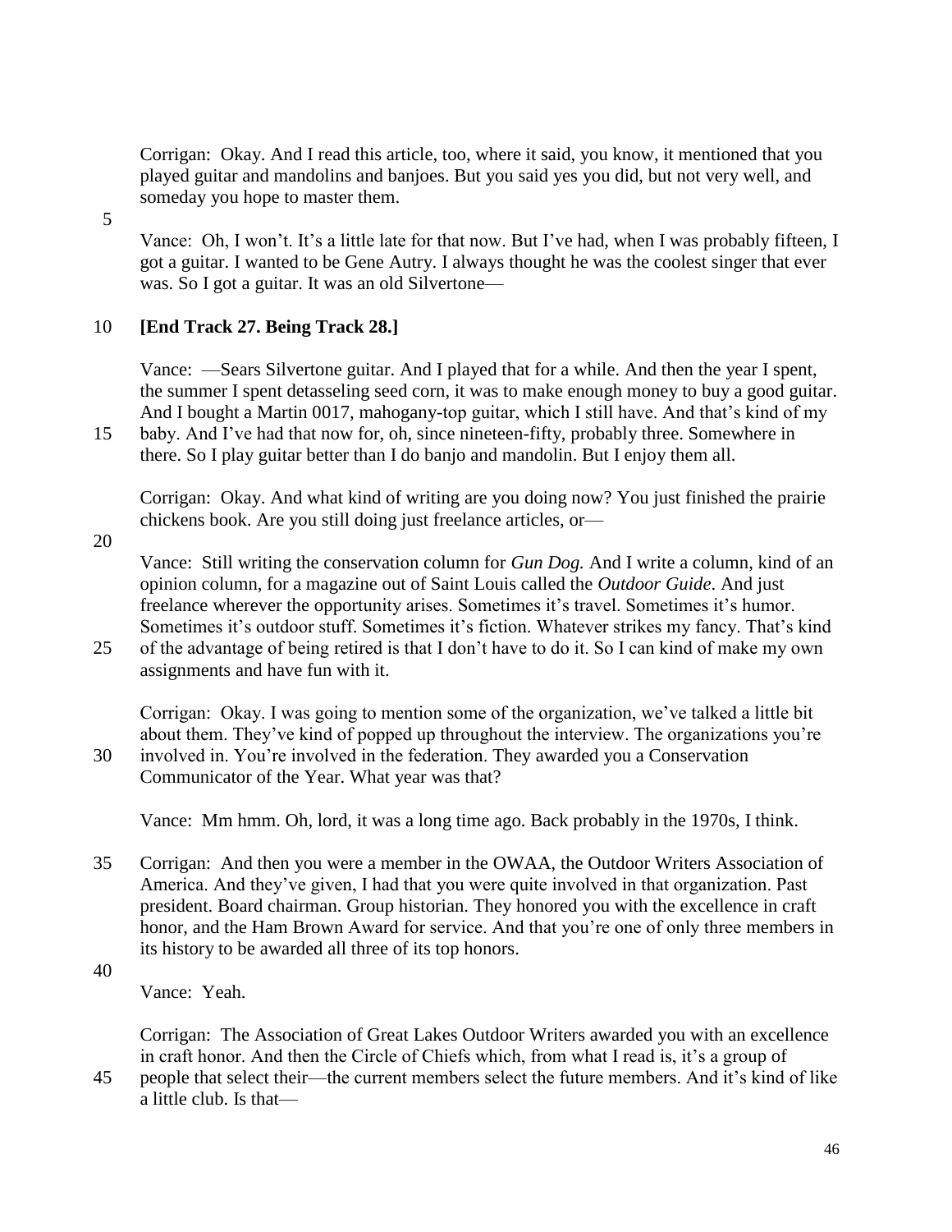Corrigan: Okay. And I read this article, too, where it said, you know, it mentioned that you played guitar and mandolins and banjoes. But you said yes you did, but not very well, and someday you hope to master them.

Vance: Oh, I won't. It's a little late for that now. But I've had, when I was probably fifteen, I got a guitar. I wanted to be Gene Autry. I always thought he was the coolest singer that ever was. So I got a guitar. It was an old Silvertone—

**[End Track 27. Being Track 28.]**

Vance: —Sears Silvertone guitar. And I played that for a while. And then the year I spent, the summer I spent detasseling seed corn, it was to make enough money to buy a good guitar. And I bought a Martin 0017, mahogany-top guitar, which I still have. And that's kind of my baby. And I've had that now for, oh, since nineteen-fifty, probably three. Somewhere in there. So I play guitar better than I do banjo and mandolin. But I enjoy them all.

Corrigan: Okay. And what kind of writing are you doing now? You just finished the prairie chickens book. Are you still doing just freelance articles, or—

Vance: Still writing the conservation column for *Gun Dog.* And I write a column, kind of an opinion column, for a magazine out of Saint Louis called the *Outdoor Guide*. And just freelance wherever the opportunity arises. Sometimes it's travel. Sometimes it's humor. Sometimes it's outdoor stuff. Sometimes it's fiction. Whatever strikes my fancy. That's kind of the advantage of being retired is that I don't have to do it. So I can kind of make my own assignments and have fun with it.

Corrigan: Okay. I was going to mention some of the organization, we've talked a little bit about them. They've kind of popped up throughout the interview. The organizations you're involved in. You're involved in the federation. They awarded you a Conservation Communicator of the Year. What year was that?

Vance: Mm hmm. Oh, lord, it was a long time ago. Back probably in the 1970s, I think.

Corrigan: And then you were a member in the OWAA, the Outdoor Writers Association of America. And they've given, I had that you were quite involved in that organization. Past president. Board chairman. Group historian. They honored you with the excellence in craft honor, and the Ham Brown Award for service. And that you're one of only three members in its history to be awarded all three of its top honors.

Vance: Yeah.

Corrigan: The Association of Great Lakes Outdoor Writers awarded you with an excellence in craft honor. And then the Circle of Chiefs which, from what I read is, it's a group of people that select their—the current members select the future members. And it's kind of like a little club. Is that—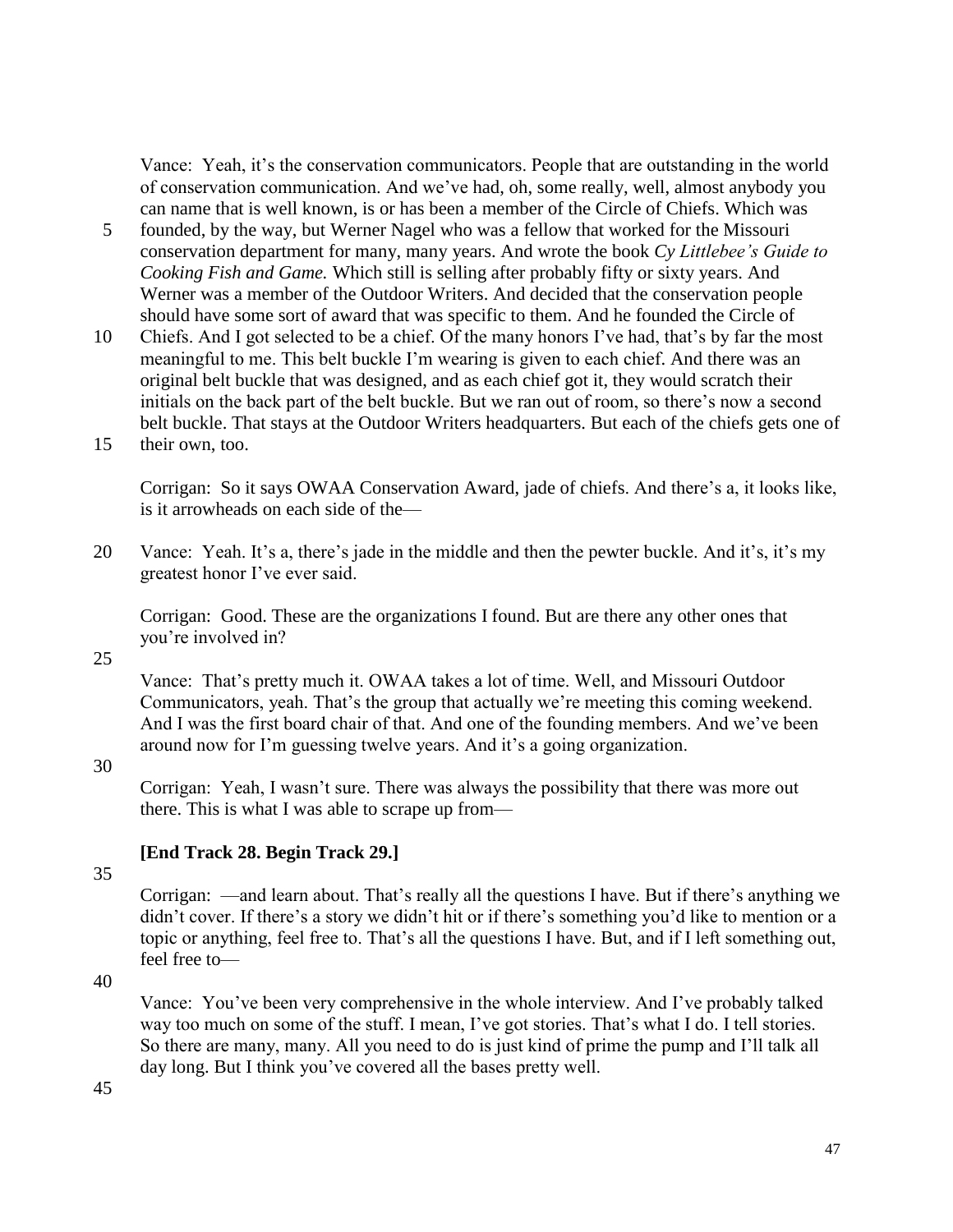Vance: Yeah, it's the conservation communicators. People that are outstanding in the world of conservation communication. And we've had, oh, some really, well, almost anybody you can name that is well known, is or has been a member of the Circle of Chiefs. Which was founded, by the way, but Werner Nagel who was a fellow that worked for the Missouri conservation department for many, many years. And wrote the book *Cy Littlebee's Guide to Cooking Fish and Game.* Which still is selling after probably fifty or sixty years. And Werner was a member of the Outdoor Writers. And decided that the conservation people should have some sort of award that was specific to them. And he founded the Circle of Chiefs. And I got selected to be a chief. Of the many honors I've had, that's by far the most meaningful to me. This belt buckle I'm wearing is given to each chief. And there was an original belt buckle that was designed, and as each chief got it, they would scratch their initials on the back part of the belt buckle. But we ran out of room, so there's now a second belt buckle. That stays at the Outdoor Writers headquarters. But each of the chiefs gets one of their own, too.

Corrigan: So it says OWAA Conservation Award, jade of chiefs. And there's a, it looks like, is it arrowheads on each side of the—

Vance: Yeah. It's a, there's jade in the middle and then the pewter buckle. And it's, it's my greatest honor I've ever said.

Corrigan: Good. These are the organizations I found. But are there any other ones that you're involved in?

Vance: That's pretty much it. OWAA takes a lot of time. Well, and Missouri Outdoor Communicators, yeah. That's the group that actually we're meeting this coming weekend. And I was the first board chair of that. And one of the founding members. And we've been around now for I'm guessing twelve years. And it's a going organization.

Corrigan: Yeah, I wasn't sure. There was always the possibility that there was more out there. This is what I was able to scrape up from—

**[End Track 28. Begin Track 29.]**

Corrigan: —and learn about. That's really all the questions I have. But if there's anything we didn't cover. If there's a story we didn't hit or if there's something you'd like to mention or a topic or anything, feel free to. That's all the questions I have. But, and if I left something out, feel free to—

Vance: You've been very comprehensive in the whole interview. And I've probably talked way too much on some of the stuff. I mean, I've got stories. That's what I do. I tell stories. So there are many, many. All you need to do is just kind of prime the pump and I'll talk all day long. But I think you've covered all the bases pretty well.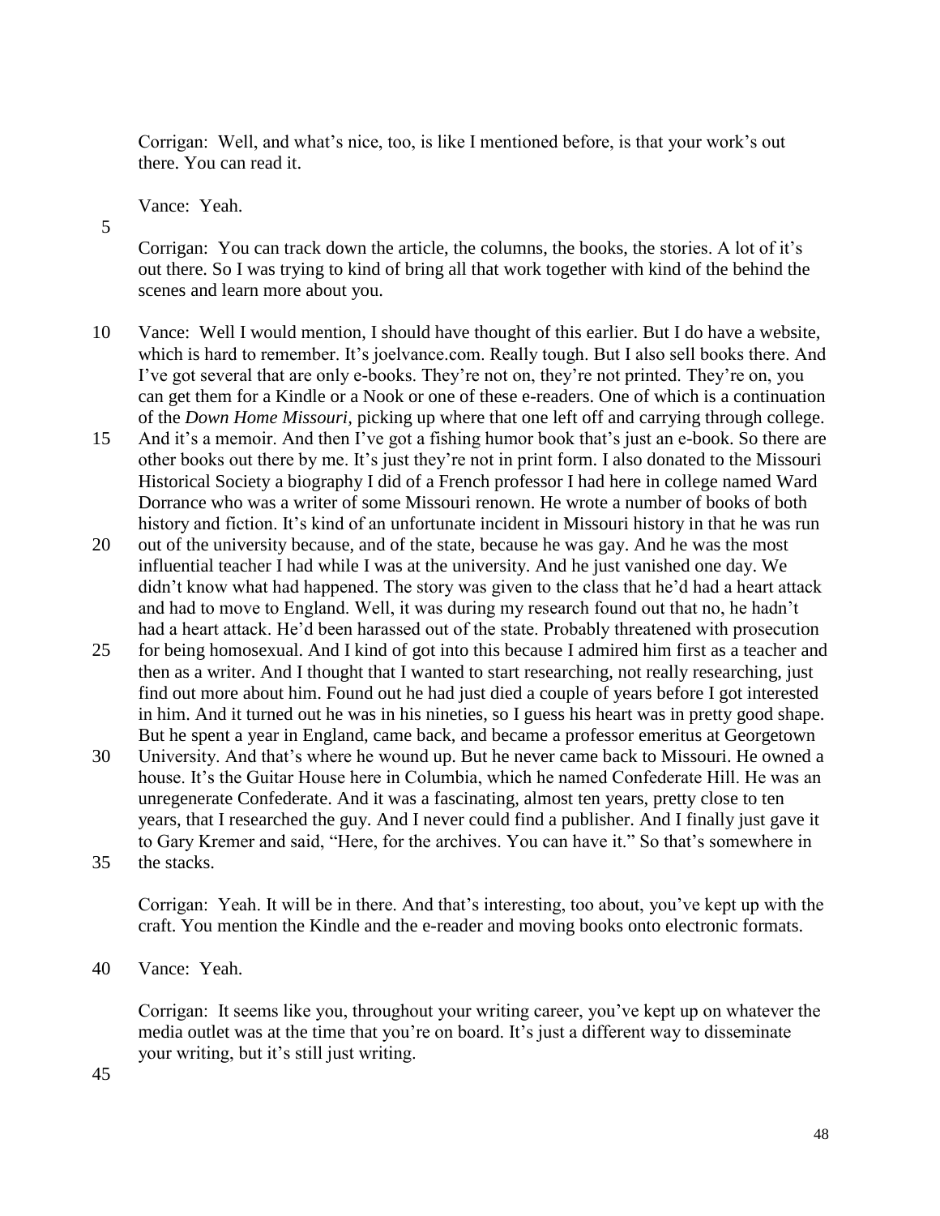Corrigan: Well, and what's nice, too, is like I mentioned before, is that your work's out there. You can read it.

Vance: Yeah.

Corrigan: You can track down the article, the columns, the books, the stories. A lot of it's out there. So I was trying to kind of bring all that work together with kind of the behind the scenes and learn more about you.

Vance: Well I would mention, I should have thought of this earlier. But I do have a website, which is hard to remember. It's joelvance.com. Really tough. But I also sell books there. And I've got several that are only e-books. They're not on, they're not printed. They're on, you can get them for a Kindle or a Nook or one of these e-readers. One of which is a continuation of the *Down Home Missouri*, picking up where that one left off and carrying through college. And it's a memoir. And then I've got a fishing humor book that's just an e-book. So there are other books out there by me. It's just they're not in print form. I also donated to the Missouri Historical Society a biography I did of a French professor I had here in college named Ward Dorrance who was a writer of some Missouri renown. He wrote a number of books of both history and fiction. It's kind of an unfortunate incident in Missouri history in that he was run out of the university because, and of the state, because he was gay. And he was the most influential teacher I had while I was at the university. And he just vanished one day. We didn't know what had happened. The story was given to the class that he'd had a heart attack and had to move to England. Well, it was during my research found out that no, he hadn't had a heart attack. He'd been harassed out of the state. Probably threatened with prosecution for being homosexual. And I kind of got into this because I admired him first as a teacher and then as a writer. And I thought that I wanted to start researching, not really researching, just find out more about him. Found out he had just died a couple of years before I got interested in him. And it turned out he was in his nineties, so I guess his heart was in pretty good shape. But he spent a year in England, came back, and became a professor emeritus at Georgetown University. And that's where he wound up. But he never came back to Missouri. He owned a house. It's the Guitar House here in Columbia, which he named Confederate Hill. He was an unregenerate Confederate. And it was a fascinating, almost ten years, pretty close to ten years, that I researched the guy. And I never could find a publisher. And I finally just gave it to Gary Kremer and said, "Here, for the archives. You can have it." So that's somewhere in the stacks.

Corrigan: Yeah. It will be in there. And that's interesting, too about, you've kept up with the craft. You mention the Kindle and the e-reader and moving books onto electronic formats.

Vance: Yeah.

Corrigan: It seems like you, throughout your writing career, you've kept up on whatever the media outlet was at the time that you're on board. It's just a different way to disseminate your writing, but it's still just writing.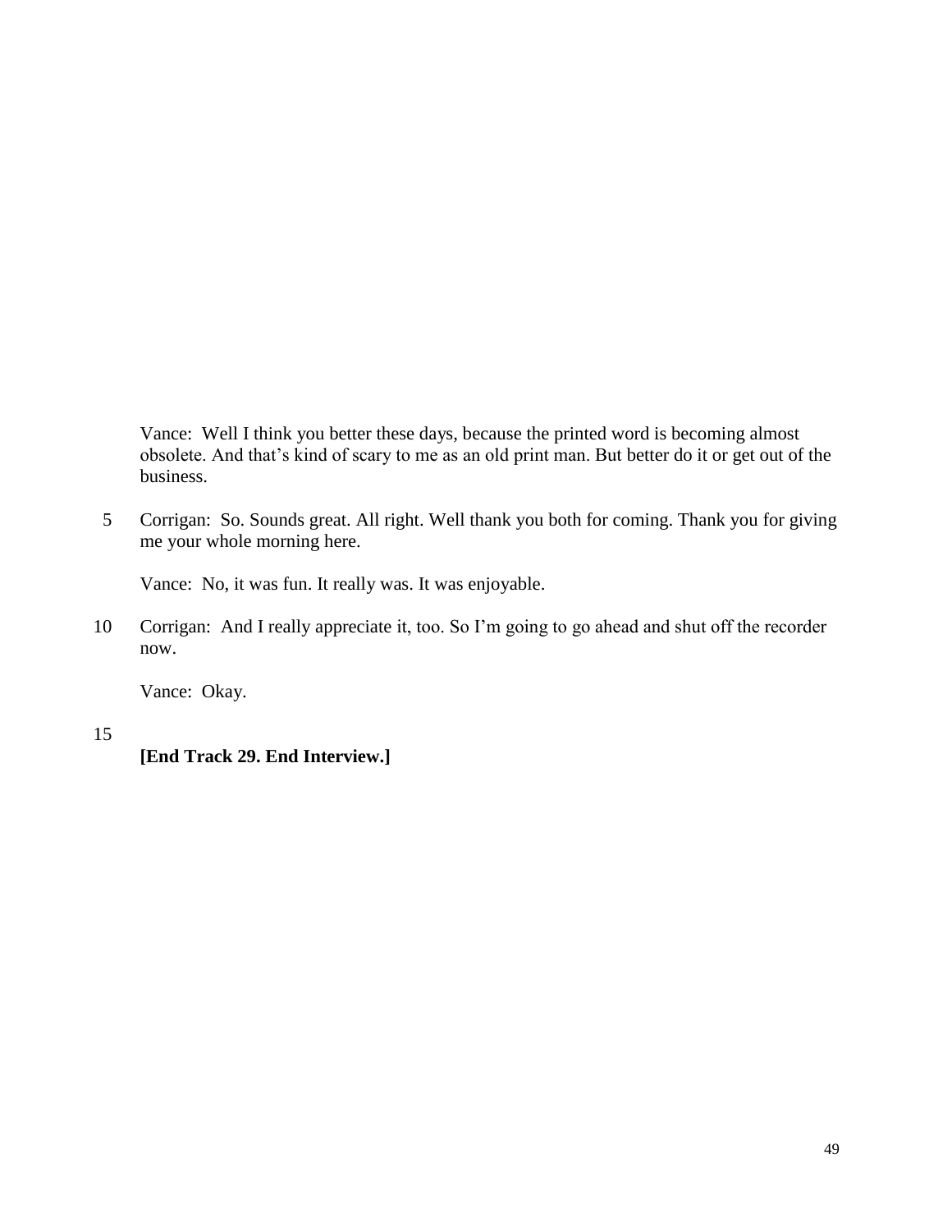Vance: Well I think you better these days, because the printed word is becoming almost obsolete. And that's kind of scary to me as an old print man. But better do it or get out of the business.

Corrigan: So. Sounds great. All right. Well thank you both for coming. Thank you for giving me your whole morning here.

Vance: No, it was fun. It really was. It was enjoyable.

Corrigan: And I really appreciate it, too. So I'm going to go ahead and shut off the recorder now.

Vance: Okay.

**[End Track 29. End Interview.]**